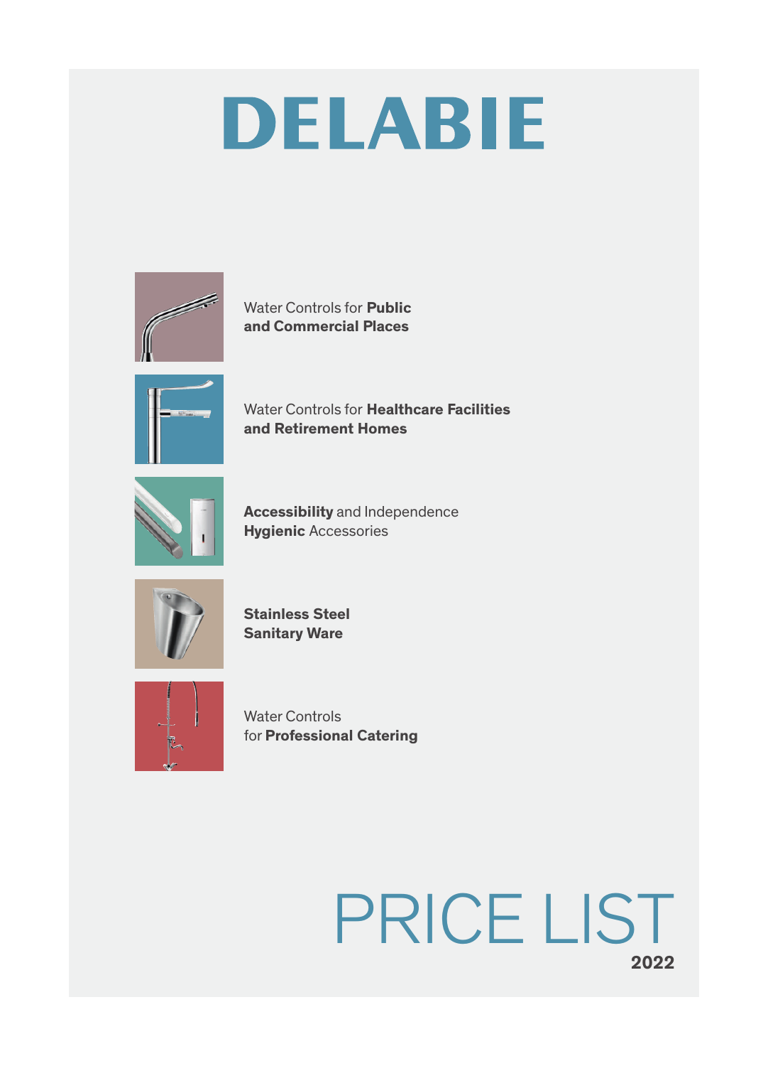# DELABIE

Water Controls for **Public and Commercial Places**

Water Controls for **Healthcare Facilities and Retirement Homes**

**Accessibility** and Independence
**Hygienic** Accessories

**Stainless Steel Sanitary Ware**

Water Controls for **Professional Catering**

# PRICE LIST

**2022**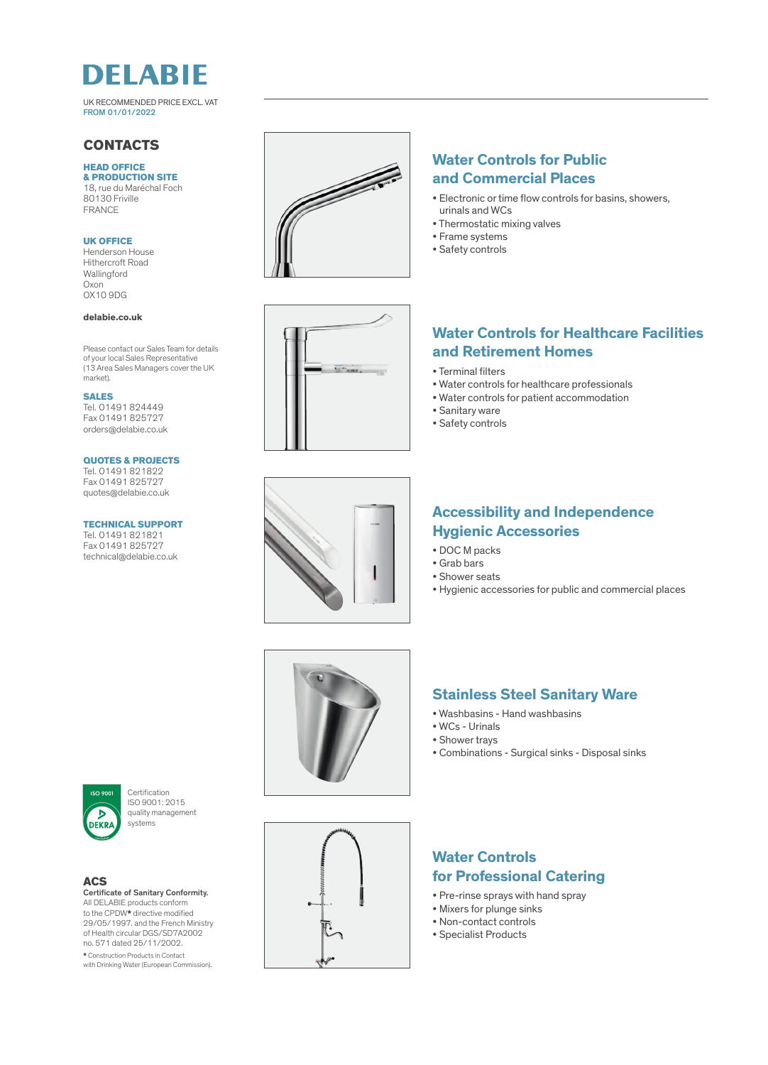# DELABIE

UK RECOMMENDED PRICE EXCL. VAT
FROM 01/01/2022

## CONTACTS

**HEAD OFFICE & PRODUCTION SITE**
18, rue du Maréchal Foch
80130 Friville
FRANCE

**UK OFFICE**
Henderson House
Hithercroft Road
Wallingford
Oxon
OX10 9DG

**delabie.co.uk**

Please contact our Sales Team for details of your local Sales Representative (13 Area Sales Managers cover the UK market).

**SALES**
Tel. 01491 824449
Fax 01491 825727
orders@delabie.co.uk

**QUOTES & PROJECTS**
Tel. 01491 821822
Fax 01491 825727
quotes@delabie.co.uk

**TECHNICAL SUPPORT**
Tel. 01491 821821
Fax 01491 825727
technical@delabie.co.uk

## Water Controls for Public and Commercial Places

- Electronic or time flow controls for basins, showers, urinals and WCs
- Thermostatic mixing valves
- Frame systems
- Safety controls

## Water Controls for Healthcare Facilities and Retirement Homes

- Terminal filters
- Water controls for healthcare professionals
- Water controls for patient accommodation
- Sanitary ware
- Safety controls

## Accessibility and Independence Hygienic Accessories

- DOC M packs
- Grab bars
- Shower seats
- Hygienic accessories for public and commercial places

## Stainless Steel Sanitary Ware

- Washbasins - Hand washbasins
- WCs - Urinals
- Shower trays
- Combinations - Surgical sinks - Disposal sinks

## Water Controls for Professional Catering

- Pre-rinse sprays with hand spray
- Mixers for plunge sinks
- Non-contact controls
- Specialist Products

ISO 9001 DEKRA

Certification ISO 9001: 2015 quality management systems

**ACS**
**Certificate of Sanitary Conformity.**
All DELABIE products conform to the CPDW* directive modified 29/05/1997. and the French Ministry of Health circular DGS/SD7A2002 no. 571 dated 25/11/2002.

\* Construction Products in Contact with Drinking Water (European Commission).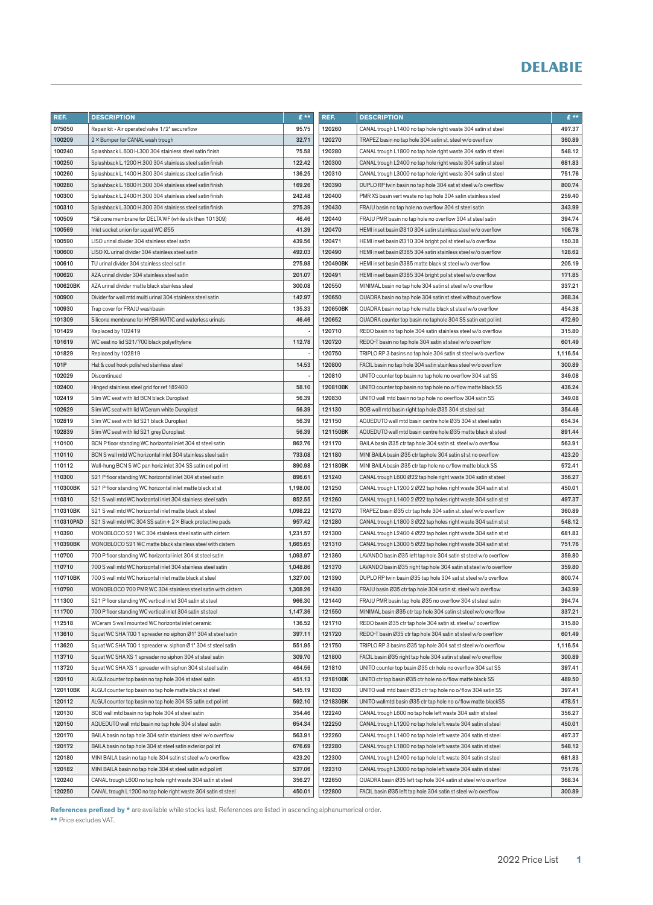# DELABIE

| REF. | DESCRIPTION | £ ** |
|---|---|---|
| 075050 | Repair kit - Air operated valve 1/2" secureflow | 95.75 |
| 100209 | 2 × Bumper for CANAL wash trough | 32.71 |
| 100240 | Splashback L.600 H.300 304 stainless steel satin finish | 75.58 |
| 100250 | Splashback L.1200 H.300 304 stainless steel satin finish | 122.42 |
| 100260 | Splashback L.1400 H.300 304 stainless steel satin finish | 136.25 |
| 100280 | Splashback L.1800 H.300 304 stainless steel satin finish | 169.26 |
| 100300 | Splashback L.2400 H.300 304 stainless steel satin finish | 242.48 |
| 100310 | Splashback L.3000 H.300 304 stainless steel satin finish | 275.39 |
| 100509 | *Silicone membrane for DELTA WF (while stk then 101309) | 46.46 |
| 100569 | Inlet socket union for squat WC Ø55 | 41.39 |
| 100590 | LISO urinal divider 304 stainless steel satin | 439.56 |
| 100600 | LISO XL urinal divider 304 stainless steel satin | 492.03 |
| 100610 | TU urinal divider 304 stainless steel satin | 275.98 |
| 100620 | AZA urinal divider 304 stainless steel satin | 201.07 |
| 100620BK | AZA urinal divider matte black stainless steel | 300.08 |
| 100900 | Divider for wall mtd multi urinal 304 stainless steel satin | 142.97 |
| 100930 | Trap cover for FRAJU washbasin | 135.33 |
| 101309 | Silicone membrane for HYBRIMATIC and waterless urinals | 46.46 |
| 101429 | Replaced by 102419 | - |
| 101619 | WC seat no lid S21/700 black polyethylene | 112.78 |
| 101829 | Replaced by 102819 | - |
| 101P | Hat & coat hook polished stainless steel | 14.53 |
| 102029 | Discontinued | - |
| 102400 | Hinged stainless steel grid for ref 182400 | 58.10 |
| 102419 | Slim WC seat with lid BCN black Duroplast | 56.39 |
| 102629 | Slim WC seat with lid WCeram white Duroplast | 56.39 |
| 102819 | Slim WC seat with lid S21 black Duroplast | 56.39 |
| 102839 | Slim WC seat with lid S21 grey Duroplast | 56.39 |
| 110100 | BCN P floor standing WC horizontal inlet 304 st steel satin | 862.76 |
| 110110 | BCN S wall mtd WC horizontal inlet 304 stainless steel satin | 733.08 |
| 110112 | Wall-hung BCN S WC pan horiz inlet 304 SS satin ext pol int | 890.98 |
| 110300 | S21 P floor standing WC horizontal inlet 304 st steel satin | 896.61 |
| 110300BK | S21 P floor standing WC horizontal inlet matte black st st | 1,198.00 |
| 110310 | S21 S wall mtd WC horizontal inlet 304 stainless steel satin | 852.55 |
| 110310BK | S21 S wall mtd WC horizontal inlet matte black st steel | 1,098.22 |
| 110310PAD | S21 S wall mtd WC 304 SS satin + 2 × Black protective pads | 957.42 |
| 110390 | MONOBLOCO S21 WC 304 stainless steel satin with cistern | 1,231.57 |
| 110390BK | MONOBLOCO S21 WC matte black stainless steel with cistern | 1,665.65 |
| 110700 | 700 P floor standing WC horizontal inlet 304 st steel satin | 1,093.97 |
| 110710 | 700 S wall mtd WC horizontal inlet 304 stainless steel satin | 1,048.86 |
| 110710BK | 700 S wall mtd WC horizontal inlet matte black st steel | 1,327.00 |
| 110790 | MONOBLOCO 700 PMR WC 304 stainless steel satin with cistern | 1,308.26 |
| 111300 | S21 P floor standing WC vertical inlet 304 satin st steel | 966.30 |
| 111700 | 700 P floor standing WC vertical inlet 304 satin st steel | 1,147.36 |
| 112518 | WCeram S wall mounted WC horizontal inlet ceramic | 136.52 |
| 113610 | Squat WC SHA 700 1 spreader no siphon Ø1" 304 st steel satin | 397.11 |
| 113620 | Squat WC SHA 700 1 spreader w. siphon Ø1" 304 st steel satin | 551.95 |
| 113710 | Squat WC SHA XS 1 spreader no siphon 304 st steel satin | 309.70 |
| 113720 | Squat WC SHA XS 1 spreader with siphon 304 st steel satin | 464.56 |
| 120110 | ALGUI counter top basin no tap hole 304 st steel satin | 451.13 |
| 120110BK | ALGUI counter top basin no tap hole matte black st steel | 545.19 |
| 120112 | ALGUI counter top basin no tap hole 304 SS satin ext pol int | 592.10 |
| 120130 | BOB wall mtd basin no tap hole 304 st steel satin | 354.46 |
| 120150 | AQUEDUTO wall mtd basin no tap hole 304 st steel satin | 654.34 |
| 120170 | BAILA basin no tap hole 304 satin stainless steel w/o overflow | 563.91 |
| 120172 | BAILA basin no tap hole 304 st steel satin exterior pol int | 676.69 |
| 120180 | MINI BAILA basin no tap hole 304 satin st steel w/o overflow | 423.20 |
| 120182 | MINI BAILA basin no tap hole 304 st steel satin ext pol int | 537.06 |
| 120240 | CANAL trough L600 no tap hole right waste 304 satin st steel | 356.27 |
| 120250 | CANAL trough L1200 no tap hole right waste 304 satin st steel | 450.01 |
| 120260 | CANAL trough L1400 no tap hole right waste 304 satin st steel | 497.37 |
| 120270 | TRAPEZ basin no tap hole 304 satin st. steel w/o overflow | 360.89 |
| 120280 | CANAL trough L1800 no tap hole right waste 304 satin st steel | 548.12 |
| 120300 | CANAL trough L2400 no tap hole right waste 304 satin st steel | 681.83 |
| 120310 | CANAL trough L3000 no tap hole right waste 304 satin st steel | 751.76 |
| 120390 | DUPLO RP twin basin no tap hole 304 sat st steel w/o overflow | 800.74 |
| 120400 | PMR XS basin vert waste no tap hole 304 satin stainless steel | 259.40 |
| 120430 | FRAJU basin no tap hole no overflow 304 st steel satin | 343.99 |
| 120440 | FRAJU PMR basin no tap hole no overflow 304 st steel satin | 394.74 |
| 120470 | HEMI inset basin Ø310 304 satin stainless steel w/o overflow | 106.78 |
| 120471 | HEMI inset basin Ø310 304 bright pol st steel w/o overflow | 150.38 |
| 120490 | HEMI inset basin Ø385 304 satin stainless steel w/o overflow | 128.62 |
| 120490BK | HEMI inset basin Ø385 matte black st steel w/o overflow | 205.19 |
| 120491 | HEMI inset basin Ø385 304 bright pol st steel w/o overflow | 171.85 |
| 120550 | MINIMAL basin no tap hole 304 satin st steel w/o overflow | 337.21 |
| 120650 | QUADRA basin no tap hole 304 satin st steel without overflow | 368.34 |
| 120650BK | QUADRA basin no tap hole matte black st steel w/o overflow | 454.38 |
| 120652 | QUADRA counter top basin no taphole 304 SS satin ext pol int | 472.60 |
| 120710 | REDO basin no tap hole 304 satin stainless steel w/o overflow | 315.80 |
| 120720 | REDO-T basin no tap hole 304 satin st steel w/o overflow | 601.49 |
| 120750 | TRIPLO RP 3 basins no tap hole 304 satin st steel w/o overflow | 1,116.54 |
| 120800 | FACIL basin no tap hole 304 satin stainless steel w/o overflow | 300.89 |
| 120810 | UNITO counter top basin no tap hole no overflow 304 sat SS | 349.08 |
| 120810BK | UNITO counter top basin no tap hole no o/flow matte black SS | 436.24 |
| 120830 | UNITO wall mtd basin no tap hole no overflow 304 satin SS | 349.08 |
| 121130 | BOB wall mtd basin right tap hole Ø35 304 st steel sat | 354.46 |
| 121150 | AQUEDUTO wall mtd basin centre hole Ø35 304 st steel satin | 654.34 |
| 121150BK | AQUEDUTO wall mtd basin centre hole Ø35 matte black st steel | 891.44 |
| 121170 | BAILA basin Ø35 ctr tap hole 304 satin st. steel w/o overflow | 563.91 |
| 121180 | MINI BAILA basin Ø35 ctr taphole 304 satin st st no overflow | 423.20 |
| 121180BK | MINI BAILA basin Ø35 ctr tap hole no o/flow matte black SS | 572.41 |
| 121240 | CANAL trough L600 Ø22 tap hole right waste 304 satin st steel | 356.27 |
| 121250 | CANAL trough L1200 2 Ø22 tap holes right waste 304 satin st st | 450.01 |
| 121260 | CANAL trough L1400 2 Ø22 tap holes right waste 304 satin st st | 497.37 |
| 121270 | TRAPEZ basin Ø35 ctr tap hole 304 satin st. steel w/o overflow | 360.89 |
| 121280 | CANAL trough L1800 3 Ø22 tap holes right waste 304 satin st st | 548.12 |
| 121300 | CANAL trough L2400 4 Ø22 tap holes right waste 304 satin st st | 681.83 |
| 121310 | CANAL trough L3000 5 Ø22 tap holes right waste 304 satin st st | 751.76 |
| 121360 | LAVANDO basin Ø35 left tap hole 304 satin st steel w/o overflow | 359.80 |
| 121370 | LAVANDO basin Ø35 right tap hole 304 satin st steel w/o overflow | 359.80 |
| 121390 | DUPLO RP twin basin Ø35 tap hole 304 sat st steel w/o overflow | 800.74 |
| 121430 | FRAJU basin Ø35 ctr tap hole 304 satin st. steel w/o overflow | 343.99 |
| 121440 | FRAJU PMR basin tap hole Ø35 no overflow 304 st steel satin | 394.74 |
| 121550 | MINIMAL basin Ø35 ctr tap hole 304 satin st steel w/o overflow | 337.21 |
| 121710 | REDO basin Ø35 ctr tap hole 304 satin st. steel w/ overflow | 315.80 |
| 121720 | REDO-T basin Ø35 ctr tap hole 304 satin st steel w/o overflow | 601.49 |
| 121750 | TRIPLO RP 3 basins Ø35 tap hole 304 sat st steel w/o overflow | 1,116.54 |
| 121800 | FACIL basin Ø35 right tap hole 304 satin st steel w/o overflow | 300.89 |
| 121810 | UNITO counter top basin Ø35 ctr hole no overflow 304 sat SS | 397.41 |
| 121810BK | UNITO ctr top basin Ø35 ctr hole no o/flow matte black SS | 489.50 |
| 121830 | UNITO wall mtd basin Ø35 ctr tap hole no o/flow 304 satin SS | 397.41 |
| 121830BK | UNITO wallmtd basin Ø35 ctr tap hole no o/flow matte blackSS | 478.51 |
| 122240 | CANAL trough L600 no tap hole left waste 304 satin st steel | 356.27 |
| 122250 | CANAL trough L1200 no tap hole left waste 304 satin st steel | 450.01 |
| 122260 | CANAL trough L1400 no tap hole left waste 304 satin st steel | 497.37 |
| 122280 | CANAL trough L1800 no tap hole left waste 304 satin st steel | 548.12 |
| 122300 | CANAL trough L2400 no tap hole left waste 304 satin st steel | 681.83 |
| 122310 | CANAL trough L3000 no tap hole left waste 304 satin st steel | 751.76 |
| 122650 | QUADRA basin Ø35 left tap hole 304 satin st steel w/o overflow | 368.34 |
| 122800 | FACIL basin Ø35 left tap hole 304 satin st steel w/o overflow | 300.89 |

**References prefixed by *** are available while stocks last. References are listed in ascending alphanumerical order.

** Price excludes VAT.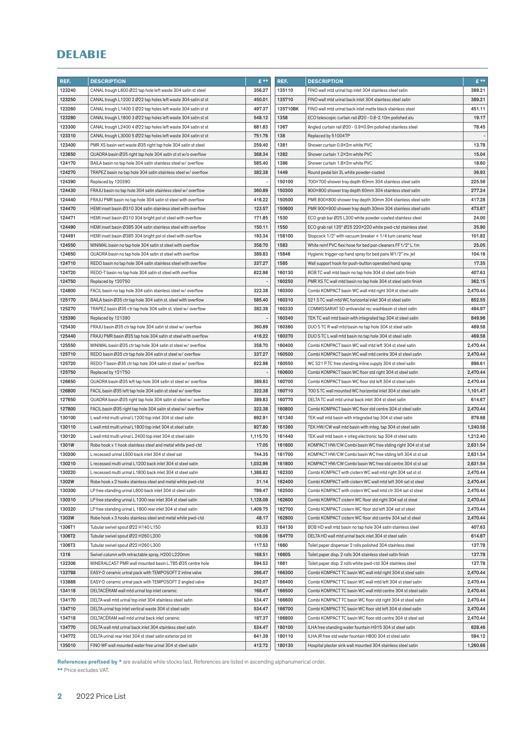# DELABIE

| REF. | DESCRIPTION | £ ** |
|---|---|---|
| 123240 | CANAL trough L600 Ø22 tap hole left waste 304 satin st steel | 356.27 |
| 123250 | CANAL trough L1200 2 Ø22 tap holes left waste 304 satin st st | 450.01 |
| 123260 | CANAL trough L1400 2 Ø22 tap holes left waste 304 satin st st | 497.37 |
| 123280 | CANAL trough L1800 3 Ø22 tap holes left waste 304 satin st st | 548.12 |
| 123300 | CANAL trough L2400 4 Ø22 tap holes left waste 304 satin st st | 681.83 |
| 123310 | CANAL trough L3000 5 Ø22 tap holes left waste 304 satin st st | 751.76 |
| 123400 | PMR XS basin vert waste Ø35 right tap hole 304 satin st steel | 259.40 |
| 123650 | QUADRA basin Ø35 right tap hole 304 satin st st w/o overflow | 368.34 |
| 124170 | BAILA basin no tap hole 304 satin stainless steel w/ overflow | 585.40 |
| 124270 | TRAPEZ basin no tap hole 304 satin stainless steel w/ overflow | 382.38 |
| 124390 | Replaced by 120390 | - |
| 124430 | FRAJU basin no tap hole 304 satin stainless steel w/ overflow | 360.89 |
| 124440 | FRAJU PMR basin no tap hole 304 satin st steel with overflow | 416.22 |
| 124470 | HEMI inset basin Ø310 304 satin stainless steel with overflow | 123.57 |
| 124471 | HEMI inset basin Ø310 304 bright pol st steel with overflow | 171.85 |
| 124490 | HEMI inset basin Ø385 304 satin stainless steel with overflow | 150.11 |
| 124491 | HEMI inset basin Ø385 304 bright pol st steel with overflow | 193.34 |
| 124550 | MINIMAL basin no tap hole 304 satin st steel with overflow | 358.70 |
| 124650 | QUADRA basin no tap hole 304 satin st steel with overflow | 389.83 |
| 124710 | REDO basin no tap hole 304 satin stainless steel with overflow | 337.27 |
| 124720 | REDO-T basin no tap hole 304 satin st steel with overflow | 622.98 |
| 124750 | Replaced by 120750 | - |
| 124800 | FACIL basin no tap hole 304 satin stainless steel w/ overflow | 322.38 |
| 125170 | BAILA basin Ø35 ctr tap hole 304 satin st. steel with overflow | 585.40 |
| 125270 | TRAPEZ basin Ø35 ctr tap hole 304 satin st. steel w/ overflow | 382.38 |
| 125390 | Replaced by 121390 | - |
| 125430 | FRAJU basin Ø35 ctr tap hole 304 satin st steel w/ overflow | 360.89 |
| 125440 | FRAJU PMR basin Ø35 tap hole 304 satin st steel with overflow | 416.22 |
| 125550 | MINIMAL basin Ø35 ctr tap hole 304 satin st steel w/ overflow | 358.70 |
| 125710 | REDO basin Ø35 ctr tap hole 304 satin st steel w/ overflow | 337.27 |
| 125720 | REDO-T basin Ø35 ctr tap hole 304 satin st steel w/ overflow | 622.98 |
| 125750 | Replaced by 121750 | - |
| 126650 | QUADRA basin Ø35 left tap hole 304 satin st steel w/ overflow | 389.83 |
| 126800 | FACIL basin Ø35 left tap hole 304 satin st steel w/ overflow | 322.38 |
| 127650 | QUADRA basin Ø35 right tap hole 304 satin st steel w/ overflow | 389.83 |
| 127800 | FACIL basin Ø35 right tap hole 304 satin st steel w/ overflow | 322.38 |
| 130100 | L wall mtd multi urinal L1200 top inlet 304 st steel satin | 692.91 |
| 130110 | L wall mtd multi urinal L1800 top inlet 304 st steel satin | 927.80 |
| 130120 | L wall mtd multi urinal L 2400 top inlet 304 st steel satin | 1,115.70 |
| 1301W | Robe hook x 1 hook stainless steel and metal white pwd-ctd | 17.05 |
| 130200 | L recessed urinal L600 back inlet 304 st steel sat | 744.35 |
| 130210 | L recessed multi urinal L1200 back inlet 304 st steel satin | 1,032.96 |
| 130220 | L recessed multi urinal L1800 back inlet 304 st steel satin | 1,388.82 |
| 1302W | Robe hook x 2 hooks stainless steel and metal white pwd-ctd | 31.14 |
| 130300 | LP free standing urinal L600 back inlet 304 st steel satin | 789.47 |
| 130310 | LP free standing urinal L 1200 rear inlet 304 st steel satin | 1,128.08 |
| 130320 | LP free standing urinal L 1800 rear inlet 304 st steel satin | 1,409.75 |
| 1303W | Robe hook x 3 hooks stainless steel and metal white pwd-ctd | 48.17 |
| 1306T1 | Tubular swivel spout Ø22 H140 L150 | 93.33 |
| 1306T2 | Tubular swivel spout Ø22 H260 L200 | 108.06 |
| 1306T3 | Tubular swivel spout Ø22 H260 L300 | 117.53 |
| 1316 | Swivel column with retractable spray, H200 L220mm | 168.51 |
| 132306 | MINERALCAST PMR wall mounted basin L.785 Ø35 centre hole | 594.53 |
| 133788 | EASY-D ceramic urinal pack with TEMPOSOFT 2 inline valve | 266.47 |
| 133888 | EASY-D ceramic urinal pack with TEMPOSOFT 2 angled valve | 242.07 |
| 134118 | DELTACÉRAM wall mtd urinal top inlet ceramic | 168.47 |
| 134170 | DELTA wall mtd urinal top inlet 304 stainless steel satin | 534.47 |
| 134710 | DELTA urinal top inlet vertical waste 304 st steel satin | 534.47 |
| 134718 | DELTACÉRAM wall mtd urinal back inlet ceramic | 187.37 |
| 134770 | DELTA wall mtd urinal back inlet 304 stainless steel satin | 534.47 |
| 134772 | DELTA urinal rear inlet 304 st steel satin exterior pol int | 641.39 |
| 135010 | FINO WF wall mounted water free urinal 304 st steel satin | 412.72 |
| 135110 | FINO wall mtd urinal top inlet 304 stainless steel satin | 389.21 |
| 135710 | FINO wall mtd urinal back inlet 304 stainless steel satin | 389.21 |
| 135710BK | FINO wall mtd urinal back inlet matte black stainless steel | 451.11 |
| 1358 | ECO telescopic curtain rail Ø20 - 0.8-2.10m polished alu | 19.17 |
| 1367 | Angled curtain rail Ø20 - 0.9×0.9m polished stainless steel | 78.45 |
| 138 | Replaced by 510047P | - |
| 1381 | Shower curtain 0.9×2m white PVC | 13.78 |
| 1382 | Shower curtain 1.2×2m white PVC | 15.04 |
| 1386 | Shower curtain 1.8×2m white PVC | 18.60 |
| 1449 | Round pedal bin 3L white powder-coated | 36.93 |
| 150100 | 700×700 shower tray depth 60mm 304 stainless steel satin | 225.56 |
| 150300 | 800×800 shower tray depth 60mm 304 stainless steel satin | 277.24 |
| 150500 | PMR 800×800 shower tray depth 30mm 304 stainless steel satin | 417.28 |
| 150600 | PMR 900×900 shower tray depth 30mm 304 stainless steel satin | 473.67 |
| 1530 | ECO grab bar Ø25 L300 white powder-coated stainless steel | 24.00 |
| 1550 | ECO grab rail 135° Ø25 220×220 white pwd-ctd stainless steel | 35.90 |
| 158100 | Stopcock 1/2" with vacuum breaker + 1/4 turn ceramic head | 101.82 |
| 1583 | White reinf PVC flexi hose for bed pan cleaners FF1/2" L.1m | 25.05 |
| 15846 | Hygienic trigger-op hand spray for bed pans M1/2" inv. jet | 104.16 |
| 1585 | Wall support hook for push-button operated hand spray | 17.35 |
| 160130 | BOB TC wall mtd basin no tap hole 304 st steel satin finish | 407.63 |
| 160250 | PMR XS TC wall mtd basin no tap hole 304 st steel satin finish | 362.15 |
| 160300 | Combi KOMPACT basin WC wall mtd right 304 st steel satin | 2,470.44 |
| 160310 | S21 S TC wall mtd WC horizontal inlet 304 st steel satin | 852.55 |
| 160330 | COMMISSARIAT SD antivandal rec washbasin st steel satin | 494.97 |
| 160340 | TEK TC wall mtd basin with integrated tap 304 st steel satin | 849.96 |
| 160360 | DUO S TC R wall mtd basin no tap hole 304 st steel satin | 469.58 |
| 160370 | DUO S TC L wall mtd basin no tap hole 304 st steel satin | 469.58 |
| 160400 | Combi KOMPACT basin WC wall mtd left 304 st steel satin | 2,470.44 |
| 160500 | Combi KOMPACT basin WC wall mtd centre 304 st steel satin | 2,470.44 |
| 160550 | WC S21 P TC free standing inline supply 304 st steel satin | 896.61 |
| 160600 | Combi KOMPACT basin WC floor std right 304 st steel satin | 2,470.44 |
| 160700 | Combi KOMPACT basin WC floor std left 304 st steel satin | 2,470.44 |
| 160710 | 700 S TC wall mounted WC horizontal inlet 304 st steel satin | 1,101.47 |
| 160770 | DELTA TC wall mtd urinal back inlet 304 st steel satin | 614.67 |
| 160800 | Combi KOMPACT basin WC floor std centre 304 st steel satin | 2,470.44 |
| 161340 | TEK wall mtd basin with integrated tap 304 st steel satin | 879.68 |
| 161360 | TEK HW/CW wall mtd basin with integ. tap 304 st steel satin | 1,240.58 |
| 161440 | TEK wall mtd basin + integ electronic tap 304 st steel satin | 1,212.40 |
| 161600 | KOMPACT HW/CW Combi basin WC free stding right 304 st st sat | 2,631.54 |
| 161700 | KOMPACT HW/CW Combi basin WC free stding left 304 st st sat | 2,631.54 |
| 161800 | KOMPACT HW/CW Combi basin WC free std centre 304 st st sat | 2,631.54 |
| 162300 | Combi KOMPACT with cistern WC wall mtd right 304 sat st st | 2,470.44 |
| 162400 | Combi KOMPACT with cistern WC wall mtd left 304 sat st steel | 2,470.44 |
| 162500 | Combi KOMPACT with cistern WC wall mtd ctr 304 sat st steel | 2,470.44 |
| 162600 | Combi KOMPACT cistern WC floor std right 304 sat st steel | 2,470.44 |
| 162700 | Combi KOMPACT cistern WC floor std left 304 sat st steel | 2,470.44 |
| 162800 | Combi KOMPACT cistern WC floor std centre 304 sat st steel | 2,470.44 |
| 164130 | BOB HD wall mtd basin no tap hole 304 satin stainless steel | 407.63 |
| 164770 | DELTA HD wall mtd urinal back inlet 304 st steel satin | 614.67 |
| 1660 | Toilet paper dispenser 2 rolls polished 304 stainless steel | 137.78 |
| 1660S | Toilet paper disp. 2 rolls 304 stainless steel satin finish | 137.78 |
| 1661 | Toilet paper disp. 2 rolls white pwd-ctd 304 stainless steel | 137.78 |
| 166300 | Combi KOMPACT TC basin WC wall mtd right 304 st steel satin | 2,470.44 |
| 166400 | Combi KOMPACT TC basin WC wall mtd left 304 st steel satin | 2,470.44 |
| 166500 | Combi KOMPACT TC basin WC wall mtd centre 304 st steel satin | 2,470.44 |
| 166600 | Combi KOMPACT TC basin WC floor std right 304 st steel satin | 2,470.44 |
| 166700 | Combi KOMPACT TC basin WC floor std left 304 st steel satin | 2,470.44 |
| 166800 | Combi KOMPACT TC basin WC floor std centre 304 st steel sat | 2,470.44 |
| 180100 | ILHA free standing water fountain H915 304 st steel satin | 628.46 |
| 180110 | ILHA JR free std water fountain H800 304 st steel satin | 594.12 |
| 180130 | Hospital plaster sink wall mounted 304 stainless steel satin | 1,260.66 |

**References prefixed by *** are available while stocks last. References are listed in ascending alphanumerical order.

**\*\*** Price excludes VAT.

2022 Price List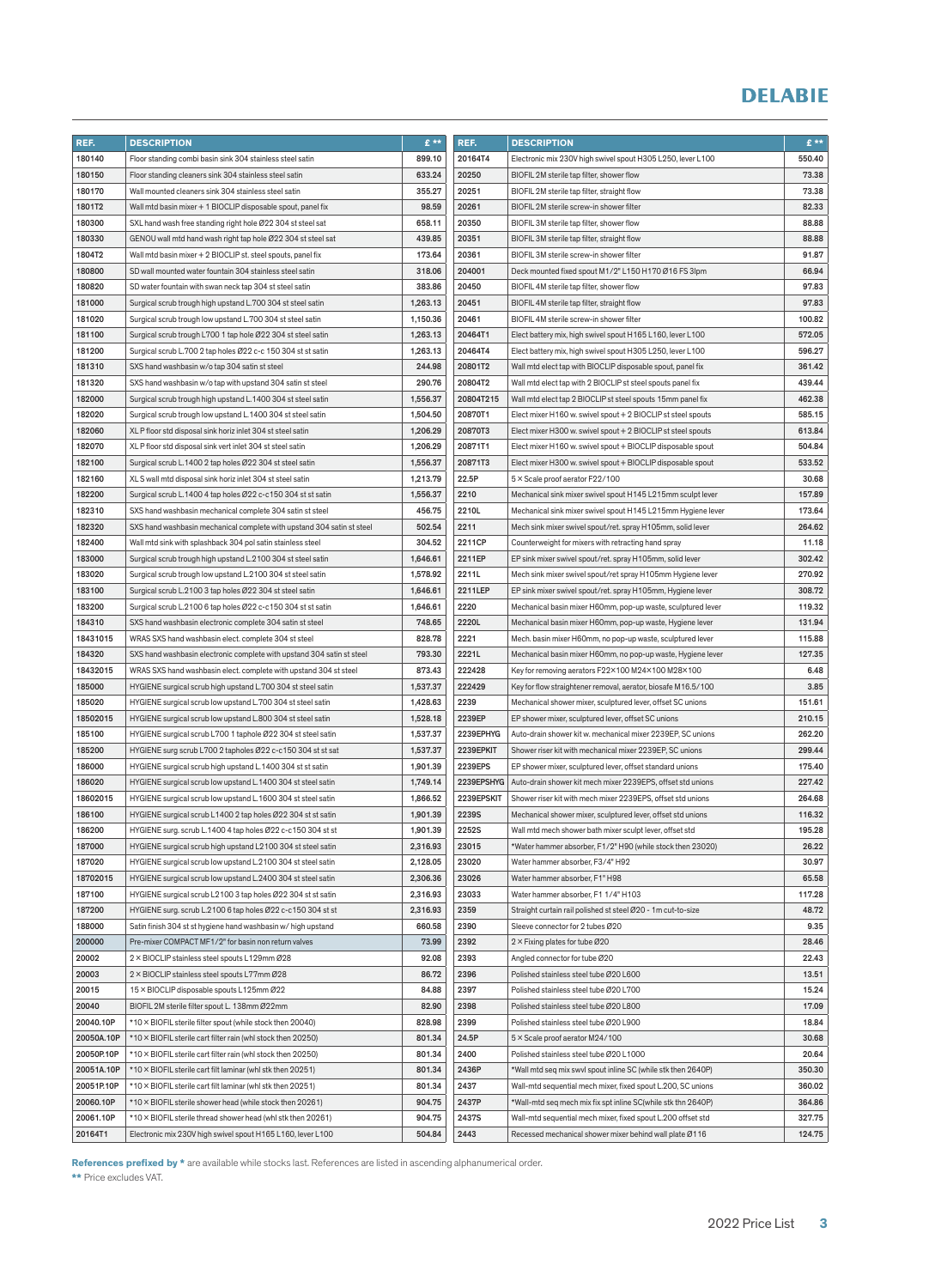| REF. | DESCRIPTION | £ ** |
|---|---|---|
| 180140 | Floor standing combi basin sink 304 stainless steel satin | 899.10 |
| 180150 | Floor standing cleaners sink 304 stainless steel satin | 633.24 |
| 180170 | Wall mounted cleaners sink 304 stainless steel satin | 355.27 |
| 1801T2 | Wall mtd basin mixer + 1 BIOCLIP disposable spout, panel fix | 98.59 |
| 180300 | SXL hand wash free standing right hole Ø22 304 st steel sat | 658.11 |
| 180330 | GENOU wall mtd hand wash right tap hole Ø22 304 st steel sat | 439.85 |
| 1804T2 | Wall mtd basin mixer + 2 BIOCLIP st. steel spouts, panel fix | 173.64 |
| 180800 | SD wall mounted water fountain 304 stainless steel satin | 318.06 |
| 180820 | SD water fountain with swan neck tap 304 st steel satin | 383.86 |
| 181000 | Surgical scrub trough high upstand L.700 304 st steel satin | 1,263.13 |
| 181020 | Surgical scrub trough low upstand L.700 304 st steel satin | 1,150.36 |
| 181100 | Surgical scrub trough L700 1 tap hole Ø22 304 st steel satin | 1,263.13 |
| 181200 | Surgical scrub L.700 2 tap holes Ø22 c-c 150 304 st st satin | 1,263.13 |
| 181310 | SXS hand washbasin w/o tap 304 satin st steel | 244.98 |
| 181320 | SXS hand washbasin w/o tap with upstand 304 satin st steel | 290.76 |
| 182000 | Surgical scrub trough high upstand L.1400 304 st steel satin | 1,556.37 |
| 182020 | Surgical scrub trough low upstand L.1400 304 st steel satin | 1,504.50 |
| 182060 | XL P floor std disposal sink horiz inlet 304 st steel satin | 1,206.29 |
| 182070 | XL P floor std disposal sink vert inlet 304 st steel satin | 1,206.29 |
| 182100 | Surgical scrub L.1400 2 tap holes Ø22 304 st steel satin | 1,556.37 |
| 182160 | XL S wall mtd disposal sink horiz inlet 304 st steel satin | 1,213.79 |
| 182200 | Surgical scrub L.1400 4 tap holes Ø22 c-c150 304 st st satin | 1,556.37 |
| 182310 | SXS hand washbasin mechanical complete 304 satin st steel | 456.75 |
| 182320 | SXS hand washbasin mechanical complete with upstand 304 satin st steel | 502.54 |
| 182400 | Wall mtd sink with splashback 304 pol satin stainless steel | 304.52 |
| 183000 | Surgical scrub trough high upstand L.2100 304 st steel satin | 1,646.61 |
| 183020 | Surgical scrub trough low upstand L.2100 304 st steel satin | 1,578.92 |
| 183100 | Surgical scrub L.2100 3 tap holes Ø22 304 st steel satin | 1,646.61 |
| 183200 | Surgical scrub L.2100 6 tap holes Ø22 c-c150 304 st st satin | 1,646.61 |
| 184310 | SXS hand washbasin electronic complete 304 satin st steel | 748.65 |
| 18431015 | WRAS SXS hand washbasin elect. complete 304 st steel | 828.78 |
| 184320 | SXS hand washbasin electronic complete with upstand 304 satin st steel | 793.30 |
| 18432015 | WRAS SXS hand washbasin elect. complete with upstand 304 st steel | 873.43 |
| 185000 | HYGIENE surgical scrub high upstand L.700 304 st steel satin | 1,537.37 |
| 185020 | HYGIENE surgical scrub low upstand L.700 304 st steel satin | 1,428.63 |
| 18502015 | HYGIENE surgical scrub low upstand L.800 304 st steel satin | 1,528.18 |
| 185100 | HYGIENE surgical scrub L700 1 taphole Ø22 304 st steel satin | 1,537.37 |
| 185200 | HYGIENE surg scrub L700 2 tapholes Ø22 c-c150 304 st st sat | 1,537.37 |
| 186000 | HYGIENE surgical scrub high upstand L.1400 304 st st satin | 1,901.39 |
| 186020 | HYGIENE surgical scrub low upstand L.1400 304 st steel satin | 1,749.14 |
| 18602015 | HYGIENE surgical scrub low upstand L.1600 304 st steel satin | 1,866.52 |
| 186100 | HYGIENE surgical scrub L1400 2 tap holes Ø22 304 st st satin | 1,901.39 |
| 186200 | HYGIENE surg. scrub L.1400 4 tap holes Ø22 c-c150 304 st st | 1,901.39 |
| 187000 | HYGIENE surgical scrub high upstand L2100 304 st st satin | 2,316.93 |
| 187020 | HYGIENE surgical scrub low upstand L.2100 304 st steel satin | 2,128.05 |
| 18702015 | HYGIENE surgical scrub low upstand L.2400 304 st steel satin | 2,306.36 |
| 187100 | HYGIENE surgical scrub L2100 3 tap holes Ø22 304 st st satin | 2,316.93 |
| 187200 | HYGIENE surg. scrub L.2100 6 tap holes Ø22 c-c150 304 st st | 2,316.93 |
| 188000 | Satin finish 304 st st hygiene hand washbasin w/ high upstand | 660.58 |
| 200000 | Pre-mixer COMPACT MF1/2" for basin non return valves | 73.99 |
| 20002 | 2 × BIOCLIP stainless steel spouts L129mm Ø28 | 92.08 |
| 20003 | 2 × BIOCLIP stainless steel spouts L77mm Ø28 | 86.72 |
| 20015 | 15 × BIOCLIP disposable spouts L125mm Ø22 | 84.88 |
| 20040 | BIOFIL 2M sterile filter spout L. 138mm Ø22mm | 82.90 |
| 20040.10P | *10 × BIOFIL sterile filter spout (while stock then 20040) | 828.98 |
| 20050A.10P | *10 × BIOFIL sterile cart filter rain (whl stock then 20250) | 801.34 |
| 20050P.10P | *10 × BIOFIL sterile cart filter rain (whl stk then 20250) | 801.34 |
| 20051A.10P | *10 × BIOFIL sterile cart filt laminar (whl stk then 20251) | 801.34 |
| 20051P.10P | *10 × BIOFIL sterile cart filt laminar (whl stk then 20251) | 801.34 |
| 20060.10P | *10 × BIOFIL sterile shower head (while stock then 20261) | 904.75 |
| 20061.10P | *10 × BIOFIL sterile thread shower head (whl stk then 20261) | 904.75 |
| 20164T1 | Electronic mix 230V high swivel spout H165 L160, lever L100 | 504.84 |
| 20164T4 | Electronic mix 230V high swivel spout H305 L250, lever L100 | 550.40 |
| 20250 | BIOFIL 2M sterile tap filter, shower flow | 73.38 |
| 20251 | BIOFIL 2M sterile tap filter, straight flow | 73.38 |
| 20261 | BIOFIL 2M sterile screw-in shower filter | 82.33 |
| 20350 | BIOFIL 3M sterile tap filter, shower flow | 88.88 |
| 20351 | BIOFIL 3M sterile tap filter, straight flow | 88.88 |
| 20361 | BIOFIL 3M sterile screw-in shower filter | 91.87 |
| 204001 | Deck mounted fixed spout M1/2" L150 H170 Ø16 FS 3lpm | 66.94 |
| 20450 | BIOFIL 4M sterile tap filter, shower flow | 97.83 |
| 20451 | BIOFIL 4M sterile tap filter, straight flow | 97.83 |
| 20461 | BIOFIL 4M sterile screw-in shower filter | 100.82 |
| 20464T1 | Elect battery mix, high swivel spout H165 L160, lever L100 | 572.05 |
| 20464T4 | Elect battery mix, high swivel spout H305 L250, lever L100 | 596.27 |
| 20801T2 | Wall mtd elect tap with BIOCLIP disposable spout, panel fix | 361.42 |
| 20804T2 | Wall mtd elect tap with 2 BIOCLIP st steel spouts panel fix | 439.44 |
| 20804T215 | Wall mtd elect tap 2 BIOCLIP st steel spouts 15mm panel fix | 462.38 |
| 20870T1 | Elect mixer H160 w. swivel spout + 2 BIOCLIP st steel spouts | 585.15 |
| 20870T3 | Elect mixer H300 w. swivel spout + 2 BIOCLIP st steel spouts | 613.84 |
| 20871T1 | Elect mixer H160 w. swivel spout + BIOCLIP disposable spout | 504.84 |
| 20871T3 | Elect mixer H300 w. swivel spout + BIOCLIP disposable spout | 533.52 |
| 22.5P | 5 × Scale proof aerator F22/100 | 30.68 |
| 2210 | Mechanical sink mixer swivel spout H145 L215mm sculpt lever | 157.89 |
| 2210L | Mechanical sink mixer swivel spout H145 L215mm Hygiene lever | 173.64 |
| 2211 | Mech sink mixer swivel spout/ret. spray H105mm, solid lever | 264.62 |
| 2211CP | Counterweight for mixers with retracting hand spray | 11.18 |
| 2211EP | EP sink mixer swivel spout/ret. spray H105mm, solid lever | 302.42 |
| 2211L | Mech sink mixer swivel spout/ret spray H105mm Hygiene lever | 270.92 |
| 2211LEP | EP sink mixer swivel spout/ret. spray H105mm, Hygiene lever | 308.72 |
| 2220 | Mechanical basin mixer H60mm, pop-up waste, sculptured lever | 119.32 |
| 2220L | Mechanical basin mixer H60mm, pop-up waste, Hygiene lever | 131.94 |
| 2221 | Mech. basin mixer H60mm, no pop-up waste, sculptured lever | 115.88 |
| 2221L | Mechanical basin mixer H60mm, no pop-up waste, Hygiene lever | 127.35 |
| 222428 | Key for removing aerators F22×100 M24×100 M28×100 | 6.48 |
| 222429 | Key for flow straightener removal, aerator, biosafe M16.5/100 | 3.85 |
| 2239 | Mechanical shower mixer, sculptured lever, offset SC unions | 151.61 |
| 2239EP | EP shower mixer, sculptured lever, offset SC unions | 210.15 |
| 2239EPHYG | Auto-drain shower kit w. mechanical mixer 2239EP, SC unions | 262.20 |
| 2239EPKIT | Shower riser kit with mechanical mixer 2239EP, SC unions | 299.44 |
| 2239EPS | EP shower mixer, sculptured lever, offset standard unions | 175.40 |
| 2239EPSHYG | Auto-drain shower kit mech mixer 2239EPS, offset std unions | 227.42 |
| 2239EPSKIT | Shower riser kit with mech mixer 2239EPS, offset std unions | 264.68 |
| 2239S | Mechanical shower mixer, sculptured lever, offset std unions | 116.32 |
| 2252S | Wall mtd mech shower bath mixer sculpt lever, offset std | 195.28 |
| 23015 | *Water hammer absorber, F1/2" H90 (while stock then 23020) | 26.22 |
| 23020 | Water hammer absorber, F3/4" H92 | 30.97 |
| 23026 | Water hammer absorber, F1" H98 | 65.58 |
| 23033 | Water hammer absorber, F1 1/4" H103 | 117.28 |
| 2359 | Straight curtain rail polished st steel Ø20 - 1m cut-to-size | 48.72 |
| 2390 | Sleeve connector for 2 tubes Ø20 | 9.35 |
| 2392 | 2 × Fixing plates for tube Ø20 | 28.46 |
| 2393 | Angled connector for tube Ø20 | 22.43 |
| 2396 | Polished stainless steel tube Ø20 L600 | 13.51 |
| 2397 | Polished stainless steel tube Ø20 L700 | 15.24 |
| 2398 | Polished stainless steel tube Ø20 L800 | 17.09 |
| 2399 | Polished stainless steel tube Ø20 L900 | 18.84 |
| 24.5P | 5 × Scale proof aerator M24/100 | 30.68 |
| 2400 | Polished stainless steel tube Ø20 L1000 | 20.64 |
| 2436P | *Wall mtd seq mix swvl spout inline SC (while stk then 2640P) | 350.30 |
| 2437 | Wall-mtd sequential mech mixer, fixed spout L.200, SC unions | 360.02 |
| 2437P | *Wall-mtd seq mech mix fix spt inline SC(while stk thn 2640P) | 364.86 |
| 2437S | Wall-mtd sequential mech mixer, fixed spout L.200 offset std | 327.75 |
| 2443 | Recessed mechanical shower mixer behind wall plate Ø116 | 124.75 |

**References prefixed by *** are available while stocks last. References are listed in ascending alphanumerical order.
**\*\*** Price excludes VAT.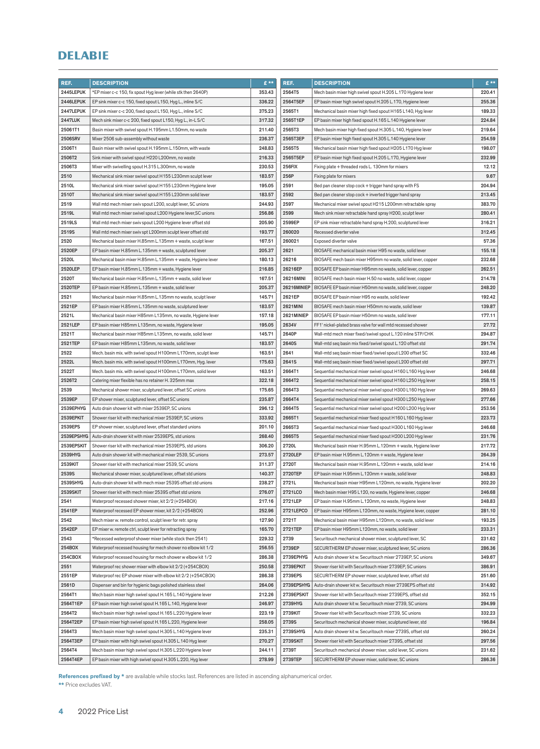# DELABIE

| REF. | DESCRIPTION | £ ** |
|---|---|---|
| 2445LEPUK | *EP mixer c-c 150, fix spout Hyg lever (while stk then 2640P) | 353.43 |
| 2446LEPUK | EP sink mixer c-c 150, fixed spout L150, Hyg L., inline S/C | 336.22 |
| 2447LEPUK | EP sink mixer c-c 200, fixed spout L150, Hyg L., inline S/C | 375.23 |
| 2447LUK | Mech sink mixer c-c 200, fixed spout L150, Hyg L., in-L S/C | 317.32 |
| 25061T1 | Basin mixer with swivel spout H.195mm L1.50mm, no waste | 211.40 |
| 2506SRV | Mixer 2506 sub-assembly without waste | 236.37 |
| 2506T1 | Basin mixer with swivel spout H.195mm L.150mm, with waste | 248.83 |
| 2506T2 | Sink mixer with swivel spout H220 L200mm, no waste | 216.33 |
| 2506T3 | Mixer with swivelling spout H.315 L.300mm, no waste | 230.53 |
| 2510 | Mechanical sink mixer swivel spout H155 L230mm sculpt lever | 183.57 |
| 2510L | Mechanical sink mixer swivel spout H155 L230mm Hygiene lever | 195.05 |
| 2510T | Mechanical sink mixer swivel spout H155 L230mm solid lever | 183.57 |
| 2519 | Wall mtd mech mixer swiv spout L200, sculpt lever, SC unions | 244.93 |
| 2519L | Wall mtd mech mixer swivel spout L200 Hygiene lever,SC unions | 256.86 |
| 2519LS | Wall mtd mech mixer swiv spout L200 Hygiene lever offset std | 205.90 |
| 2519S | Wall mtd mech mixer swiv spt L200mm sculpt lever offset std | 193.77 |
| 2520 | Mechanical basin mixer H.85mm L.135mm + waste, sculpt lever | 167.51 |
| 2520EP | EP basin mixer H.85mm L.135mm + waste, sculptured lever | 205.37 |
| 2520L | Mechanical basin mixer H.85mm L.135mm + waste, Hygiene lever | 180.13 |
| 2520LEP | EP basin mixer H.85mm L.135mm + waste, Hygiene lever | 216.85 |
| 2520T | Mechanical basin mixer H.85mm L.135mm + waste, solid lever | 167.51 |
| 2520TEP | EP basin mixer H.85mm L.135mm + waste, solid lever | 205.37 |
| 2521 | Mechanical basin mixer H.85mm L.135mm no waste, sculpt lever | 145.71 |
| 2521EP | EP basin mixer H.85mm L.135mm no waste, sculptured lever | 183.57 |
| 2521L | Mechanical basin mixer H85mm L135mm, no waste, Hygiene lever | 157.18 |
| 2521LEP | EP basin mixer H85mm L135mm, no waste, Hygiene lever | 195.05 |
| 2521T | Mechanical basin mixer H85mm L135mm, no waste, solid lever | 145.71 |
| 2521TEP | EP basin mixer H85mm L135mm, no waste, solid lever | 183.57 |
| 2522 | Mech. basin mix. with swivel spout H100mm L170mm, sculpt lever | 163.51 |
| 2522L | Mech. basin mix. with swivel spout H100mm L170mm, Hyg. lever | 175.63 |
| 2522T | Mech. basin mix. with swivel spout H100mm L170mm, solid lever | 163.51 |
| 2526T2 | Catering mixer flexible has no retainer H. 325mm max | 322.18 |
| 2539 | Mechanical shower mixer, sculptured lever, offset SC unions | 175.65 |
| 2539EP | EP shower mixer, sculptured lever, offset SC unions | 235.87 |
| 2539EPHYG | Auto drain shower kit with mixer 2539EP, SC unions | 296.12 |
| 2539EPKIT | Shower riser kit with mechanical mixer 2539EP, SC unions | 333.92 |
| 2539EPS | EP shower mixer, sculptured lever, offset standard unions | 201.10 |
| 2539EPSHYG | Auto-drain shower kit with mixer 2539EPS, std unions | 268.40 |
| 2539EPSKIT | Shower riser kit with mechanical mixer 2539EPS, std unions | 306.20 |
| 2539HYG | Auto drain shower kit with mechanical mixer 2539, SC unions | 273.57 |
| 2539KIT | Shower riser kit with mechanical mixer 2539, SC unions | 311.37 |
| 2539S | Mechanical shower mixer, sculptured lever, offset std unions | 140.37 |
| 2539SHYG | Auto-drain shower kit with mech mixer 2539S offset std unions | 238.27 |
| 2539SKIT | Shower riser kit with mech mixer 2539S offset std unions | 276.07 |
| 2541 | Waterproof recessed shower mixer, kit 2/2 (+254BOX) | 217.16 |
| 2541EP | Waterproof recessed EP shower mixer, kit 2/2 (+254BOX) | 252.96 |
| 2542 | Mech mixer w. remote control, sculpt lever for retr. spray | 127.90 |
| 2542EP | EP mixer w. remote ctrl, sculpt lever for retracting spray | 165.70 |
| 2543 | *Recessed waterproof shower mixer (while stock then 2541) | 229.32 |
| 254BOX | Waterproof recessed housing for mech shower no elbow kit 1/2 | 256.55 |
| 254CBOX | Waterproof recessed housing for mech shower w elbow kit 1/2 | 286.38 |
| 2551 | Waterproof rec shower mixer with elbow kit 2/2 (+254CBOX) | 250.58 |
| 2551EP | Waterproof rec EP shower mixer with elbow kit 2/2 (+254CBOX) | 286.38 |
| 2561D | Dispenser and bin for hygienic bags polished stainless steel | 264.06 |
| 2564T1 | Mech basin mixer high swivel spout H.165 L.140 Hygiene lever | 212.26 |
| 2564T1EP | EP basin mixer high swivel spout H.165 L.140, Hygiene lever | 246.97 |
| 2564T2 | Mech basin mixer high swivel spout H.165 L.220 Hygiene lever | 223.19 |
| 2564T2EP | EP basin mixer high swivel spout H.165 L.220, Hygiene lever | 258.05 |
| 2564T3 | Mech basin mixer high swivel spout H.305 L.140 Hygiene lever | 235.31 |
| 2564T3EP | EP basin mixer with high swivel spout H.305 L.140 Hyg lever | 270.27 |
| 2564T4 | Mech basin mixer high swivel spout H.305 L.220 Hygiene lever | 244.11 |
| 2564T4EP | EP basin mixer with high swivel spout H.305 L.220, Hyg lever | 278.99 |
| 2564T5 | Mech basin mixer high swivel spout H.205 L.170 Hygiene lever | 220.41 |
| 2564T5EP | EP basin mixer high swivel spout H.205 L.170, Hygiene lever | 255.36 |
| 2565T1 | Mechanical basin mixer high fixed spout H165 L140, Hyg lever | 189.33 |
| 2565T1EP | EP basin mixer high fixed spout H.165 L.140 Hygiene lever | 224.84 |
| 2565T3 | Mech basin mixer high fixed spout H.305 L.140, Hygiene lever | 219.64 |
| 2565T3EP | EP basin mixer high fixed spout H.305 L.140 Hygiene lever | 254.59 |
| 2565T5 | Mechanical basin mixer high fixed spout H205 L170 Hyg lever | 198.07 |
| 2565T5EP | EP basin mixer high fixed spout H.205 L.170, Hygiene lever | 232.99 |
| 256FIX | Fixing plate + threaded rods L. 130mm for mixers | 12.12 |
| 256P | Fixing plate for mixers | 9.67 |
| 2591 | Bed pan cleaner stop cock + trigger hand spray with FS | 204.94 |
| 2592 | Bed pan cleaner stop cock + inverted trigger hand spray | 213.45 |
| 2597 | Mechanical mixer swivel spout H215 L200mm retractable spray | 383.70 |
| 2599 | Mech sink mixer retractable hand spray H200, sculpt lever | 280.41 |
| 2599EP | EP sink mixer retractable hand spray H.200, sculptured lever | 316.21 |
| 260020 | Recessed diverter valve | 312.45 |
| 260021 | Exposed diverter valve | 57.36 |
| 2621 | BIOSAFE mechanical basin mixer H95 no waste, solid lever | 155.18 |
| 26216 | BIOSAFE mech basin mixer H95mm no waste, solid lever, copper | 232.68 |
| 26216EP | BIOSAFE EP basin mixer H95mm no waste, solid lever, copper | 262.51 |
| 26216MINI | BIOSAFE mech basin mixer H.50 no waste, solid lever, copper | 214.78 |
| 26216MINIEP | BIOSAFE EP basin mixer H50mm no waste, solid lever, copper | 248.20 |
| 2621EP | BIOSAFE EP basin mixer H95 no waste, solid lever | 192.42 |
| 2621MINI | BIOSAFE mech basin mixer H50mm no waste, solid lever | 139.87 |
| 2621MINIEP | BIOSAFE EP basin mixer H50mm no waste, solid lever | 177.11 |
| 2634V | FF1' nickel-plated brass valve for wall mtd recessed shower | 27.72 |
| 2640P | Wall-mtd mech mixer fixed/swivel spout L.120 inline STP/CHK | 294.87 |
| 2640S | Wall-mtd seq basin mix fixed/swivel spout L.120 offset std | 291.74 |
| 2641 | Wall-mtd seq basin mixer fixed/swivel spout L200 offset SC | 332.46 |
| 2641S | Wall-mtd seq basin mixer fixed/swivel spout L200 offset std | 297.71 |
| 2664T1 | Sequential mechanical mixer swivel spout H160 L160 Hyg lever | 246.68 |
| 2664T2 | Sequential mechanical mixer swivel spout H160 L250 Hyg lever | 258.15 |
| 2664T3 | Sequential mechanical mixer swivel spout H300 L160 Hyg lever | 269.63 |
| 2664T4 | Sequential mechanical mixer swivel spout H300 L250 Hyg lever | 277.66 |
| 2664T5 | Sequential mechanical mixer swivel spout H200 L200 Hyg lever | 253.56 |
| 2665T1 | Sequential mechanical mixer fixed spout H160 L160 Hyg lever | 223.73 |
| 2665T3 | Sequential mechanical mixer fixed spout H300 L160 Hyg lever | 246.68 |
| 2665T5 | Sequential mechanical mixer fixed spout H200 L200 Hyg lever | 231.76 |
| 2720L | Mechanical basin mixer H.95mm L.120mm + waste, Hygiene lever | 217.72 |
| 2720LEP | EP basin mixer H.95mm L.120mm + waste, Hygiene lever | 264.39 |
| 2720T | Mechanical basin mixer H.95mm L.120mm + waste, solid lever | 214.16 |
| 2720TEP | EP basin mixer H.95mm L.120mm + waste, solid lever | 248.83 |
| 2721L | Mechanical basin mixer H95mm L120mm, no waste, Hygiene lever | 202.20 |
| 2721LCO | Mech basin mixer H95 L120, no waste, Hygiene lever, copper | 246.68 |
| 2721LEP | EP basin mixer H.95mm L.120mm, no waste, Hygiene lever | 248.83 |
| 2721LEPCO | EP basin mixer H95mm L120mm, no waste, Hygiene lever, copper | 281.10 |
| 2721T | Mechanical basin mixer H95mm L120mm, no waste, solid lever | 193.25 |
| 2721TEP | EP basin mixer H95mm L120mm, no waste, solid lever | 233.31 |
| 2739 | Securitouch mechanical shower mixer, sculptured lever, SC | 231.62 |
| 2739EP | SECURITHERM EP shower mixer, sculptured lever, SC unions | 286.36 |
| 2739EPHYG | Auto drain shower kit w. Securitouch mixer 2739EP, SC unions | 349.67 |
| 2739EPKIT | Shower riser kit with Securitouch mixer 2739EP, SC unions | 386.91 |
| 2739EPS | SECURITHERM EP shower mixer, sculptured lever, std unions | 251.60 |
| 2739EPSHYG | Auto-drain shower kit w. Securitouch mixer 2739EPS offset std | 314.92 |
| 2739EPSKIT | Shower riser kit with Securitouch mixer 2739EPS, offset std | 352.15 |
| 2739HYG | Auto drain shower kit w. Securitouch mixer 2739, SC unions | 294.99 |
| 2739KIT | Shower riser kit with Securitouch mixer 2739, SC unions | 332.23 |
| 2739S | Securitouch mechanical shower mixer, sculptured lever, std | 196.84 |
| 2739SHYG | Auto drain shower kit w. Securitouch mixer 2739S, offset std | 260.24 |
| 2739SKIT | Shower riser kit with Securitouch mixer 2739S, offset std | 297.56 |
| 2739T | Securitouch mechanical shower mixer, solid lever, SC unions | 231.62 |
| 2739TEP | SECURITHERM EP shower mixer, solid lever, SC unions | 286.36 |

**References prefixed by *** are available while stocks last. References are listed in ascending alphanumerical order.

****** Price excludes VAT.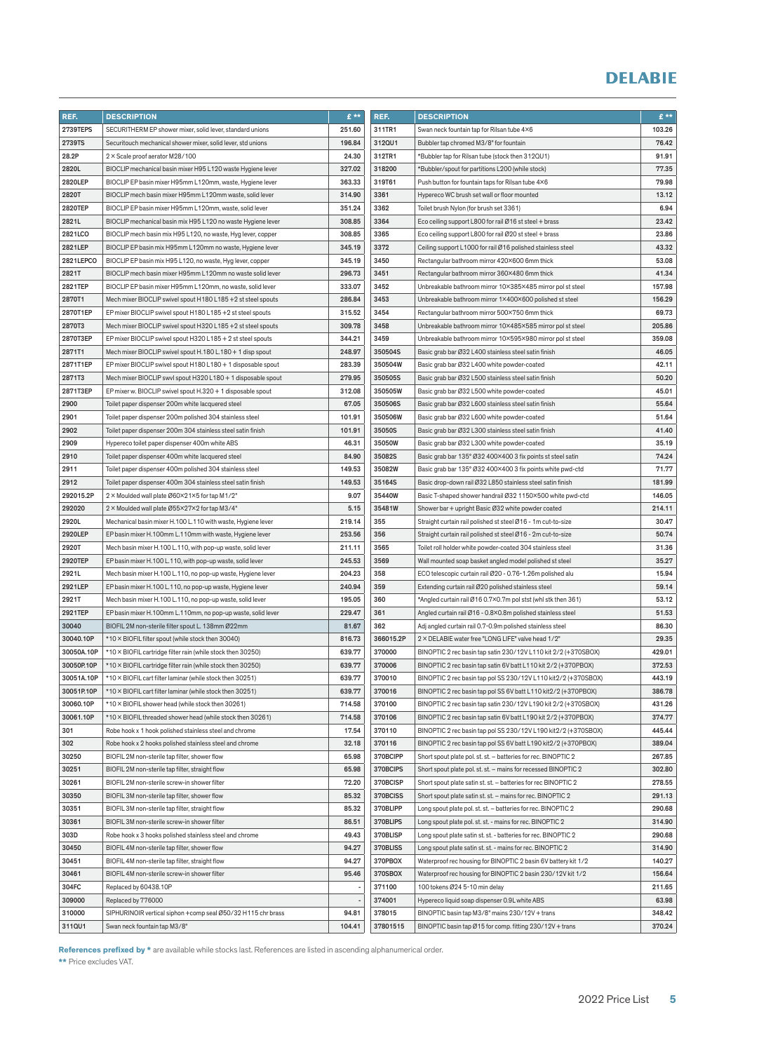# DELABIE

| REF. | DESCRIPTION | £ ** |
|---|---|---|
| 2739TEPS | SECURITHERM EP shower mixer, solid lever, standard unions | 251.60 |
| 2739TS | Securitouch mechanical shower mixer, solid lever, std unions | 196.84 |
| 28.2P | 2 × Scale proof aerator M28/100 | 24.30 |
| 2820L | BIOCLIP mechanical basin mixer H95 L120 waste Hygiene lever | 327.02 |
| 2820LEP | BIOCLIP EP basin mixer H95mm L120mm, waste, Hygiene lever | 363.33 |
| 2820T | BIOCLIP mech basin mixer H95mm L120mm waste, solid lever | 314.90 |
| 2820TEP | BIOCLIP EP basin mixer H95mm L120mm, waste, solid lever | 351.24 |
| 2821L | BIOCLIP mechanical basin mix H95 L120 no waste Hygiene lever | 308.85 |
| 2821LCO | BIOCLIP mech basin mix H95 L120, no waste, Hyg lever, copper | 308.85 |
| 2821LEP | BIOCLIP EP basin mix H95mm L120mm no waste, Hygiene lever | 345.19 |
| 2821LEPCO | BIOCLIP EP basin mix H95 L120, no waste, Hyg lever, copper | 345.19 |
| 2821T | BIOCLIP mech basin mixer H95mm L120mm no waste solid lever | 296.73 |
| 2821TEP | BIOCLIP EP basin mixer H95mm L120mm, no waste, solid lever | 333.07 |
| 2870T1 | Mech mixer BIOCLIP swivel spout H180 L185 +2 st steel spouts | 286.84 |
| 2870T1EP | EP mixer BIOCLIP swivel spout H180 L185 +2 st steel spouts | 315.52 |
| 2870T3 | Mech mixer BIOCLIP swivel spout H320 L185 +2 st steel spouts | 309.78 |
| 2870T3EP | EP mixer BIOCLIP swivel spout H320 L185 + 2 st steel spouts | 344.21 |
| 2871T1 | Mech mixer BIOCLIP swivel spout H.180 L.180 + 1 disp spout | 248.97 |
| 2871T1EP | EP mixer BIOCLIP swivel spout H180 L180 + 1 disposable spout | 283.39 |
| 2871T3 | Mech mixer BIOCLIP swvl spout H320 L180 + 1 disposable spout | 279.95 |
| 2871T3EP | EP mixer w. BIOCLIP swivel spout H.320 + 1 disposable spout | 312.08 |
| 2900 | Toilet paper dispenser 200m white lacquered steel | 67.05 |
| 2901 | Toilet paper dispenser 200m polished 304 stainless steel | 101.91 |
| 2902 | Toilet paper dispenser 200m 304 stainless steel satin finish | 101.91 |
| 2909 | Hypereco toilet paper dispenser 400m white ABS | 46.31 |
| 2910 | Toilet paper dispenser 400m white lacquered steel | 84.90 |
| 2911 | Toilet paper dispenser 400m polished 304 stainless steel | 149.53 |
| 2912 | Toilet paper dispenser 400m 304 stainless steel satin finish | 149.53 |
| 292015.2P | 2 × Moulded wall plate Ø60×21×5 for tap M1/2" | 9.07 |
| 292020 | 2 × Moulded wall plate Ø55×27×2 for tap M3/4" | 5.15 |
| 2920L | Mechanical basin mixer H.100 L.110 with waste, Hygiene lever | 219.14 |
| 2920LEP | EP basin mixer H.100mm L.110mm with waste, Hygiene lever | 253.56 |
| 2920T | Mech basin mixer H.100 L.110, with pop-up waste, solid lever | 211.11 |
| 2920TEP | EP basin mixer H.100 L.110, with pop-up waste, solid lever | 245.53 |
| 2921L | Mech basin mixer H.100 L.110, no pop-up waste, Hygiene lever | 204.23 |
| 2921LEP | EP basin mixer H.100 L.110, no pop-up waste, Hygiene lever | 240.94 |
| 2921T | Mech basin mixer H.100 L.110, no pop-up waste, solid lever | 195.05 |
| 2921TEP | EP basin mixer H.100mm L.110mm, no pop-up waste, solid lever | 229.47 |
| 30040 | BIOFIL 2M non-sterile filter spout L. 138mm Ø22mm | 81.67 |
| 30040.10P | *10 × BIOFIL filter spout (while stock then 30040) | 816.73 |
| 30050A.10P | *10 × BIOFIL cartridge filter rain (while stock then 30250) | 639.77 |
| 30050P.10P | *10 × BIOFIL cartridge filter rain (while stock then 30250) | 639.77 |
| 30051A.10P | *10 × BIOFIL cart filter laminar (while stock then 30251) | 639.77 |
| 30051P.10P | *10 × BIOFIL cart filter laminar (while stock then 30251) | 639.77 |
| 30060.10P | *10 × BIOFIL shower head (while stock then 30261) | 714.58 |
| 30061.10P | *10 × BIOFIL threaded shower head (while stock then 30261) | 714.58 |
| 301 | Robe hook x 1 hook polished stainless steel and chrome | 17.54 |
| 302 | Robe hook x 2 hooks polished stainless steel and chrome | 32.18 |
| 30250 | BIOFIL 2M non-sterile tap filter, shower flow | 65.98 |
| 30251 | BIOFIL 2M non-sterile tap filter, straight flow | 65.98 |
| 30261 | BIOFIL 2M non-sterile screw-in shower filter | 72.20 |
| 30350 | BIOFIL 3M non-sterile tap filter, shower flow | 85.32 |
| 30351 | BIOFIL 3M non-sterile tap filter, straight flow | 85.32 |
| 30361 | BIOFIL 3M non-sterile screw-in shower filter | 86.51 |
| 303D | Robe hook x 3 hooks polished stainless steel and chrome | 49.43 |
| 30450 | BIOFIL 4M non-sterile tap filter, shower flow | 94.27 |
| 30451 | BIOFIL 4M non-sterile tap filter, straight flow | 94.27 |
| 30461 | BIOFIL 4M non-sterile screw-in shower filter | 95.46 |
| 304FC | Replaced by 60438.10P | - |
| 309000 | Replaced by 776000 | - |
| 310000 | SIPHURINOIR vertical siphon +comp seal Ø50/32 H115 chr brass | 94.81 |
| 311QU1 | Swan neck fountain tap M3/8" | 104.41 |
| 311TR1 | Swan neck fountain tap for Rilsan tube 4×6 | 103.26 |
| 312QU1 | Bubbler tap chromed M3/8" for fountain | 76.42 |
| 312TR1 | *Bubbler tap for Rilsan tube (stock then 312QU1) | 91.91 |
| 318200 | *Bubbler/spout for partitions L200 (while stock) | 77.35 |
| 319T61 | Push button for fountain taps for Rilsan tube 4×6 | 79.98 |
| 3361 | Hypereco WC brush set wall or floor mounted | 13.12 |
| 3362 | Toilet brush Nylon (for brush set 3361) | 6.94 |
| 3364 | Eco ceiling support L800 for rail Ø16 st steel + brass | 23.42 |
| 3365 | Eco ceiling support L800 for rail Ø20 st steel + brass | 23.86 |
| 3372 | Ceiling support L1000 for rail Ø16 polished stainless steel | 43.32 |
| 3450 | Rectangular bathroom mirror 420×600 6mm thick | 53.08 |
| 3451 | Rectangular bathroom mirror 360×480 6mm thick | 41.34 |
| 3452 | Unbreakable bathroom mirror 10×385×485 mirror pol st steel | 157.98 |
| 3453 | Unbreakable bathroom mirror 1×400×600 polished st steel | 156.29 |
| 3454 | Rectangular bathroom mirror 500×750 6mm thick | 69.73 |
| 3458 | Unbreakable bathroom mirror 10×485×585 mirror pol st steel | 205.86 |
| 3459 | Unbreakable bathroom mirror 10×595×980 mirror pol st steel | 359.08 |
| 350504S | Basic grab bar Ø32 L400 stainless steel satin finish | 46.05 |
| 350504W | Basic grab bar Ø32 L400 white powder-coated | 42.11 |
| 350505S | Basic grab bar Ø32 L500 stainless steel satin finish | 50.20 |
| 350505W | Basic grab bar Ø32 L500 white powder-coated | 45.01 |
| 350506S | Basic grab bar Ø32 L600 stainless steel satin finish | 55.64 |
| 350506W | Basic grab bar Ø32 L600 white powder-coated | 51.64 |
| 35050S | Basic grab bar Ø32 L300 stainless steel satin finish | 41.40 |
| 35050W | Basic grab bar Ø32 L300 white powder-coated | 35.19 |
| 35082S | Basic grab bar 135° Ø32 400×400 3 fix points st steel satin | 74.24 |
| 35082W | Basic grab bar 135° Ø32 400×400 3 fix points white pwd-ctd | 71.77 |
| 35164S | Basic drop-down rail Ø32 L850 stainless steel satin finish | 181.99 |
| 35440W | Basic T-shaped shower handrail Ø32 1150×500 white pwd-ctd | 146.05 |
| 35481W | Shower bar + upright Basic Ø32 white powder coated | 214.11 |
| 355 | Straight curtain rail polished st steel Ø16 - 1m cut-to-size | 30.47 |
| 356 | Straight curtain rail polished st steel Ø16 - 2m cut-to-size | 50.74 |
| 3565 | Toilet roll holder white powder-coated 304 stainless steel | 31.36 |
| 3569 | Wall mounted soap basket angled model polished st steel | 35.27 |
| 358 | ECO telescopic curtain rail Ø20 - 0.76-1.26m polished alu | 15.94 |
| 359 | Extending curtain rail Ø20 polished stainless steel | 59.14 |
| 360 | *Angled curtain rail Ø16 0.7×0.7m pol stst (whl stk then 361) | 53.12 |
| 361 | Angled curtain rail Ø16 - 0.8×0.8m polished stainless steel | 51.53 |
| 362 | Adj angled curtain rail 0.7-0.9m polished stainless steel | 86.30 |
| 366015.2P | 2 × DELABIE water free "LONG LIFE" valve head 1/2" | 29.35 |
| 370000 | BINOPTIC 2 rec basin tap satin 230/12V L110 kit 2/2 (+370SBOX) | 429.01 |
| 370006 | BINOPTIC 2 rec basin tap satin 6V batt L110 kit 2/2 (+370PBOX) | 372.53 |
| 370010 | BINOPTIC 2 rec basin tap pol SS 230/12V L110 kit2/2 (+370SBOX) | 443.19 |
| 370016 | BINOPTIC 2 rec basin tap pol SS 6V batt L110 kit2/2 (+370PBOX) | 386.78 |
| 370100 | BINOPTIC 2 rec basin tap satin 230/12V L190 kit 2/2 (+370SBOX) | 431.26 |
| 370106 | BINOPTIC 2 rec basin tap satin 6V batt L190 kit 2/2 (+370PBOX) | 374.77 |
| 370110 | BINOPTIC 2 rec basin tap pol SS 230/12V L190 kit2/2 (+370SBOX) | 445.44 |
| 370116 | BINOPTIC 2 rec basin tap pol SS 6V batt L190 kit2/2 (+370PBOX) | 389.04 |
| 370BCIPP | Short spout plate pol. st. st. – batteries for rec. BINOPTIC 2 | 267.85 |
| 370BCIPS | Short spout plate pol. st. st. – mains for recessed BINOPTIC 2 | 302.80 |
| 370BCISP | Short spout plate satin st. st. – batteries for rec BINOPTIC 2 | 278.55 |
| 370BCISS | Short spout plate satin st. st. – mains for rec. BINOPTIC 2 | 291.13 |
| 370BLIPP | Long spout plate pol. st. st. – batteries for rec. BINOPTIC 2 | 290.68 |
| 370BLIPS | Long spout plate pol. st. st. - mains for rec. BINOPTIC 2 | 314.90 |
| 370BLISP | Long spout plate satin st. st. - batteries for rec. BINOPTIC 2 | 290.68 |
| 370BLISS | Long spout plate satin st. st. - mains for rec. BINOPTIC 2 | 314.90 |
| 370PBOX | Waterproof rec housing for BINOPTIC 2 basin 6V battery kit 1/2 | 140.27 |
| 370SBOX | Waterproof rec housing for BINOPTIC 2 basin 230/12V kit 1/2 | 156.64 |
| 371100 | 100 tokens Ø24 5-10 min delay | 211.65 |
| 374001 | Hypereco liquid soap dispenser 0.9L white ABS | 63.98 |
| 378015 | BINOPTIC basin tap M3/8" mains 230/12V + trans | 348.42 |
| 37801515 | BINOPTIC basin tap Ø15 for comp. fitting 230/12V + trans | 370.24 |

**References prefixed by *** are available while stocks last. References are listed in ascending alphanumerical order.

** Price excludes VAT.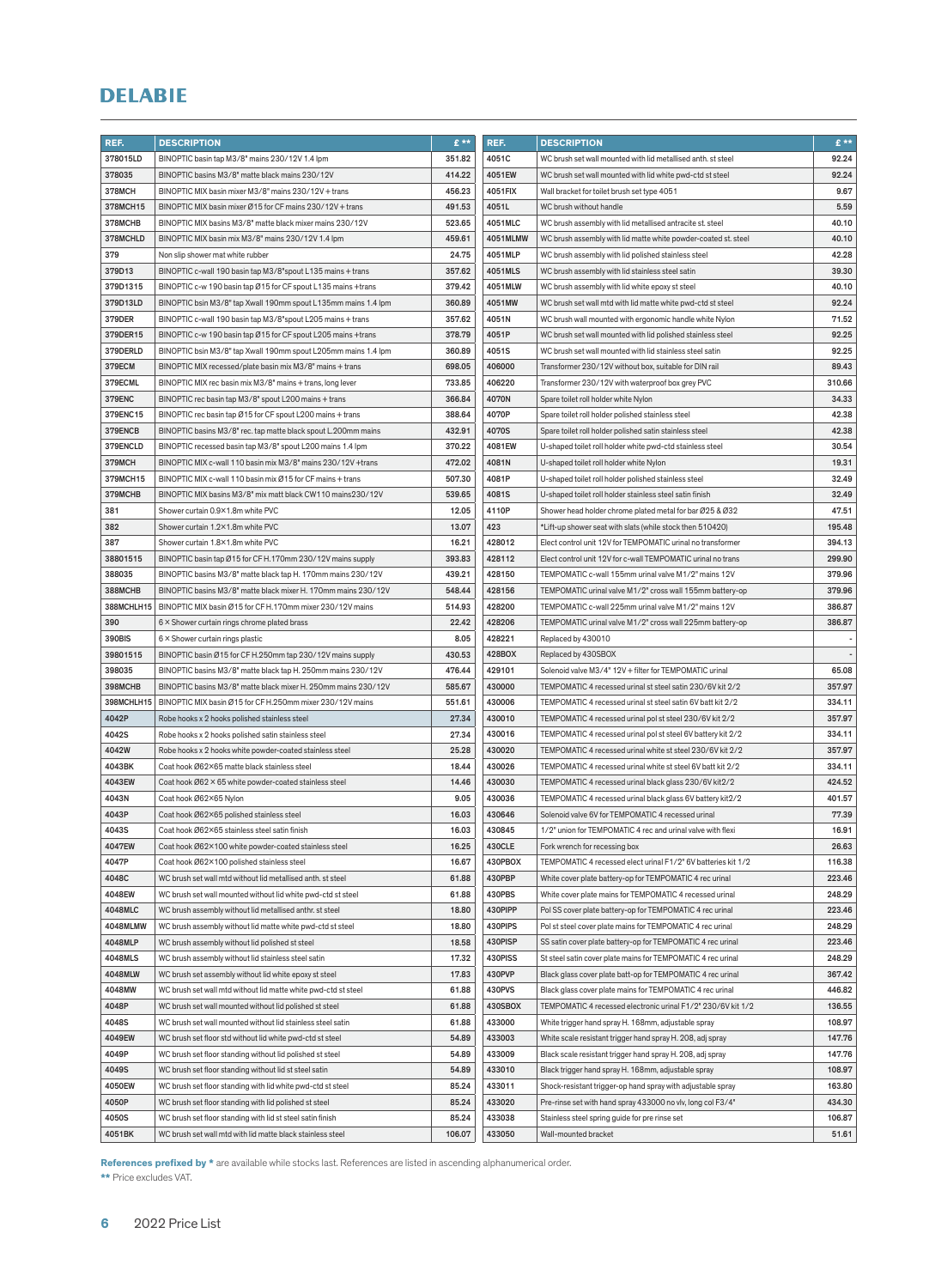# DELABIE

| REF. | DESCRIPTION | £ ** |
|---|---|---|
| 378015LD | BINOPTIC basin tap M3/8" mains 230/12V 1.4 lpm | 351.82 |
| 378035 | BINOPTIC basins M3/8" matte black mains 230/12V | 414.22 |
| 378MCH | BINOPTIC MIX basin mixer M3/8" mains 230/12V + trans | 456.23 |
| 378MCH15 | BINOPTIC MIX basin mixer Ø15 for CF mains 230/12V + trans | 491.53 |
| 378MCHB | BINOPTIC MIX basins M3/8" matte black mixer mains 230/12V | 523.65 |
| 378MCHLD | BINOPTIC MIX basin mix M3/8" mains 230/12V 1.4 lpm | 459.61 |
| 379 | Non slip shower mat white rubber | 24.75 |
| 379D13 | BINOPTIC c-wall 190 basin tap M3/8"spout L135 mains + trans | 357.62 |
| 379D1315 | BINOPTIC c-w 190 basin tap Ø15 for CF spout L135 mains +trans | 379.42 |
| 379D13LD | BINOPTIC bsin M3/8" tap Xwall 190mm spout L135mm mains 1.4 lpm | 360.89 |
| 379DER | BINOPTIC c-wall 190 basin tap M3/8"spout L205 mains + trans | 357.62 |
| 379DER15 | BINOPTIC c-w 190 basin tap Ø15 for CF spout L205 mains +trans | 378.79 |
| 379DERLD | BINOPTIC bsin M3/8" tap Xwall 190mm spout L205mm mains 1.4 lpm | 360.89 |
| 379ECM | BINOPTIC MIX recessed/plate basin mix M3/8" mains + trans | 698.05 |
| 379ECML | BINOPTIC MIX rec basin mix M3/8" mains + trans, long lever | 733.85 |
| 379ENC | BINOPTIC rec basin tap M3/8" spout L200 mains + trans | 366.84 |
| 379ENC15 | BINOPTIC rec basin tap Ø15 for CF spout L200 mains + trans | 388.64 |
| 379ENCB | BINOPTIC basins M3/8" rec. tap matte black spout L.200mm mains | 432.91 |
| 379ENCLD | BINOPTIC recessed basin tap M3/8" spout L200 mains 1.4 lpm | 370.22 |
| 379MCH | BINOPTIC MIX c-wall 110 basin mix M3/8" mains 230/12V +trans | 472.02 |
| 379MCH15 | BINOPTIC MIX c-wall 110 basin mix Ø15 for CF mains + trans | 507.30 |
| 379MCHB | BINOPTIC MIX basins M3/8" mix matt black CW110 mains230/12V | 539.65 |
| 381 | Shower curtain 0.9×1.8m white PVC | 12.05 |
| 382 | Shower curtain 1.2×1.8m white PVC | 13.07 |
| 387 | Shower curtain 1.8×1.8m white PVC | 16.21 |
| 38801515 | BINOPTIC basin tap Ø15 for CF H.170mm 230/12V mains supply | 393.83 |
| 388035 | BINOPTIC basins M3/8" matte black tap H. 170mm mains 230/12V | 439.21 |
| 388MCHB | BINOPTIC basins M3/8" matte black mixer H. 170mm mains 230/12V | 548.44 |
| 388MCHLH15 | BINOPTIC MIX basin Ø15 for CF H.170mm mixer 230/12V mains | 514.93 |
| 390 | 6 × Shower curtain rings chrome plated brass | 22.42 |
| 390BIS | 6 × Shower curtain rings plastic | 8.05 |
| 39801515 | BINOPTIC basin Ø15 for CF H.250mm tap 230/12V mains supply | 430.53 |
| 398035 | BINOPTIC basins M3/8" matte black tap H. 250mm mains 230/12V | 476.44 |
| 398MCHB | BINOPTIC basins M3/8" matte black mixer H. 250mm mains 230/12V | 585.67 |
| 398MCHLH15 | BINOPTIC MIX basin Ø15 for CF H.250mm mixer 230/12V mains | 551.61 |
| 4042P | Robe hooks x 2 hooks polished stainless steel | 27.34 |
| 4042S | Robe hooks x 2 hooks polished satin stainless steel | 27.34 |
| 4042W | Robe hooks x 2 hooks white powder-coated stainless steel | 25.28 |
| 4043BK | Coat hook Ø62×65 matte black stainless steel | 18.44 |
| 4043EW | Coat hook Ø62 × 65 white powder-coated stainless steel | 14.46 |
| 4043N | Coat hook Ø62×65 Nylon | 9.05 |
| 4043P | Coat hook Ø62×65 polished stainless steel | 16.03 |
| 4043S | Coat hook Ø62×65 stainless steel satin finish | 16.03 |
| 4047EW | Coat hook Ø62×100 white powder-coated stainless steel | 16.25 |
| 4047P | Coat hook Ø62×100 polished stainless steel | 16.67 |
| 4048C | WC brush set wall mtd without lid metallised anth. st steel | 61.88 |
| 4048EW | WC brush set wall mounted without lid white pwd-ctd st steel | 61.88 |
| 4048MLC | WC brush assembly without lid metallised anthr. st steel | 18.80 |
| 4048MLMW | WC brush assembly without lid matte white pwd-ctd st steel | 18.80 |
| 4048MLP | WC brush assembly without lid polished st steel | 18.58 |
| 4048MLS | WC brush assembly without lid stainless steel satin | 17.32 |
| 4048MLW | WC brush set assembly without lid white epoxy st steel | 17.83 |
| 4048MW | WC brush set wall mtd without lid matte white pwd-ctd st steel | 61.88 |
| 4048P | WC brush set wall mounted without lid polished st steel | 61.88 |
| 4048S | WC brush set wall mounted without lid stainless steel satin | 61.88 |
| 4049EW | WC brush set floor std without lid white pwd-ctd st steel | 54.89 |
| 4049P | WC brush set floor standing without lid polished st steel | 54.89 |
| 4049S | WC brush set floor standing without lid st steel satin | 54.89 |
| 4050EW | WC brush set floor standing with lid white pwd-ctd st steel | 85.24 |
| 4050P | WC brush set floor standing with lid polished st steel | 85.24 |
| 4050S | WC brush set floor standing with lid st steel satin finish | 85.24 |
| 4051BK | WC brush set wall mtd with lid matte black stainless steel | 106.07 |
| 4051C | WC brush set wall mounted with lid metallised anth. st steel | 92.24 |
| 4051EW | WC brush set wall mounted with lid white pwd-ctd st steel | 92.24 |
| 4051FIX | Wall bracket for toilet brush set type 4051 | 9.67 |
| 4051L | WC brush without handle | 5.59 |
| 4051MLC | WC brush assembly with lid metallised antracite st. steel | 40.10 |
| 4051MLMW | WC brush assembly with lid matte white powder-coated st. steel | 40.10 |
| 4051MLP | WC brush assembly with lid polished stainless steel | 42.28 |
| 4051MLS | WC brush assembly with lid stainless steel satin | 39.30 |
| 4051MLW | WC brush assembly with lid white epoxy st steel | 40.10 |
| 4051MW | WC brush set wall mtd with lid matte white pwd-ctd st steel | 92.24 |
| 4051N | WC brush wall mounted with ergonomic handle white Nylon | 71.52 |
| 4051P | WC brush set wall mounted with lid polished stainless steel | 92.25 |
| 4051S | WC brush set wall mounted with lid stainless steel satin | 92.25 |
| 406000 | Transformer 230/12V without box, suitable for DIN rail | 89.43 |
| 406220 | Transformer 230/12V with waterproof box grey PVC | 310.66 |
| 4070N | Spare toilet roll holder white Nylon | 34.33 |
| 4070P | Spare toilet roll holder polished stainless steel | 42.38 |
| 4070S | Spare toilet roll holder polished satin stainless steel | 42.38 |
| 4081EW | U-shaped toilet roll holder white pwd-ctd stainless steel | 30.54 |
| 4081N | U-shaped toilet roll holder white Nylon | 19.31 |
| 4081P | U-shaped toilet roll holder polished stainless steel | 32.49 |
| 4081S | U-shaped toilet roll holder stainless steel satin finish | 32.49 |
| 4110P | Shower head holder chrome plated metal for bar Ø25 & Ø32 | 47.51 |
| 423 | *Lift-up shower seat with slats (while stock then 510420) | 195.48 |
| 428012 | Elect control unit 12V for TEMPOMATIC urinal no transformer | 394.13 |
| 428112 | Elect control unit 12V for c-wall TEMPOMATIC urinal no trans | 299.90 |
| 428150 | TEMPOMATIC c-wall 155mm urinal valve M1/2" mains 12V | 379.96 |
| 428156 | TEMPOMATIC urinal valve M1/2" cross wall 155mm battery-op | 379.96 |
| 428200 | TEMPOMATIC c-wall 225mm urinal valve M1/2" mains 12V | 386.87 |
| 428206 | TEMPOMATIC urinal valve M1/2" cross wall 225mm battery-op | 386.87 |
| 428221 | Replaced by 430010 | - |
| 428BOX | Replaced by 430SBOX | - |
| 429101 | Solenoid valve M3/4" 12V + filter for TEMPOMATIC urinal | 65.08 |
| 430000 | TEMPOMATIC 4 recessed urinal st steel satin 230/6V kit 2/2 | 357.97 |
| 430006 | TEMPOMATIC 4 recessed urinal st steel satin 6V batt kit 2/2 | 334.11 |
| 430010 | TEMPOMATIC 4 recessed urinal pol st steel 230/6V kit 2/2 | 357.97 |
| 430016 | TEMPOMATIC 4 recessed urinal pol st steel 6V battery kit 2/2 | 334.11 |
| 430020 | TEMPOMATIC 4 recessed urinal white st steel 230/6V kit 2/2 | 357.97 |
| 430026 | TEMPOMATIC 4 recessed urinal white st steel 6V batt kit 2/2 | 334.11 |
| 430030 | TEMPOMATIC 4 recessed urinal black glass 230/6V kit2/2 | 424.52 |
| 430036 | TEMPOMATIC 4 recessed urinal black glass 6V battery kit2/2 | 401.57 |
| 430646 | Solenoid valve 6V for TEMPOMATIC 4 recessed urinal | 77.39 |
| 430845 | 1/2" union for TEMPOMATIC 4 rec and urinal valve with flexi | 16.91 |
| 430CLE | Fork wrench for recessing box | 26.63 |
| 430PBOX | TEMPOMATIC 4 recessed elect urinal F1/2" 6V batteries kit 1/2 | 116.38 |
| 430PBP | White cover plate battery-op for TEMPOMATIC 4 rec urinal | 223.46 |
| 430PBS | White cover plate mains for TEMPOMATIC 4 recessed urinal | 248.29 |
| 430PIPP | Pol SS cover plate battery-op for TEMPOMATIC 4 rec urinal | 223.46 |
| 430PIPS | Pol st steel cover plate mains for TEMPOMATIC 4 rec urinal | 248.29 |
| 430PISP | SS satin cover plate battery-op for TEMPOMATIC 4 rec urinal | 223.46 |
| 430PISS | St steel satin cover plate mains for TEMPOMATIC 4 rec urinal | 248.29 |
| 430PVP | Black glass cover plate batt-op for TEMPOMATIC 4 rec urinal | 367.42 |
| 430PVS | Black glass cover plate mains for TEMPOMATIC 4 rec urinal | 446.82 |
| 430SBOX | TEMPOMATIC 4 recessed electronic urinal F1/2" 230/6V kit 1/2 | 136.55 |
| 433000 | White trigger hand spray H. 168mm, adjustable spray | 108.97 |
| 433003 | White scale resistant trigger hand spray H. 208, adj spray | 147.76 |
| 433009 | Black scale resistant trigger hand spray H. 208, adj spray | 147.76 |
| 433010 | Black trigger hand spray H. 168mm, adjustable spray | 108.97 |
| 433011 | Shock-resistant trigger-op hand spray with adjustable spray | 163.80 |
| 433020 | Pre-rinse set with hand spray 433000 no vlv, long col F3/4" | 434.30 |
| 433038 | Stainless steel spring guide for pre rinse set | 106.87 |
| 433050 | Wall-mounted bracket | 51.61 |

**References prefixed by *** are available while stocks last. References are listed in ascending alphanumerical order.

** Price excludes VAT.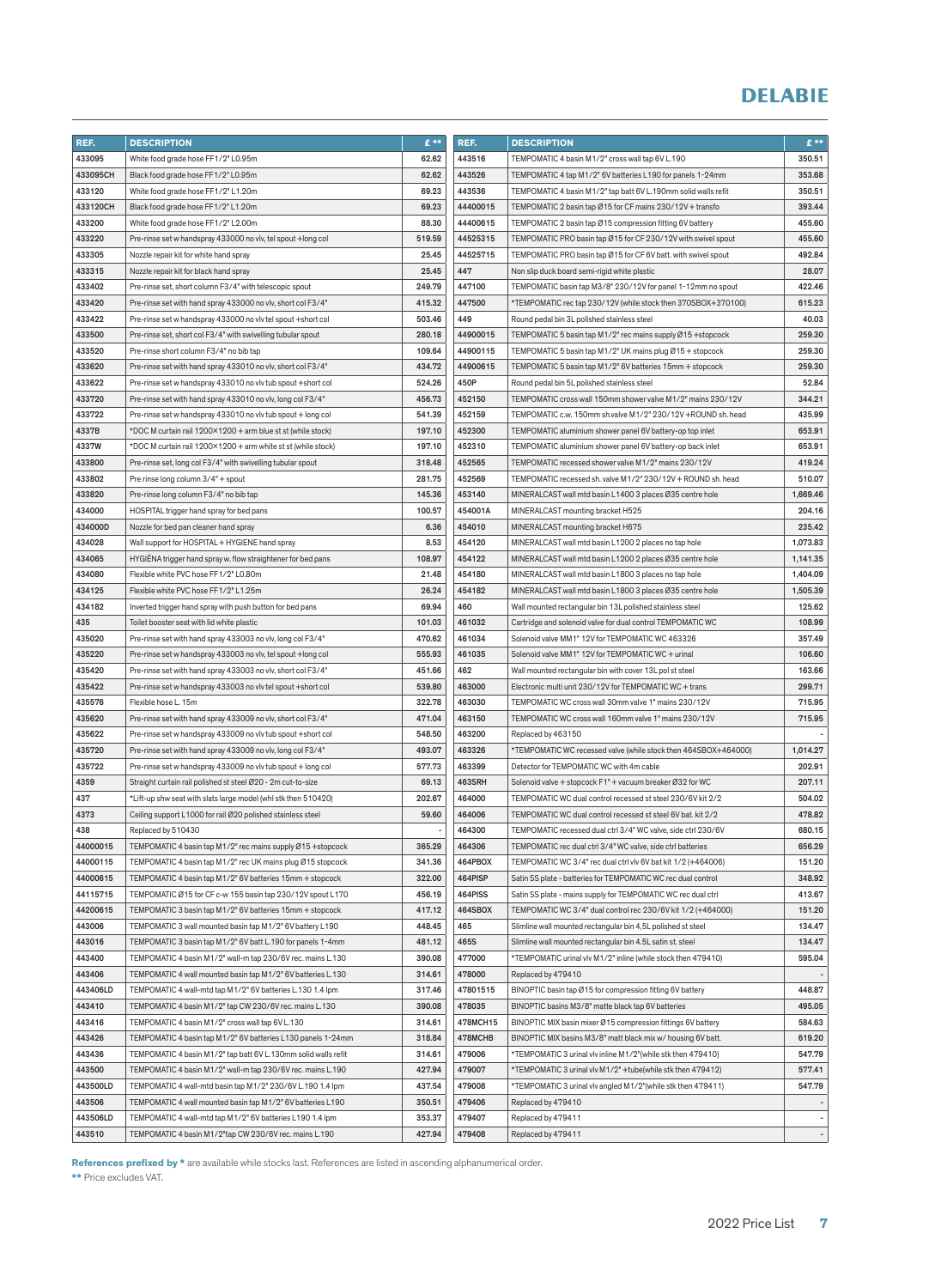| REF. | DESCRIPTION | £ ** |
|---|---|---|
| 433095 | White food grade hose FF1/2" L0.95m | 62.62 |
| 433095CH | Black food grade hose FF1/2" L0.95m | 62.62 |
| 433120 | White food grade hose FF1/2" L1.20m | 69.23 |
| 433120CH | Black food grade hose FF1/2" L1.20m | 69.23 |
| 433200 | White food grade hose FF1/2" L2.00m | 88.30 |
| 433220 | Pre-rinse set w handspray 433000 no vlv, tel spout +long col | 519.59 |
| 433305 | Nozzle repair kit for white hand spray | 25.45 |
| 433315 | Nozzle repair kit for black hand spray | 25.45 |
| 433402 | Pre-rinse set, short column F3/4" with telescopic spout | 249.79 |
| 433420 | Pre-rinse set with hand spray 433000 no vlv, short col F3/4" | 415.32 |
| 433422 | Pre-rinse set w handspray 433000 no vlv, tel spout +short col | 503.46 |
| 433500 | Pre-rinse set, short col F3/4" with swivelling tubular spout | 280.18 |
| 433520 | Pre-rinse short column F3/4" no bib tap | 109.64 |
| 433620 | Pre-rinse set with hand spray 433010 no vlv, short col F3/4" | 434.72 |
| 433622 | Pre-rinse set w handspray 433010 no vlv tub spout +short col | 524.26 |
| 433720 | Pre-rinse set with hand spray 433010 no vlv, long col F3/4" | 456.73 |
| 433722 | Pre-rinse set w handspray 433010 no vlv tub spout + long col | 541.39 |
| 4337B | *DOC M curtain rail 1200×1200 + arm blue st st (while stock) | 197.10 |
| 4337W | *DOC M curtain rail 1200×1200 + arm white st st (while stock) | 197.10 |
| 433800 | Pre-rinse set, long col F3/4" with swivelling tubular spout | 318.48 |
| 433802 | Pre rinse long column 3/4" + spout | 281.75 |
| 433820 | Pre-rinse long column F3/4" no bib tap | 145.36 |
| 434000 | HOSPITAL trigger hand spray for bed pans | 100.57 |
| 434000D | Nozzle for bed pan cleaner hand spray | 6.36 |
| 434028 | Wall support for HOSPITAL + HYGIENE hand spray | 8.53 |
| 434065 | HYGIÉNA trigger hand spray w. flow straightener for bed pans | 108.97 |
| 434080 | Flexible white PVC hose FF1/2" L0.80m | 21.48 |
| 434125 | Flexible white PVC hose FF1/2" L1.25m | 26.24 |
| 434182 | Inverted trigger hand spray with push button for bed pans | 69.94 |
| 435 | Toilet booster seat with lid white plastic | 101.03 |
| 435020 | Pre-rinse set with hand spray 433003 no vlv, long col F3/4" | 470.62 |
| 435220 | Pre-rinse set w handspray 433003 no vlv, tel spout +long col | 555.93 |
| 435420 | Pre-rinse set with hand spray 433003 no vlv, short col F3/4" | 451.66 |
| 435422 | Pre-rinse set w handspray 433003 no vlv tel spout +short col | 539.80 |
| 435576 | Flexible hose L. 15m | 322.78 |
| 435620 | Pre-rinse set with hand spray 433009 no vlv, short col F3/4" | 471.04 |
| 435622 | Pre-rinse set w handspray 433009 no vlv tub spout +short col | 548.50 |
| 435720 | Pre-rinse set with hand spray 433009 no vlv, long col F3/4" | 493.07 |
| 435722 | Pre-rinse set w handspray 433009 no vlv tub spout + long col | 577.73 |
| 4359 | Straight curtain rail polished st steel Ø20 - 2m cut-to-size | 69.13 |
| 437 | *Lift-up shw seat with slats large model (whl stk then 510420) | 202.67 |
| 4373 | Ceiling support L1000 for rail Ø20 polished stainless steel | 59.60 |
| 438 | Replaced by 510430 | - |
| 44000015 | TEMPOMATIC 4 basin tap M1/2" rec mains supply Ø15 +stopcock | 365.29 |
| 44000115 | TEMPOMATIC 4 basin tap M1/2" rec UK mains plug Ø15 stopcock | 341.36 |
| 44000615 | TEMPOMATIC 4 basin tap M1/2" 6V batteries 15mm + stopcock | 322.00 |
| 44115715 | TEMPOMATIC Ø15 for CF c-w 155 basin tap 230/12V spout L170 | 456.19 |
| 44200615 | TEMPOMATIC 3 basin tap M1/2" 6V batteries 15mm + stopcock | 417.12 |
| 443006 | TEMPOMATIC 3 wall mounted basin tap M1/2" 6V battery L190 | 448.45 |
| 443016 | TEMPOMATIC 3 basin tap M1/2" 6V batt L.190 for panels 1-4mm | 481.12 |
| 443400 | TEMPOMATIC 4 basin M1/2" wall-m tap 230/6V rec. mains L130 | 390.08 |
| 443406 | TEMPOMATIC 4 wall mounted basin tap M1/2" 6V batteries L130 | 314.61 |
| 443406LD | TEMPOMATIC 4 wall-mtd tap M1/2" 6V batteries L.130 1.4 lpm | 317.46 |
| 443410 | TEMPOMATIC 4 basin M1/2" tap CW 230/6V rec. mains L.130 | 390.08 |
| 443416 | TEMPOMATIC 4 basin M1/2" cross wall tap 6V L.130 | 314.61 |
| 443426 | TEMPOMATIC 4 basin tap M1/2" 6V batteries L130 panels 1-24mm | 318.84 |
| 443436 | TEMPOMATIC 4 basin M1/2" tap batt 6V L.130mm solid walls refit | 314.61 |
| 443500 | TEMPOMATIC 4 basin M1/2" wall-m tap 230/6V rec. mains L.190 | 427.94 |
| 443500LD | TEMPOMATIC 4 wall-mtd basin tap M1/2" 230/6V L.190 1.4 lpm | 437.54 |
| 443506 | TEMPOMATIC 4 wall mounted basin tap M1/2" 6V batteries L190 | 350.51 |
| 443506LD | TEMPOMATIC 4 wall-mtd tap M1/2" 6V batteries L190 1.4 lpm | 353.37 |
| 443510 | TEMPOMATIC 4 basin M1/2"tap CW 230/6V rec. mains L.190 | 427.94 |
| 443516 | TEMPOMATIC 4 basin M1/2" cross wall tap 6V L.190 | 350.51 |
| 443526 | TEMPOMATIC 4 tap M1/2" 6V batteries L190 for panels 1-24mm | 353.68 |
| 443536 | TEMPOMATIC 4 basin M1/2" tap batt 6V L.190mm solid walls refit | 350.51 |
| 44400015 | TEMPOMATIC 2 basin tap Ø15 for CF mains 230/12V + transfo | 393.44 |
| 44400615 | TEMPOMATIC 2 basin tap Ø15 compression fitting 6V battery | 455.60 |
| 44525315 | TEMPOMATIC PRO basin tap Ø15 for CF 230/12V with swivel spout | 455.60 |
| 44525715 | TEMPOMATIC PRO basin tap Ø15 for CF 6V batt. with swivel spout | 492.84 |
| 447 | Non slip duck board semi-rigid white plastic | 28.07 |
| 447100 | TEMPOMATIC basin tap M3/8" 230/12V for panel 1-12mm no spout | 422.46 |
| 447500 | *TEMPOMATIC rec tap 230/12V (while stock then 370SBOX+370100) | 615.23 |
| 449 | Round pedal bin 3L polished stainless steel | 40.03 |
| 44900015 | TEMPOMATIC 5 basin tap M1/2" rec mains supply Ø15 +stopcock | 259.30 |
| 44900115 | TEMPOMATIC 5 basin tap M1/2" UK mains plug Ø15 + stopcock | 259.30 |
| 44900615 | TEMPOMATIC 5 basin tap M1/2" 6V batteries 15mm + stopcock | 259.30 |
| 450P | Round pedal bin 5L polished stainless steel | 52.84 |
| 452150 | TEMPOMATIC cross wall 150mm shower valve M1/2" mains 230/12V | 344.21 |
| 452159 | TEMPOMATIC c.w. 150mm sh.valve M1/2" 230/12V +ROUND sh. head | 435.99 |
| 452300 | TEMPOMATIC aluminium shower panel 6V battery-op top inlet | 653.91 |
| 452310 | TEMPOMATIC aluminium shower panel 6V battery-op back inlet | 653.91 |
| 452565 | TEMPOMATIC recessed shower valve M1/2" mains 230/12V | 419.24 |
| 452569 | TEMPOMATIC recessed sh. valve M1/2" 230/12V + ROUND sh. head | 510.07 |
| 453140 | MINERALCAST wall mtd basin L1400 3 places Ø35 centre hole | 1,669.46 |
| 454001A | MINERALCAST mounting bracket H525 | 204.16 |
| 454010 | MINERALCAST mounting bracket H675 | 235.42 |
| 454120 | MINERALCAST wall mtd basin L1200 2 places no tap hole | 1,073.83 |
| 454122 | MINERALCAST wall mtd basin L1200 2 places Ø35 centre hole | 1,141.35 |
| 454180 | MINERALCAST wall mtd basin L1800 3 places no tap hole | 1,404.09 |
| 454182 | MINERALCAST wall mtd basin L1800 3 places Ø35 centre hole | 1,505.39 |
| 460 | Wall mounted rectangular bin 13L polished stainless steel | 125.62 |
| 461032 | Cartridge and solenoid valve for dual control TEMPOMATIC WC | 108.99 |
| 461034 | Solenoid valve MM1" 12V for TEMPOMATIC WC 463326 | 357.49 |
| 461035 | Solenoid valve MM1" 12V for TEMPOMATIC WC + urinal | 106.60 |
| 462 | Wall mounted rectangular bin with cover 13L pol st steel | 163.66 |
| 463000 | Electronic multi unit 230/12V for TEMPOMATIC WC + trans | 299.71 |
| 463030 | TEMPOMATIC WC cross wall 30mm valve 1" mains 230/12V | 715.95 |
| 463150 | TEMPOMATIC WC cross wall 160mm valve 1" mains 230/12V | 715.95 |
| 463200 | Replaced by 463150 | - |
| 463326 | *TEMPOMATIC WC recessed valve (while stock then 464SBOX+464000) | 1,014.27 |
| 463399 | Detector for TEMPOMATIC WC with 4m cable | 202.91 |
| 463SRH | Solenoid valve + stopcock F1" + vacuum breaker Ø32 for WC | 207.11 |
| 464000 | TEMPOMATIC WC dual control recessed st steel 230/6V kit 2/2 | 504.02 |
| 464006 | TEMPOMATIC WC dual control recessed st steel 6V bat. kit 2/2 | 478.82 |
| 464300 | TEMPOMATIC recessed dual ctrl 3/4" WC valve, side ctrl 230/6V | 680.15 |
| 464306 | TEMPOMATIC rec dual ctrl 3/4" WC valve, side ctrl batteries | 656.29 |
| 464PBOX | TEMPOMATIC WC 3/4" rec dual ctrl vlv 6V bat kit 1/2 (+464006) | 151.20 |
| 464PISP | Satin SS plate - batteries for TEMPOMATIC WC rec dual control | 348.92 |
| 464PISS | Satin SS plate - mains supply for TEMPOMATIC WC rec dual ctrl | 413.67 |
| 464SBOX | TEMPOMATIC WC 3/4" dual control rec 230/6V kit 1/2 (+464000) | 151.20 |
| 465 | Slimline wall mounted rectangular bin 4,5L polished st steel | 134.47 |
| 465S | Slimline wall mounted rectangular bin 4.5L satin st. steel | 134.47 |
| 477000 | *TEMPOMATIC urinal vlv M1/2" inline (while stock then 479410) | 595.04 |
| 478000 | Replaced by 479410 | - |
| 47801515 | BINOPTIC basin tap Ø15 for compression fitting 6V battery | 448.87 |
| 478035 | BINOPTIC basins M3/8" matte black tap 6V batteries | 495.05 |
| 478MCH15 | BINOPTIC MIX basin mixer Ø15 compression fittings 6V battery | 584.63 |
| 478MCHB | BINOPTIC MIX basins M3/8" matt black mix w/ housing 6V batt. | 619.20 |
| 479006 | *TEMPOMATIC 3 urinal vlv inline M1/2"(while stk then 479410) | 547.79 |
| 479007 | *TEMPOMATIC 3 urinal vlv M1/2" +tube(while stk then 479412) | 577.41 |
| 479008 | *TEMPOMATIC 3 urinal vlv angled M1/2"(while stk then 479411) | 547.79 |
| 479406 | Replaced by 479410 | - |
| 479407 | Replaced by 479411 | - |
| 479408 | Replaced by 479411 | - |

**References prefixed by *** are available while stocks last. References are listed in ascending alphanumerical order.

****** Price excludes VAT.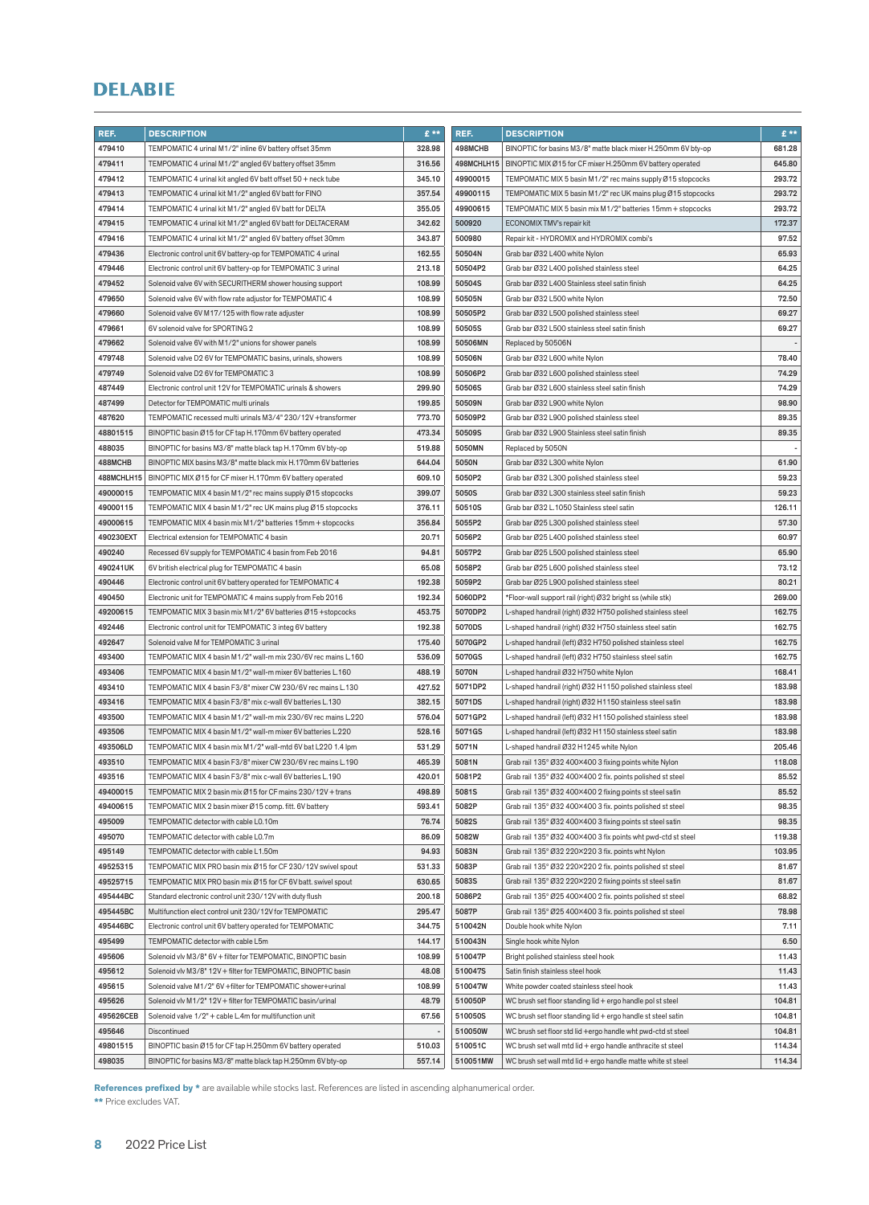# DELABIE

| REF. | DESCRIPTION | £ ** |
|---|---|---|
| 479410 | TEMPOMATIC 4 urinal M1/2" inline 6V battery offset 35mm | 328.98 |
| 479411 | TEMPOMATIC 4 urinal M1/2" angled 6V battery offset 35mm | 316.56 |
| 479412 | TEMPOMATIC 4 urinal kit angled 6V batt offset 50 + neck tube | 345.10 |
| 479413 | TEMPOMATIC 4 urinal kit M1/2" angled 6V batt for FINO | 357.54 |
| 479414 | TEMPOMATIC 4 urinal kit M1/2" angled 6V batt for DELTA | 355.05 |
| 479415 | TEMPOMATIC 4 urinal kit M1/2" angled 6V batt for DELTACERAM | 342.62 |
| 479416 | TEMPOMATIC 4 urinal kit M1/2" angled 6V battery offset 30mm | 343.87 |
| 479436 | Electronic control unit 6V battery-op for TEMPOMATIC 4 urinal | 162.55 |
| 479446 | Electronic control unit 6V battery-op for TEMPOMATIC 3 urinal | 213.18 |
| 479452 | Solenoid valve 6V with SECURITHERM shower housing support | 108.99 |
| 479650 | Solenoid valve 6V with flow rate adjustor for TEMPOMATIC 4 | 108.99 |
| 479660 | Solenoid valve 6V M17/125 with flow rate adjuster | 108.99 |
| 479661 | 6V solenoid valve for SPORTING 2 | 108.99 |
| 479662 | Solenoid valve 6V with M1/2" unions for shower panels | 108.99 |
| 479748 | Solenoid valve D2 6V for TEMPOMATIC basins, urinals, showers | 108.99 |
| 479749 | Solenoid valve D2 6V for TEMPOMATIC 3 | 108.99 |
| 487449 | Electronic control unit 12V for TEMPOMATIC urinals & showers | 299.90 |
| 487499 | Detector for TEMPOMATIC multi urinals | 199.85 |
| 487620 | TEMPOMATIC recessed multi urinals M3/4" 230/12V +transformer | 773.70 |
| 48801515 | BINOPTIC basin Ø15 for CF tap H.170mm 6V battery operated | 473.34 |
| 488035 | BINOPTIC for basins M3/8" matte black tap H.170mm 6V bty-op | 519.88 |
| 488MCHB | BINOPTIC MIX basins M3/8" matte black mix H.170mm 6V batteries | 644.04 |
| 488MCHLH15 | BINOPTIC MIX Ø15 for CF mixer H.170mm 6V battery operated | 609.10 |
| 49000015 | TEMPOMATIC MIX 4 basin M1/2" rec mains supply Ø15 stopcocks | 399.07 |
| 49000115 | TEMPOMATIC MIX 4 basin M1/2" rec UK mains plug Ø15 stopcocks | 376.11 |
| 49000615 | TEMPOMATIC MIX 4 basin mix M1/2" batteries 15mm + stopcocks | 356.84 |
| 490230EXT | Electrical extension for TEMPOMATIC 4 basin | 20.71 |
| 490240 | Recessed 6V supply for TEMPOMATIC 4 basin from Feb 2016 | 94.81 |
| 490241UK | 6V british electrical plug for TEMPOMATIC 4 basin | 65.08 |
| 490446 | Electronic control unit 6V battery operated for TEMPOMATIC 4 | 192.38 |
| 490450 | Electronic unit for TEMPOMATIC 4 mains supply from Feb 2016 | 192.34 |
| 49200615 | TEMPOMATIC MIX 3 basin mix M1/2" 6V batteries Ø15 +stopcocks | 453.75 |
| 492446 | Electronic control unit for TEMPOMATIC 3 integ 6V battery | 192.38 |
| 492647 | Solenoid valve M for TEMPOMATIC 3 urinal | 175.40 |
| 493400 | TEMPOMATIC MIX 4 basin M1/2" wall-m mix 230/6V rec mains L.160 | 536.09 |
| 493406 | TEMPOMATIC MIX 4 basin M1/2" wall-m mixer 6V batteries L.160 | 488.19 |
| 493410 | TEMPOMATIC MIX 4 basin F3/8" mixer CW 230/6V rec mains L.130 | 427.52 |
| 493416 | TEMPOMATIC MIX 4 basin F3/8" mix c-wall 6V batteries L.130 | 382.15 |
| 493500 | TEMPOMATIC MIX 4 basin M1/2" wall-m mix 230/6V rec mains L.220 | 576.04 |
| 493506 | TEMPOMATIC MIX 4 basin M1/2" wall-m mixer 6V batteries L.220 | 528.16 |
| 493506LD | TEMPOMATIC MIX 4 basin mix M1/2" wall-mtd 6V bat L220 1.4 lpm | 531.29 |
| 493510 | TEMPOMATIC MIX 4 basin F3/8" mixer CW 230/6V rec mains L.190 | 465.39 |
| 493516 | TEMPOMATIC MIX 4 basin F3/8" mix c-wall 6V batteries L.190 | 420.01 |
| 49400015 | TEMPOMATIC MIX 2 basin mix Ø15 for CF mains 230/12V + trans | 498.89 |
| 49400615 | TEMPOMATIC MIX 2 basin mixer Ø15 comp. fitt. 6V battery | 593.41 |
| 495009 | TEMPOMATIC detector with cable L0.10m | 76.74 |
| 495070 | TEMPOMATIC detector with cable L0.7m | 86.09 |
| 495149 | TEMPOMATIC detector with cable L1.50m | 94.93 |
| 49525315 | TEMPOMATIC MIX PRO basin mix Ø15 for CF 230/12V swivel spout | 531.33 |
| 49525715 | TEMPOMATIC MIX PRO basin mix Ø15 for CF 6V batt. swivel spout | 630.65 |
| 495444BC | Standard electronic control unit 230/12V with duty flush | 200.18 |
| 495445BC | Multifunction elect control unit 230/12V for TEMPOMATIC | 295.47 |
| 495446BC | Electronic control unit 6V battery operated for TEMPOMATIC | 344.75 |
| 495499 | TEMPOMATIC detector with cable L5m | 144.17 |
| 495606 | Solenoid vlv M3/8" 6V + filter for TEMPOMATIC, BINOPTIC basin | 108.99 |
| 495612 | Solenoid vlv M3/8" 12V + filter for TEMPOMATIC, BINOPTIC basin | 48.08 |
| 495615 | Solenoid valve M1/2" 6V +filter for TEMPOMATIC shower+urinal | 108.99 |
| 495626 | Solenoid vlv M1/2" 12V + filter for TEMPOMATIC basin/urinal | 48.79 |
| 495626CEB | Solenoid valve 1/2" + cable L.4m for multifunction unit | 67.56 |
| 495646 | Discontinued | - |
| 49801515 | BINOPTIC basin Ø15 for CF tap H.250mm 6V battery operated | 510.03 |
| 498035 | BINOPTIC for basins M3/8" matte black tap H.250mm 6V bty-op | 557.14 |
| 498MCHB | BINOPTIC for basins M3/8" matte black mixer H.250mm 6V bty-op | 681.28 |
| 498MCHLH15 | BINOPTIC MIX Ø15 for CF mixer H.250mm 6V battery operated | 645.80 |
| 49900015 | TEMPOMATIC MIX 5 basin M1/2" rec mains supply Ø15 stopcocks | 293.72 |
| 49900115 | TEMPOMATIC MIX 5 basin M1/2" rec UK mains plug Ø15 stopcocks | 293.72 |
| 49900615 | TEMPOMATIC MIX 5 basin mix M1/2" batteries 15mm + stopcocks | 293.72 |
| 500920 | ECONOMIX TMV's repair kit | 172.37 |
| 500980 | Repair kit - HYDROMIX and HYDROMIX combi's | 97.52 |
| 50504N | Grab bar Ø32 L400 white Nylon | 65.93 |
| 50504P2 | Grab bar Ø32 L400 polished stainless steel | 64.25 |
| 50504S | Grab bar Ø32 L400 Stainless steel satin finish | 64.25 |
| 50505N | Grab bar Ø32 L500 white Nylon | 72.50 |
| 50505P2 | Grab bar Ø32 L500 polished stainless steel | 69.27 |
| 50505S | Grab bar Ø32 L500 stainless steel satin finish | 69.27 |
| 50506MN | Replaced by 50506N | - |
| 50506N | Grab bar Ø32 L600 white Nylon | 78.40 |
| 50506P2 | Grab bar Ø32 L600 polished stainless steel | 74.29 |
| 50506S | Grab bar Ø32 L600 stainless steel satin finish | 74.29 |
| 50509N | Grab bar Ø32 L900 white Nylon | 98.90 |
| 50509P2 | Grab bar Ø32 L900 polished stainless steel | 89.35 |
| 50509S | Grab bar Ø32 L900 Stainless steel satin finish | 89.35 |
| 5050MN | Replaced by 5050N | - |
| 5050N | Grab bar Ø32 L300 white Nylon | 61.90 |
| 5050P2 | Grab bar Ø32 L300 polished stainless steel | 59.23 |
| 5050S | Grab bar Ø32 L300 stainless steel satin finish | 59.23 |
| 50510S | Grab bar Ø32 L.1050 Stainless steel satin | 126.11 |
| 5055P2 | Grab bar Ø25 L300 polished stainless steel | 57.30 |
| 5056P2 | Grab bar Ø25 L400 polished stainless steel | 60.97 |
| 5057P2 | Grab bar Ø25 L500 polished stainless steel | 65.90 |
| 5058P2 | Grab bar Ø25 L600 polished stainless steel | 73.12 |
| 5059P2 | Grab bar Ø25 L900 polished stainless steel | 80.21 |
| 5060DP2 | *Floor-wall support rail (right) Ø32 bright ss (while stk) | 269.00 |
| 5070DP2 | L-shaped handrail (right) Ø32 H750 polished stainless steel | 162.75 |
| 5070DS | L-shaped handrail (right) Ø32 H750 stainless steel satin | 162.75 |
| 5070GP2 | L-shaped handrail (left) Ø32 H750 polished stainless steel | 162.75 |
| 5070GS | L-shaped handrail (left) Ø32 H750 stainless steel satin | 162.75 |
| 5070N | L-shaped handrail Ø32 H750 white Nylon | 168.41 |
| 5071DP2 | L-shaped handrail (right) Ø32 H1150 polished stainless steel | 183.98 |
| 5071DS | L-shaped handrail (right) Ø32 H1150 stainless steel satin | 183.98 |
| 5071GP2 | L-shaped handrail (left) Ø32 H1150 polished stainless steel | 183.98 |
| 5071GS | L-shaped handrail (left) Ø32 H1150 stainless steel satin | 183.98 |
| 5071N | L-shaped handrail Ø32 H1245 white Nylon | 205.46 |
| 5081N | Grab rail 135° Ø32 400×400 3 fixing points white Nylon | 118.08 |
| 5081P2 | Grab rail 135° Ø32 400×400 2 fix. points polished st steel | 85.52 |
| 5081S | Grab rail 135° Ø32 400×400 2 fixing points st steel satin | 85.52 |
| 5082P | Grab rail 135° Ø32 400×400 3 fix. points polished st steel | 98.35 |
| 5082S | Grab rail 135° Ø32 400×400 3 fixing points st steel satin | 98.35 |
| 5082W | Grab rail 135° Ø32 400×400 3 fix points wht pwd-ctd st steel | 119.38 |
| 5083N | Grab rail 135° Ø32 220×220 3 fix. points wht Nylon | 103.95 |
| 5083P | Grab rail 135° Ø32 220×220 2 fix. points polished st steel | 81.67 |
| 5083S | Grab rail 135° Ø32 220×220 2 fixing points st steel satin | 81.67 |
| 5086P2 | Grab rail 135° Ø25 400×400 2 fix. points polished st steel | 68.82 |
| 5087P | Grab rail 135° Ø25 400×400 3 fix. points polished st steel | 78.98 |
| 510042N | Double hook white Nylon | 7.11 |
| 510043N | Single hook white Nylon | 6.50 |
| 510047P | Bright polished stainless steel hook | 11.43 |
| 510047S | Satin finish stainless steel hook | 11.43 |
| 510047W | White powder coated stainless steel hook | 11.43 |
| 510050P | WC brush set floor standing lid + ergo handle pol st steel | 104.81 |
| 510050S | WC brush set floor standing lid + ergo handle st steel satin | 104.81 |
| 510050W | WC brush set floor std lid +ergo handle wht pwd-ctd st steel | 104.81 |
| 510051C | WC brush set wall mtd lid + ergo handle anthracite st steel | 114.34 |
| 510051MW | WC brush set wall mtd lid + ergo handle matte white st steel | 114.34 |

**References prefixed by *** are available while stocks last. References are listed in ascending alphanumerical order.

** Price excludes VAT.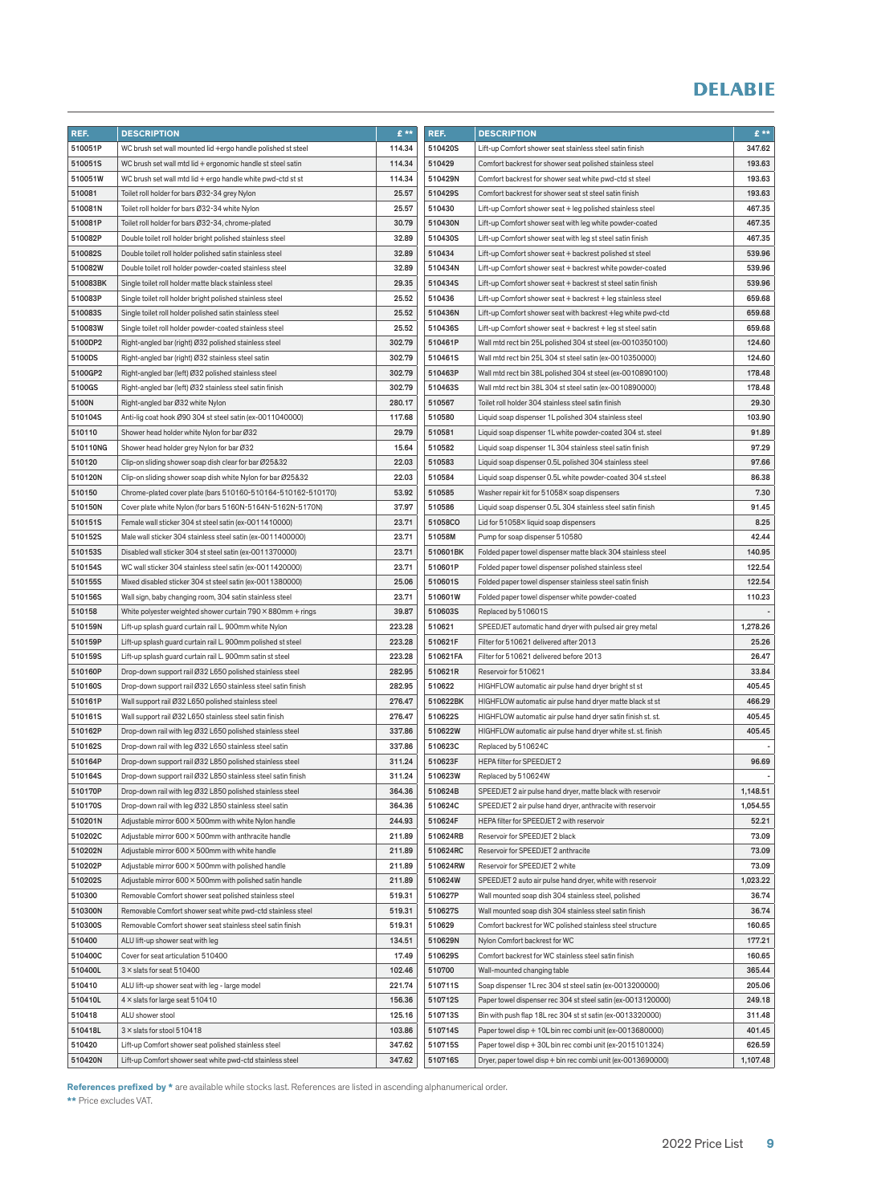# DELABIE

| REF. | DESCRIPTION | £ ** |
|---|---|---|
| 510051P | WC brush set wall mounted lid +ergo handle polished st steel | 114.34 |
| 510051S | WC brush set wall mtd lid + ergonomic handle st steel satin | 114.34 |
| 510051W | WC brush set wall mtd lid + ergo handle white pwd-ctd st st | 114.34 |
| 510081 | Toilet roll holder for bars Ø32-34 grey Nylon | 25.57 |
| 510081N | Toilet roll holder for bars Ø32-34 white Nylon | 25.57 |
| 510081P | Toilet roll holder for bars Ø32-34, chrome-plated | 30.79 |
| 510082P | Double toilet roll holder bright polished stainless steel | 32.89 |
| 510082S | Double toilet roll holder polished satin stainless steel | 32.89 |
| 510082W | Double toilet roll holder powder-coated stainless steel | 32.89 |
| 510083BK | Single toilet roll holder matte black stainless steel | 29.35 |
| 510083P | Single toilet roll holder bright polished stainless steel | 25.52 |
| 510083S | Single toilet roll holder polished satin stainless steel | 25.52 |
| 510083W | Single toilet roll holder powder-coated stainless steel | 25.52 |
| 5100DP2 | Right-angled bar (right) Ø32 polished stainless steel | 302.79 |
| 5100DS | Right-angled bar (right) Ø32 stainless steel satin | 302.79 |
| 5100GP2 | Right-angled bar (left) Ø32 polished stainless steel | 302.79 |
| 5100GS | Right-angled bar (left) Ø32 stainless steel satin finish | 302.79 |
| 5100N | Right-angled bar Ø32 white Nylon | 280.17 |
| 510104S | Anti-lig coat hook Ø90 304 st steel satin (ex-0011040000) | 117.68 |
| 510110 | Shower head holder white Nylon for bar Ø32 | 29.79 |
| 510110NG | Shower head holder grey Nylon for bar Ø32 | 15.64 |
| 510120 | Clip-on sliding shower soap dish clear for bar Ø25&32 | 22.03 |
| 510120N | Clip-on sliding shower soap dish white Nylon for bar Ø25&32 | 22.03 |
| 510150 | Chrome-plated cover plate (bars 510160-510164-510162-510170) | 53.92 |
| 510150N | Cover plate white Nylon (for bars 5160N-5164N-5162N-5170N) | 37.97 |
| 510151S | Female wall sticker 304 st steel satin (ex-0011410000) | 23.71 |
| 510152S | Male wall sticker 304 stainless steel satin (ex-0011400000) | 23.71 |
| 510153S | Disabled wall sticker 304 st steel satin (ex-0011370000) | 23.71 |
| 510154S | WC wall sticker 304 stainless steel satin (ex-0011420000) | 23.71 |
| 510155S | Mixed disabled sticker 304 st steel satin (ex-0011380000) | 25.06 |
| 510156S | Wall sign, baby changing room, 304 satin stainless steel | 23.71 |
| 510158 | White polyester weighted shower curtain 790 × 880mm + rings | 39.87 |
| 510159N | Lift-up splash guard curtain rail L. 900mm white Nylon | 223.28 |
| 510159P | Lift-up splash guard curtain rail L. 900mm polished st steel | 223.28 |
| 510159S | Lift-up splash guard curtain rail L. 900mm satin st steel | 223.28 |
| 510160P | Drop-down support rail Ø32 L650 polished stainless steel | 282.95 |
| 510160S | Drop-down support rail Ø32 L650 stainless steel satin finish | 282.95 |
| 510161P | Wall support rail Ø32 L650 polished stainless steel | 276.47 |
| 510161S | Wall support rail Ø32 L650 stainless steel satin finish | 276.47 |
| 510162P | Drop-down rail with leg Ø32 L650 polished stainless steel | 337.86 |
| 510162S | Drop-down rail with leg Ø32 L650 stainless steel satin | 337.86 |
| 510164P | Drop-down support rail Ø32 L850 polished stainless steel | 311.24 |
| 510164S | Drop-down support rail Ø32 L850 stainless steel satin finish | 311.24 |
| 510170P | Drop-down rail with leg Ø32 L850 polished stainless steel | 364.36 |
| 510170S | Drop-down rail with leg Ø32 L850 stainless steel satin | 364.36 |
| 510201N | Adjustable mirror 600 × 500mm with white Nylon handle | 244.93 |
| 510202C | Adjustable mirror 600 × 500mm with anthracite handle | 211.89 |
| 510202N | Adjustable mirror 600 × 500mm with white handle | 211.89 |
| 510202P | Adjustable mirror 600 × 500mm with polished handle | 211.89 |
| 510202S | Adjustable mirror 600 × 500mm with polished satin handle | 211.89 |
| 510300 | Removable Comfort shower seat polished stainless steel | 519.31 |
| 510300N | Removable Comfort shower seat white pwd-ctd stainless steel | 519.31 |
| 510300S | Removable Comfort shower seat stainless steel satin finish | 519.31 |
| 510400 | ALU lift-up shower seat with leg | 134.51 |
| 510400C | Cover for seat articulation 510400 | 17.49 |
| 510400L | 3 × slats for seat 510400 | 102.46 |
| 510410 | ALU lift-up shower seat with leg - large model | 221.74 |
| 510410L | 4 × slats for large seat 510410 | 156.36 |
| 510418 | ALU shower stool | 125.16 |
| 510418L | 3 × slats for stool 510418 | 103.86 |
| 510420 | Lift-up Comfort shower seat polished stainless steel | 347.62 |
| 510420N | Lift-up Comfort shower seat white pwd-ctd stainless steel | 347.62 |
| 510420S | Lift-up Comfort shower seat stainless steel satin finish | 347.62 |
| 510429 | Comfort backrest for shower seat polished stainless steel | 193.63 |
| 510429N | Comfort backrest for shower seat white pwd-ctd st steel | 193.63 |
| 510429S | Comfort backrest for shower seat st steel satin finish | 193.63 |
| 510430 | Lift-up Comfort shower seat + leg polished stainless steel | 467.35 |
| 510430N | Lift-up Comfort shower seat with leg white powder-coated | 467.35 |
| 510430S | Lift-up Comfort shower seat with leg st steel satin finish | 467.35 |
| 510434 | Lift-up Comfort shower seat + backrest polished st steel | 539.96 |
| 510434N | Lift-up Comfort shower seat + backrest white powder-coated | 539.96 |
| 510434S | Lift-up Comfort shower seat + backrest st steel satin finish | 539.96 |
| 510436 | Lift-up Comfort shower seat + backrest + leg stainless steel | 659.68 |
| 510436N | Lift-up Comfort shower seat with backrest +leg white pwd-ctd | 659.68 |
| 510436S | Lift-up Comfort shower seat + backrest + leg st steel satin | 659.68 |
| 510461P | Wall mtd rect bin 25L polished 304 st steel (ex-0010350100) | 124.60 |
| 510461S | Wall mtd rect bin 25L 304 st steel satin (ex-0010350000) | 124.60 |
| 510463P | Wall mtd rect bin 38L polished 304 st steel (ex-0010890100) | 178.48 |
| 510463S | Wall mtd rect bin 38L 304 st steel satin (ex-0010890000) | 178.48 |
| 510567 | Toilet roll holder 304 stainless steel satin finish | 29.30 |
| 510580 | Liquid soap dispenser 1L polished 304 stainless steel | 103.90 |
| 510581 | Liquid soap dispenser 1L white powder-coated 304 st. steel | 91.89 |
| 510582 | Liquid soap dispenser 1L 304 stainless steel satin finish | 97.29 |
| 510583 | Liquid soap dispenser 0.5L polished 304 stainless steel | 97.66 |
| 510584 | Liquid soap dispenser 0.5L white powder-coated 304 st.steel | 86.38 |
| 510585 | Washer repair kit for 51058X soap dispensers | 7.30 |
| 510586 | Liquid soap dispenser 0.5L 304 stainless steel satin finish | 91.45 |
| 51058CO | Lid for 51058X liquid soap dispensers | 8.25 |
| 51058M | Pump for soap dispenser 510580 | 42.44 |
| 510601BK | Folded paper towel dispenser matte black 304 stainless steel | 140.95 |
| 510601P | Folded paper towel dispenser polished stainless steel | 122.54 |
| 510601S | Folded paper towel dispenser stainless steel satin finish | 122.54 |
| 510601W | Folded paper towel dispenser white powder-coated | 110.23 |
| 510603S | Replaced by 510601S | - |
| 510621 | SPEEDJET automatic hand dryer with pulsed air grey metal | 1,278.26 |
| 510621F | Filter for 510621 delivered after 2013 | 25.26 |
| 510621FA | Filter for 510621 delivered before 2013 | 26.47 |
| 510621R | Reservoir for 510621 | 33.84 |
| 510622 | HIGHFLOW automatic air pulse hand dryer bright st st | 405.45 |
| 510622BK | HIGHFLOW automatic air pulse hand dryer matte black st st | 466.29 |
| 510622S | HIGHFLOW automatic air pulse hand dryer satin finish st. st. | 405.45 |
| 510622W | HIGHFLOW automatic air pulse hand dryer white st. st. finish | 405.45 |
| 510623C | Replaced by 510624C | - |
| 510623F | HEPA filter for SPEEDJET 2 | 96.69 |
| 510623W | Replaced by 510624W | - |
| 510624B | SPEEDJET 2 air pulse hand dryer, matte black with reservoir | 1,148.51 |
| 510624C | SPEEDJET 2 air pulse hand dryer, anthracite with reservoir | 1,054.55 |
| 510624F | HEPA filter for SPEEDJET 2 with reservoir | 52.21 |
| 510624RB | Reservoir for SPEEDJET 2 black | 73.09 |
| 510624RC | Reservoir for SPEEDJET 2 anthracite | 73.09 |
| 510624RW | Reservoir for SPEEDJET 2 white | 73.09 |
| 510624W | SPEEDJET 2 auto air pulse hand dryer, white with reservoir | 1,023.22 |
| 510627P | Wall mounted soap dish 304 stainless steel, polished | 36.74 |
| 510627S | Wall mounted soap dish 304 stainless steel satin finish | 36.74 |
| 510629 | Comfort backrest for WC polished stainless steel structure | 160.65 |
| 510629N | Nylon Comfort backrest for WC | 177.21 |
| 510629S | Comfort backrest for WC stainless steel satin finish | 160.65 |
| 510700 | Wall-mounted changing table | 365.44 |
| 510711S | Soap dispenser 1L rec 304 st steel satin (ex-0013200000) | 205.06 |
| 510712S | Paper towel dispenser rec 304 st steel satin (ex-0013120000) | 249.18 |
| 510713S | Bin with push flap 18L rec 304 st st satin (ex-0013320000) | 311.48 |
| 510714S | Paper towel disp + 10L bin rec combi unit (ex-0013680000) | 401.45 |
| 510715S | Paper towel disp + 30L bin rec combi unit (ex-2015101324) | 626.59 |
| 510716S | Dryer, paper towel disp + bin rec combi unit (ex-0013690000) | 1,107.48 |

**References prefixed by *** are available while stocks last. References are listed in ascending alphanumerical order.

**\*\*** Price excludes VAT.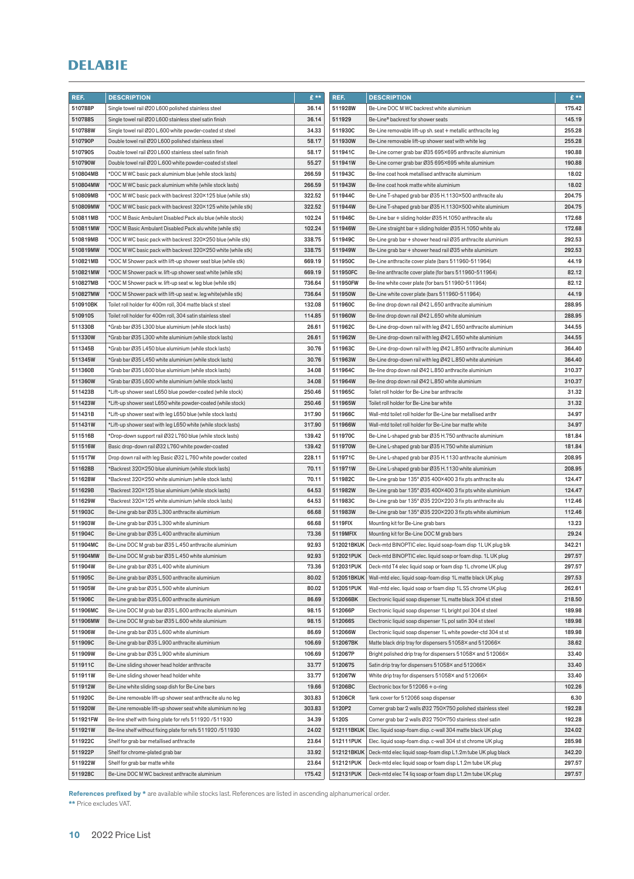# DELABIE

| REF. | DESCRIPTION | £ ** |
|---|---|---|
| 510788P | Single towel rail Ø20 L600 polished stainless steel | 36.14 |
| 510788S | Single towel rail Ø20 L600 stainless steel satin finish | 36.14 |
| 510788W | Single towel rail Ø20 L.600 white powder-coated st steel | 34.33 |
| 510790P | Double towel rail Ø20 L600 polished stainless steel | 58.17 |
| 510790S | Double towel rail Ø20 L600 stainless steel satin finish | 58.17 |
| 510790W | Double towel rail Ø20 L.600 white powder-coated st steel | 55.27 |
| 510804MB | *DOC M WC basic pack aluminium blue (while stock lasts) | 266.59 |
| 510804MW | *DOC M WC basic pack aluminium white (while stock lasts) | 266.59 |
| 510809MB | *DOC M WC basic pack with backrest 320×125 blue (while stk) | 322.52 |
| 510809MW | *DOC M WC basic pack with backrest 320×125 white (while stk) | 322.52 |
| 510811MB | *DOC M Basic Ambulant Disabled Pack alu blue (while stock) | 102.24 |
| 510811MW | *DOC M Basic Ambulant Disabled Pack alu white (while stk) | 102.24 |
| 510819MB | *DOC M WC basic pack with backrest 320×250 blue (while stk) | 338.75 |
| 510819MW | *DOC M WC basic pack with backrest 320×250 white (while stk) | 338.75 |
| 510821MB | *DOC M Shower pack with lift-up shower seat blue (while stk) | 669.19 |
| 510821MW | *DOC M Shower pack w. lift-up shower seat white (while stk) | 669.19 |
| 510827MB | *DOC M Shower pack w. lift-up seat w. leg blue (while stk) | 736.64 |
| 510827MW | *DOC M Shower pack with lift-up seat w. leg white(while stk) | 736.64 |
| 510910BK | Toilet roll holder for 400m roll, 304 matte black st steel | 132.08 |
| 510910S | Toilet roll holder for 400m roll, 304 satin stainless steel | 114.85 |
| 511330B | *Grab bar Ø35 L300 blue aluminium (while stock lasts) | 26.61 |
| 511330W | *Grab bar Ø35 L300 white aluminium (while stock lasts) | 26.61 |
| 511345B | *Grab bar Ø35 L450 blue aluminium (while stock lasts) | 30.76 |
| 511345W | *Grab bar Ø35 L450 white aluminium (while stock lasts) | 30.76 |
| 511360B | *Grab bar Ø35 L600 blue aluminium (while stock lasts) | 34.08 |
| 511360W | *Grab bar Ø35 L600 white aluminium (while stock lasts) | 34.08 |
| 511423B | *Lift-up shower seat L650 blue powder-coated (while stock) | 250.46 |
| 511423W | *Lift-up shower seat L650 white powder-coated (while stock) | 250.46 |
| 511431B | *Lift-up shower seat with leg L650 blue (while stock lasts) | 317.90 |
| 511431W | *Lift-up shower seat with leg L650 white (while stock lasts) | 317.90 |
| 511516B | *Drop-down support rail Ø32 L760 blue (while stock lasts) | 139.42 |
| 511516W | Basic drop-down rail Ø32 L760 white powder-coated | 139.42 |
| 511517W | Drop down rail with leg Basic Ø32 L.760 white powder coated | 228.11 |
| 511628B | *Backrest 320×250 blue aluminium (while stock lasts) | 70.11 |
| 511628W | *Backrest 320×250 white aluminium (while stock lasts) | 70.11 |
| 511629B | *Backrest 320×125 blue aluminium (while stock lasts) | 64.53 |
| 511629W | *Backrest 320×125 white aluminium (while stock lasts) | 64.53 |
| 511903C | Be-Line grab bar Ø35 L.300 anthracite aluminium | 66.68 |
| 511903W | Be-Line grab bar Ø35 L.300 white aluminium | 66.68 |
| 511904C | Be-Line grab bar Ø35 L.400 anthracite aluminium | 73.36 |
| 511904MC | Be-Line DOC M grab bar Ø35 L.450 anthracite aluminium | 92.93 |
| 511904MW | Be-Line DOC M grab bar Ø35 L.450 white aluminium | 92.93 |
| 511904W | Be-Line grab bar Ø35 L.400 white aluminium | 73.36 |
| 511905C | Be-Line grab bar Ø35 L.500 anthracite aluminium | 80.02 |
| 511905W | Be-Line grab bar Ø35 L.500 white aluminium | 80.02 |
| 511906C | Be-Line grab bar Ø35 L.600 anthracite aluminium | 86.69 |
| 511906MC | Be-Line DOC M grab bar Ø35 L.600 anthracite aluminium | 98.15 |
| 511906MW | Be-Line DOC M grab bar Ø35 L.600 white aluminium | 98.15 |
| 511906W | Be-Line grab bar Ø35 L.600 white aluminium | 86.69 |
| 511909C | Be-Line grab bar Ø35 L.900 anthracite aluminium | 106.69 |
| 511909W | Be-Line grab bar Ø35 L.900 white aluminium | 106.69 |
| 511911C | Be-Line sliding shower head holder anthracite | 33.77 |
| 511911W | Be-Line sliding shower head holder white | 33.77 |
| 511912W | Be-Line white sliding soap dish for Be-Line bars | 19.66 |
| 511920C | Be-Line removable lift-up shower seat anthracite alu no leg | 303.83 |
| 511920W | Be-Line removable lift-up shower seat white aluminium no leg | 303.83 |
| 511921FW | Be-line shelf with fixing plate for refs 511920 /511930 | 34.39 |
| 511921W | Be-line shelf without fixing plate for refs 511920 /511930 | 24.02 |
| 511922C | Shelf for grab bar metallised anthracite | 23.64 |
| 511922P | Shelf for chrome-plated grab bar | 33.92 |
| 511922W | Shelf for grab bar matte white | 23.64 |
| 511928C | Be-Line DOC M WC backrest anthracite aluminium | 175.42 |
| 511928W | Be-Line DOC M WC backrest white aluminium | 175.42 |
| 511929 | Be-Line® backrest for shower seats | 145.19 |
| 511930C | Be-Line removable lift-up sh. seat + metallic anthracite leg | 255.28 |
| 511930W | Be-Line removable lift-up shower seat with white leg | 255.28 |
| 511941C | Be-Line corner grab bar Ø35 695×695 anthracite aluminium | 190.88 |
| 511941W | Be-Line corner grab bar Ø35 695×695 white aluminium | 190.88 |
| 511943C | Be-line coat hook metallised anthracite aluminium | 18.02 |
| 511943W | Be-line coat hook matte white aluminium | 18.02 |
| 511944C | Be-Line T-shaped grab bar Ø35 H.1130×500 anthracite alu | 204.75 |
| 511944W | Be-Line T-shaped grab bar Ø35 H.1130×500 white aluminium | 204.75 |
| 511946C | Be-Line bar + sliding holder Ø35 H.1050 anthracite alu | 172.68 |
| 511946W | Be-Line straight bar + sliding holder Ø35 H.1050 white alu | 172.68 |
| 511949C | Be-Line grab bar + shower head rail Ø35 anthracite aluminium | 292.53 |
| 511949W | Be-Line grab bar + shower head rail Ø35 white aluminium | 292.53 |
| 511950C | Be-Line anthracite cover plate (bars 511960-511964) | 44.19 |
| 511950FC | Be-line anthracite cover plate (for bars 511960-511964) | 82.12 |
| 511950FW | Be-line white cover plate (for bars 511960-511964) | 82.12 |
| 511950W | Be-Line white cover plate (bars 511960-511964) | 44.19 |
| 511960C | Be-line drop down rail Ø42 L.650 anthracite aluminium | 288.95 |
| 511960W | Be-line drop down rail Ø42 L.650 white aluminium | 288.95 |
| 511962C | Be-Line drop-down rail with leg Ø42 L.650 anthracite aluminium | 344.55 |
| 511962W | Be-Line drop-down rail with leg Ø42 L.650 white aluminium | 344.55 |
| 511963C | Be-Line drop-down rail with leg Ø42 L.850 anthracite aluminium | 364.40 |
| 511963W | Be-Line drop-down rail with leg Ø42 L.850 white aluminium | 364.40 |
| 511964C | Be-line drop down rail Ø42 L.850 anthracite aluminium | 310.37 |
| 511964W | Be-line drop down rail Ø42 L.850 white aluminium | 310.37 |
| 511965C | Toilet roll holder for Be-Line bar anthracite | 31.32 |
| 511965W | Toilet roll holder for Be-Line bar white | 31.32 |
| 511966C | Wall-mtd toilet roll holder for Be-Line bar metallised anthr | 34.97 |
| 511966W | Wall-mtd toilet roll holder for Be-Line bar matte white | 34.97 |
| 511970C | Be-Line L-shaped grab bar Ø35 H.750 anthracite aluminium | 181.84 |
| 511970W | Be-Line L-shaped grab bar Ø35 H.750 white aluminium | 181.84 |
| 511971C | Be-Line L-shaped grab bar Ø35 H.1130 anthracite aluminium | 208.95 |
| 511971W | Be-Line L-shaped grab bar Ø35 H.1130 white aluminium | 208.95 |
| 511982C | Be-Line grab bar 135° Ø35 400×400 3 fix pts anthracite alu | 124.47 |
| 511982W | Be-Line grab bar 135° Ø35 400×400 3 fix pts white aluminium | 124.47 |
| 511983C | Be-Line grab bar 135° Ø35 220×220 3 fix pts anthracite alu | 112.46 |
| 511983W | Be-Line grab bar 135° Ø35 220×220 3 fix pts white aluminium | 112.46 |
| 5119FIX | Mounting kit for Be-Line grab bars | 13.23 |
| 5119MFIX | Mounting kit for Be-Line DOC M grab bars | 29.24 |
| 512021BKUK | Deck-mtd BINOPTIC elec. liquid soap-foam disp 1L UK plug blk | 342.21 |
| 512021PUK | Deck-mtd BINOPTIC elec. liquid soap or foam disp. 1L UK plug | 297.57 |
| 512031PUK | Deck-mtd T4 elec liquid soap or foam disp 1L chrome UK plug | 297.57 |
| 512051BKUK | Wall-mtd elec. liquid soap-foam disp 1L matte black UK plug | 297.53 |
| 512051PUK | Wall-mtd elec. liquid soap or foam disp 1L SS chrome UK plug | 262.61 |
| 512066BK | Electronic liquid soap dispenser 1L matte black 304 st steel | 218.50 |
| 512066P | Electronic liquid soap dispenser 1L bright pol 304 st steel | 189.98 |
| 512066S | Electronic liquid soap dispenser 1L pol satin 304 st steel | 189.98 |
| 512066W | Electronic liquid soap dispenser 1L white powder-ctd 304 st st | 189.98 |
| 512067BK | Matte black drip tray for dispensers 51058× and 512066× | 38.62 |
| 512067P | Bright polished drip tray for dispensers 51058× and 512066× | 33.40 |
| 512067S | Satin drip tray for dispensers 51058× and 512066× | 33.40 |
| 512067W | White drip tray for dispensers 51058× and 512066× | 33.40 |
| 51206BC | Electronic box for 512066 + o-ring | 102.26 |
| 51206CR | Tank cover for 512066 soap dispenser | 6.30 |
| 5120P2 | Corner grab bar 2 walls Ø32 750×750 polished stainless steel | 192.28 |
| 5120S | Corner grab bar 2 walls Ø32 750×750 stainless steel satin | 192.28 |
| 512111BKUK | Elec. liquid soap-foam disp. c-wall 304 matte black UK plug | 324.02 |
| 512111PUK | Elec. liquid soap-foam disp. c-wall 304 st st chrome UK plug | 285.98 |
| 512121BKUK | Deck-mtd elec liquid soap-foam disp L1.2m tube UK plug black | 342.20 |
| 512121PUK | Deck-mtd elec liquid soap or foam disp L1.2m tube UK plug | 297.57 |
| 512131PUK | Deck-mtd elec T4 liq soap or foam disp L1.2m tube UK plug | 297.57 |

**References prefixed by *** are available while stocks last. References are listed in ascending alphanumerical order.

** Price excludes VAT.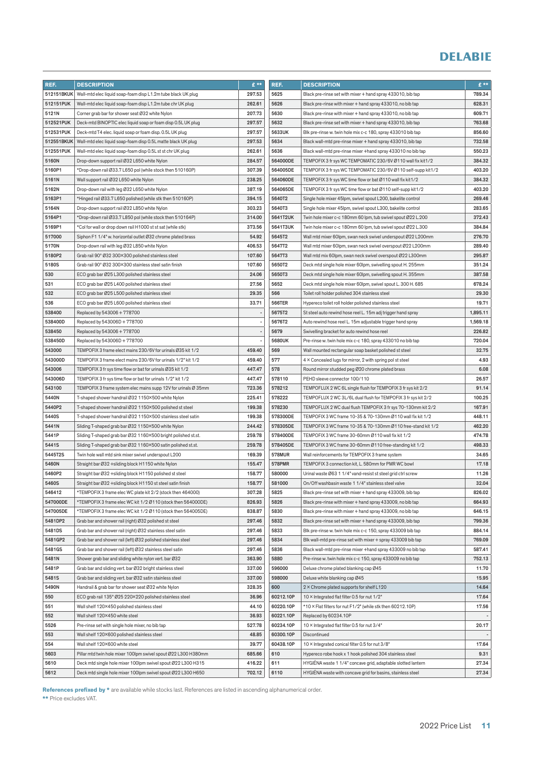# DELABIE

| REF. | DESCRIPTION | £ ** |
|---|---|---|
| 512151BKUK | Wall-mtd elec liquid soap-foam disp L1.2m tube black UK plug | 297.53 |
| 512151PUK | Wall-mtd elec liquid soap-foam disp L1.2m tube chr UK plug | 262.61 |
| 5121N | Corner grab bar for shower seat Ø32 white Nylon | 207.73 |
| 512521PUK | Deck-mtd BINOPTIC elec liquid soap or foam disp 0.5L UK plug | 297.57 |
| 512531PUK | Deck-mtd T4 elec. liquid soap or foam disp. 0.5L UK plug | 297.57 |
| 512551BKUK | Wall-mtd elec liquid soap-foam disp 0.5L matte black UK plug | 297.53 |
| 512551PUK | Wall-mtd elec liquid soap-foam disp 0.5L st st chr UK plug | 262.61 |
| 5160N | Drop-down support rail Ø32 L650 white Nylon | 284.57 |
| 5160P1 | *Drop-down rail Ø33.7 L650 pol (while stock then 510160P) | 307.39 |
| 5161N | Wall support rail Ø32 L650 white Nylon | 238.25 |
| 5162N | Drop-down rail with leg Ø32 L650 white Nylon | 387.19 |
| 5163P1 | *Hinged rail Ø33.7 L650 polished (while stk then 510160P) | 394.15 |
| 5164N | Drop-down support rail Ø32 L850 white Nylon | 303.23 |
| 5164P1 | *Drop-down rail Ø33.7 L850 pol (while stock then 510164P) | 314.00 |
| 5169P1 | *Col for wall or drop down rail H1000 st st sat (while stk) | 373.56 |
| 517000 | Siphon F1 1/4" w. horizontal outlet Ø32 chrome plated brass | 54.92 |
| 5170N | Drop-down rail with leg Ø32 L850 white Nylon | 406.53 |
| 5180P2 | Grab rail 90° Ø32 300×300 polished stainless steel | 107.60 |
| 5180S | Grab rail 90° Ø32 300×300 stainless steel satin finish | 107.60 |
| 530 | ECO grab bar Ø25 L300 polished stainless steel | 24.06 |
| 531 | ECO grab bar Ø25 L400 polished stainless steel | 27.56 |
| 532 | ECO grab bar Ø25 L500 polished stainless steel | 29.35 |
| 536 | ECO grab bar Ø25 L600 polished stainless steel | 33.71 |
| 538400 | Replaced by 543006 + 778700 | - |
| 538400D | Replaced by 543006D + 778700 | - |
| 538450 | Replaced by 543006 + 778700 | - |
| 538450D | Replaced by 543006D + 778700 | - |
| 543000 | TEMPOFIX 3 frame elect mains 230/6V for urinals Ø35 kit 1/2 | 459.40 |
| 543000D | TEMPOFIX 3 frame elect mains 230/6V for urinals 1/2" kit 1/2 | 459.40 |
| 543006 | TEMPOFIX 3 fr sys time flow or bat for urinals Ø35 kit 1/2 | 447.47 |
| 543006D | TEMPOFIX 3 fr sys time flow or bat for urinals 1/2" kit 1/2 | 447.47 |
| 543100 | TEMPOFIX 3 frame system elec mains supp 12V for urinals Ø 35mm | 723.36 |
| 5440N | T-shaped shower handrail Ø32 1150×500 white Nylon | 225.41 |
| 5440P2 | T-shaped shower handrail Ø32 1150×500 polished st steel | 199.38 |
| 5440S | T-shaped shower handrail Ø32 1150×500 stainless steel satin | 199.38 |
| 5441N | Sliding T-shaped grab bar Ø32 1150×500 white Nylon | 244.42 |
| 5441P | Sliding T-shaped grab bar Ø32 1160×500 bright polished st.st. | 259.78 |
| 5441S | Sliding T-shaped grab bar Ø32 1160×500 satin polished st.st. | 259.78 |
| 5445T2S | Twin hole wall mtd sink mixer swivel underspout L200 | 169.39 |
| 5460N | Straight bar Ø32 +sliding block H1150 white Nylon | 155.47 |
| 5460P2 | Straight bar Ø32 +sliding block H1150 polished st steel | 158.77 |
| 5460S | Straight bar Ø32 +sliding block H1150 st steel satin finish | 158.77 |
| 546412 | *TEMPOFIX 3 frame elec WC plate kit 2/2 (stock then 464000) | 307.28 |
| 547000DE | *TEMPOFIX 3 frame elec WC kit 1/2 Ø110 (stock then 564000DE) | 826.93 |
| 547005DE | *TEMPOFIX 3 frame elec WC kit 1/2 Ø110 (stock then 564005DE) | 838.87 |
| 5481DP2 | Grab bar and shower rail (right) Ø32 polished st steel | 297.46 |
| 5481DS | Grab bar and shower rail (right) Ø32 stainless steel satin | 297.46 |
| 5481GP2 | Grab bar and shower rail (left) Ø32 polished stainless steel | 297.46 |
| 5481GS | Grab bar and shower rail (left) Ø32 stainless steel satin | 297.46 |
| 5481N | Shower grab bar and sliding nylon vert. bar Ø32 | 363.90 |
| 5481P | Grab bar and sliding vert. bar Ø32 bright stainless steel | 337.00 |
| 5481S | Grab bar and sliding vert. bar Ø32 satin stainless steel | 337.00 |
| 5490N | Handrail & grab bar for shower seat Ø32 white Nylon | 328.35 |
| 550 | ECO grab rail 135° Ø25 220×220 polished stainless steel | 36.96 |
| 551 | Wall shelf 120×450 polished stainless steel | 44.10 |
| 552 | Wall shelf 120×450 white steel | 36.93 |
| 5526 | Pre-rinse set with single hole mixer, no bib tap | 527.78 |
| 553 | Wall shelf 120×600 polished stainless steel | 48.85 |
| 554 | Wall shelf 120×600 white steel | 39.77 |
| 5603 | Pillar mtd twin hole mixer 100lpm swivel spout Ø22 L300 H380mm | 685.66 |
| 5610 | Deck mtd single hole mixer 100lpm swivel spout Ø22 L300 H315 | 416.22 |
| 5612 | Deck mtd single hole mixer 100lpm swivel spout Ø22 L300 H650 | 702.12 |
| 5625 | Black pre-rinse set with mixer + hand spray 433010, bib tap | 789.34 |
| 5626 | Black pre-rinse with mixer + hand spray 433010, no bib tap | 628.31 |
| 5630 | Black pre-rinse with mixer + hand spray 433010, no bib tap | 609.71 |
| 5632 | Black pre-rinse set with mixer + hand spray 433010, bib tap | 763.68 |
| 5633UK | Blk pre-rinse w. twin hole mix c-c 180, spray 433010 bib tap | 856.60 |
| 5634 | Black wall-mtd pre-rinse mixer + hand spray 433010, bib tap | 732.58 |
| 5636 | Black wall-mtd pre-rinse mixer +hand spray 433010 no bib tap | 550.23 |
| 564000DE | TEMPOFIX 3 fr sys WC TEMPOMATIC 230/6V Ø110 wall fix kit1/2 | 384.32 |
| 564005DE | TEMPOFIX 3 fr sys WC TEMPOMATIC 230/6V Ø110 self-supp kit1/2 | 403.20 |
| 564060DE | TEMPOFIX 3 fr sys WC time flow or bat Ø110 wall fix kit1/2 | 384.32 |
| 564065DE | TEMPOFIX 3 fr sys WC time flow or bat Ø110 self-supp kit1/2 | 403.20 |
| 5640T2 | Single hole mixer 45lpm, swivel spout L200, bakelite control | 269.46 |
| 5640T3 | Single hole mixer 45lpm, swivel spout L300, bakelite control | 283.65 |
| 5641T2UK | Twin hole mixer c-c 180mm 60 lpm, tub swivel spout Ø22 L.200 | 372.43 |
| 5641T3UK | Twin hole mixer c-c 180mm 60 lpm, tub swivel spout Ø22 L.300 | 384.84 |
| 5645T2 | Wall mtd mixer 60lpm, swan neck swivel underspout Ø22 L200mm | 276.70 |
| 5647T2 | Wall mtd mixer 60lpm, swan neck swivel overspout Ø22 L200mm | 289.40 |
| 5647T3 | Wall mtd mix 60lpm, swan neck swivel overspout Ø22 L300mm | 295.87 |
| 5650T2 | Deck mtd single hole mixer 60lpm, swivelling spout H. 255mm | 351.24 |
| 5650T3 | Deck mtd single hole mixer 60lpm, swivelling spout H. 355mm | 387.58 |
| 5652 | Deck mtd single hole mixer 60lpm, swivel spout L. 300 H. 685 | 678.24 |
| 566 | Toilet roll holder polished 304 stainless steel | 29.30 |
| 566TER | Hypereco toilet roll holder polished stainless steel | 19.71 |
| 5675T2 | St steel auto rewind hose reel L. 15m adj trigger hand spray | 1,895.11 |
| 5676T2 | Auto rewind hose reel L. 15m adjustable trigger hand spray | 1,569.18 |
| 5679 | Swivelling bracket for auto rewind hose reel | 226.82 |
| 5680UK | Pre-rinse w. twin hole mix c-c 180, spray 433010 no bib tap | 720.04 |
| 569 | Wall mounted rectangular soap basket polished st steel | 32.75 |
| 577 | 4 × Concealed lugs for mirror, 2 with spring pol st steel | 4.93 |
| 578 | Round mirror studded peg Ø20 chrome plated brass | 6.08 |
| 578110 | PEHD sleeve connector 100/110 | 26.57 |
| 578212 | TEMPOFLUX 2 WC 6L single flush for TEMPOFIX 3 fr sys kit 2/2 | 91.14 |
| 578222 | TEMPOFLUX 2 WC 3L/6L dual flush for TEMPOFIX 3 fr sys kit 2/2 | 100.25 |
| 578230 | TEMPOFLUX 2 WC dual flush TEMPOFIX 3 fr sys 70-130mm kit 2/2 | 167.91 |
| 578300DE | TEMPOFIX 3 WC frame 10-35 & 70-130mm Ø110 wall fix kit 1/2 | 448.11 |
| 578305DE | TEMPOFIX 3 WC frame 10-35 & 70-130mm Ø110 free-stand kit 1/2 | 462.20 |
| 578400DE | TEMPOFIX 3 WC frame 30-60mm Ø110 wall fix kit 1/2 | 474.78 |
| 578405DE | TEMPOFIX 3 WC frame 30-60mm Ø110 free-standing kit 1/2 | 498.33 |
| 578MUR | Wall reinforcements for TEMPOFIX 3 frame system | 34.65 |
| 578PMR | TEMPOFIX 3 connection kit, L. 580mm for PMR WC bowl | 17.18 |
| 580000 | Urinal waste Ø63 1 1/4" vand-resist st steel grid ctrl screw | 11.26 |
| 581000 | On/Off washbasin waste 1 1/4" stainless steel valve | 32.04 |
| 5825 | Black pre-rinse set with mixer + hand spray 433009, bib tap | 826.02 |
| 5826 | Black pre-rinse with mixer + hand spray 433009, no bib tap | 664.93 |
| 5830 | Black pre-rinse with mixer + hand spray 433009, no bib tap | 646.15 |
| 5832 | Black pre-rinse set with mixer + hand spray 433009, bib tap | 799.36 |
| 5833 | Blk pre-rinse w. twin hole mix c-c 150, spray 433009 bib tap | 884.14 |
| 5834 | Blk wall-mtd pre-rinse set with mixer + spray 433009 bib tap | 769.09 |
| 5836 | Black wall-mtd pre-rinse mixer +hand spray 433009 no bib tap | 587.41 |
| 5880 | Pre-rinse w. twin hole mix c-c 150, spray 433009 no bib tap | 752.13 |
| 596000 | Deluxe chrome plated blanking cap Ø45 | 11.70 |
| 598000 | Deluxe white blanking cap Ø45 | 15.95 |
| 600 | 2 × Chrome plated supports for shelf L120 | 14.64 |
| 60212.10P | 10 × Integrated flat filter 0.5 for nut 1/2" | 17.64 |
| 60220.10P | *10 × Flat filters for nut F1/2" (while stk then 60212.10P) | 17.56 |
| 60221.10P | Replaced by 60234.10P | - |
| 60234.10P | 10 × Integrated flat filter 0.5 for nut 3/4" | 20.17 |
| 60300.10P | Discontinued | - |
| 60438.10P | 10 × Integrated conical filter 0.5 for nut 3/8" | 17.64 |
| 610 | Hypereco robe hook x 1 hook polished 304 stainless steel | 9.31 |
| 611 | HYGIÉNA waste 1 1/4" concave grid, adaptable slotted lantern | 27.34 |
| 6110 | HYGIÉNA waste with concave grid for basins, stainless steel | 27.34 |

**References prefixed by *** are available while stocks last. References are listed in ascending alphanumerical order.

** Price excludes VAT.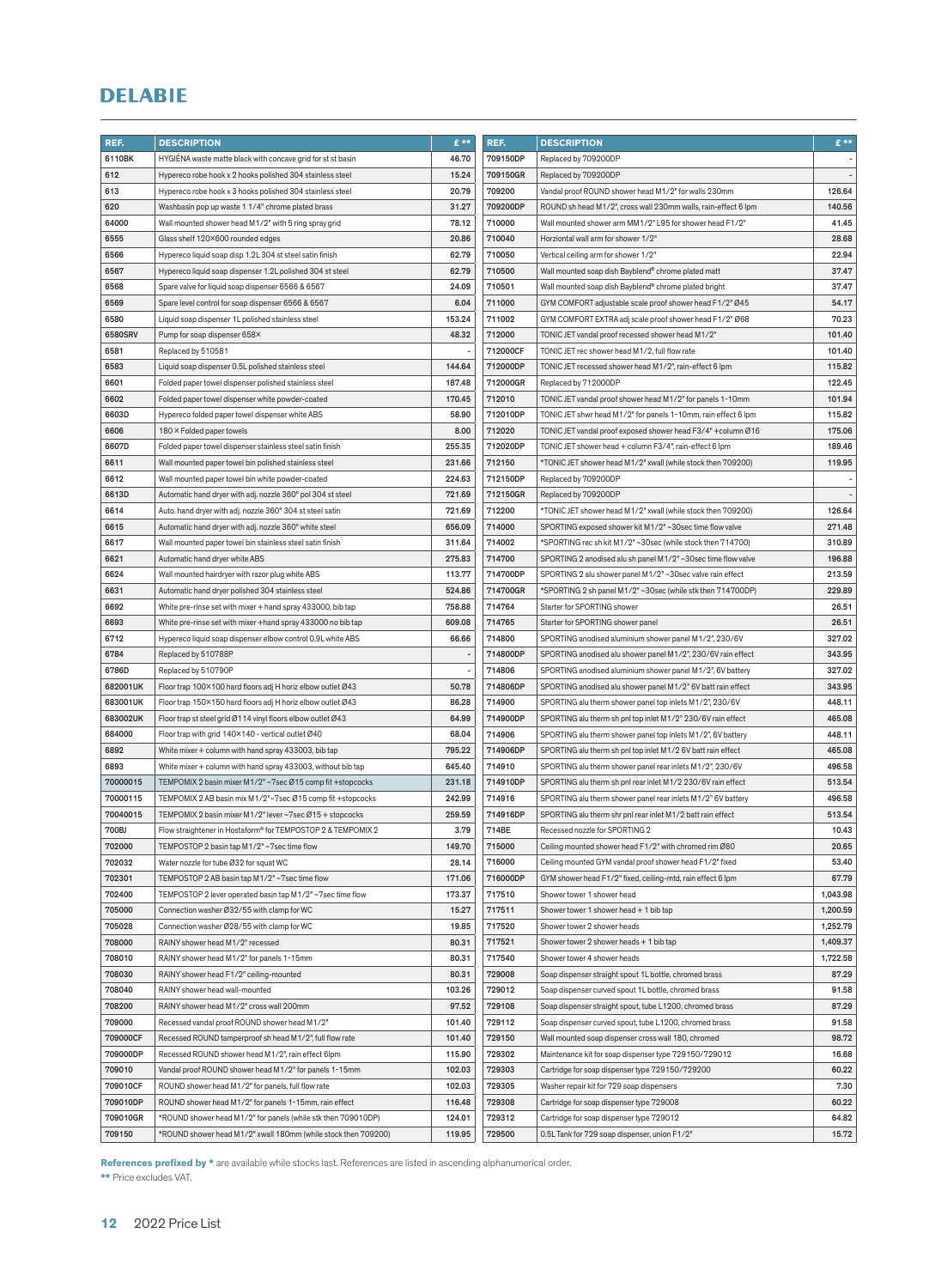# DELABIE

| REF. | DESCRIPTION | £ ** |
|---|---|---|
| 6110BK | HYGIÈNA waste matte black with concave grid for st st basin | 46.70 |
| 612 | Hypereco robe hook x 2 hooks polished 304 stainless steel | 15.24 |
| 613 | Hypereco robe hook x 3 hooks polished 304 stainless steel | 20.79 |
| 620 | Washbasin pop up waste 1 1/4" chrome plated brass | 31.27 |
| 64000 | Wall mounted shower head M1/2" with 5 ring spray grid | 78.12 |
| 6555 | Glass shelf 120×600 rounded edges | 20.86 |
| 6566 | Hypereco liquid soap disp 1.2L 304 st steel satin finish | 62.79 |
| 6567 | Hypereco liquid soap dispenser 1.2L polished 304 st steel | 62.79 |
| 6568 | Spare valve for liquid soap dispenser 6566 & 6567 | 24.09 |
| 6569 | Spare level control for soap dispenser 6566 & 6567 | 6.04 |
| 6580 | Liquid soap dispenser 1L polished stainless steel | 153.24 |
| 6580SRV | Pump for soap dispenser 658× | 48.32 |
| 6581 | Replaced by 510581 | - |
| 6583 | Liquid soap dispenser 0.5L polished stainless steel | 144.64 |
| 6601 | Folded paper towel dispenser polished stainless steel | 187.48 |
| 6602 | Folded paper towel dispenser white powder-coated | 170.45 |
| 6603D | Hypereco folded paper towel dispenser white ABS | 58.90 |
| 6606 | 180 × Folded paper towels | 8.00 |
| 6607D | Folded paper towel dispenser stainless steel satin finish | 255.35 |
| 6611 | Wall mounted paper towel bin polished stainless steel | 231.66 |
| 6612 | Wall mounted paper towel bin white powder-coated | 224.63 |
| 6613D | Automatic hand dryer with adj. nozzle 360° pol 304 st steel | 721.69 |
| 6614 | Auto. hand dryer with adj. nozzle 360° 304 st steel satin | 721.69 |
| 6615 | Automatic hand dryer with adj. nozzle 360° white steel | 656.09 |
| 6617 | Wall mounted paper towel bin stainless steel satin finish | 311.64 |
| 6621 | Automatic hand dryer white ABS | 275.83 |
| 6624 | Wall mounted hairdryer with razor plug white ABS | 113.77 |
| 6631 | Automatic hand dryer polished 304 stainless steel | 524.86 |
| 6692 | White pre-rinse set with mixer + hand spray 433000, bib tap | 758.88 |
| 6693 | White pre-rinse set with mixer +hand spray 433000 no bib tap | 609.08 |
| 6712 | Hypereco liquid soap dispenser elbow control 0.9L white ABS | 66.66 |
| 6784 | Replaced by 510788P | - |
| 6786D | Replaced by 510790P | - |
| 682001UK | Floor trap 100×100 hard floors adj H horiz elbow outlet Ø43 | 50.78 |
| 683001UK | Floor trap 150×150 hard floors adj H horiz elbow outlet Ø43 | 86.28 |
| 683002UK | Floor trap st steel grid Ø114 vinyl floors elbow outlet Ø43 | 64.99 |
| 684000 | Floor trap with grid 140×140 - vertical outlet Ø40 | 68.04 |
| 6892 | White mixer + column with hand spray 433003, bib tap | 795.22 |
| 6893 | White mixer + column with hand spray 433003, without bib tap | 645.40 |
| 70000015 | TEMPOMIX 2 basin mixer M1/2" ~7sec Ø15 comp fit +stopcocks | 231.18 |
| 70000115 | TEMPOMIX 2 AB basin mix M1/2"~7sec Ø15 comp fit +stopcocks | 242.99 |
| 70040015 | TEMPOMIX 2 basin mixer M1/2" lever ~7sec Ø15 + stopcocks | 259.59 |
| 700BJ | Flow straightener in Hostaform® for TEMPOSTOP 2 & TEMPOMIX 2 | 3.79 |
| 702000 | TEMPOSTOP 2 basin tap M1/2" ~7sec time flow | 149.70 |
| 702032 | Water nozzle for tube Ø32 for squat WC | 28.14 |
| 702301 | TEMPOSTOP 2 AB basin tap M1/2" ~7sec time flow | 171.06 |
| 702400 | TEMPOSTOP 2 lever operated basin tap M1/2" ~7sec time flow | 173.37 |
| 705000 | Connection washer Ø32/55 with clamp for WC | 15.27 |
| 705028 | Connection washer Ø28/55 with clamp for WC | 19.85 |
| 708000 | RAINY shower head M1/2" recessed | 80.31 |
| 708010 | RAINY shower head M1/2" for panels 1-15mm | 80.31 |
| 708030 | RAINY shower head F1/2" ceiling-mounted | 80.31 |
| 708040 | RAINY shower head wall-mounted | 103.26 |
| 708200 | RAINY shower head M1/2" cross wall 200mm | 97.52 |
| 709000 | Recessed vandal proof ROUND shower head M1/2" | 101.40 |
| 709000CF | Recessed ROUND tamperproof sh head M1/2", full flow rate | 101.40 |
| 709000DP | Recessed ROUND shower head M1/2", rain effect 6lpm | 115.90 |
| 709010 | Vandal proof ROUND shower head M1/2" for panels 1-15mm | 102.03 |
| 709010CF | ROUND shower head M1/2" for panels, full flow rate | 102.03 |
| 709010DP | ROUND shower head M1/2" for panels 1-15mm, rain effect | 116.48 |
| 709010GR | *ROUND shower head M1/2" for panels (while stk then 709010DP) | 124.01 |
| 709150 | *ROUND shower head M1/2" xwall 180mm (while stock then 709200) | 119.95 |
| 709150DP | Replaced by 709200DP | - |
| 709150GR | Replaced by 709200DP | - |
| 709200 | Vandal proof ROUND shower head M1/2" for walls 230mm | 126.64 |
| 709200DP | ROUND sh head M1/2", cross wall 230mm walls, rain-effect 6 lpm | 140.56 |
| 710000 | Wall mounted shower arm MM1/2" L95 for shower head F1/2" | 41.45 |
| 710040 | Horziontal wall arm for shower 1/2" | 28.68 |
| 710050 | Vertical ceiling arm for shower 1/2" | 22.94 |
| 710500 | Wall mounted soap dish Bayblend® chrome plated matt | 37.47 |
| 710501 | Wall mounted soap dish Bayblend® chrome plated bright | 37.47 |
| 711000 | GYM COMFORT adjustable scale proof shower head F1/2" Ø45 | 54.17 |
| 711002 | GYM COMFORT EXTRA adj scale proof shower head F1/2" Ø68 | 70.23 |
| 712000 | TONIC JET vandal proof recessed shower head M1/2" | 101.40 |
| 712000CF | TONIC JET rec shower head M1/2, full flow rate | 101.40 |
| 712000DP | TONIC JET recessed shower head M1/2", rain-effect 6 lpm | 115.82 |
| 712000GR | Replaced by 712000DP | 122.45 |
| 712010 | TONIC JET vandal proof shower head M1/2" for panels 1-10mm | 101.94 |
| 712010DP | TONIC JET shwr head M1/2" for panels 1-10mm, rain effect 6 lpm | 115.82 |
| 712020 | TONIC JET vandal proof exposed shower head F3/4" +column Ø16 | 175.06 |
| 712020DP | TONIC JET shower head + column F3/4", rain-effect 6 lpm | 189.46 |
| 712150 | *TONIC JET shower head M1/2" xwall (while stock then 709200) | 119.95 |
| 712150DP | Replaced by 709200DP | - |
| 712150GR | Replaced by 709200DP | - |
| 712200 | *TONIC JET shower head M1/2" xwall (while stock then 709200) | 126.64 |
| 714000 | SPORTING exposed shower kit M1/2" ~30sec time flow valve | 271.48 |
| 714002 | *SPORTING rec sh kit M1/2" ~30sec (while stock then 714700) | 310.89 |
| 714700 | SPORTING 2 anodised alu sh panel M1/2" ~30sec time flow valve | 196.88 |
| 714700DP | SPORTING 2 alu shower panel M1/2" ~30sec valve rain effect | 213.59 |
| 714700GR | *SPORTING 2 sh panel M1/2" ~30sec (while stk then 714700DP) | 229.89 |
| 714764 | Starter for SPORTING shower | 26.51 |
| 714765 | Starter for SPORTING shower panel | 26.51 |
| 714800 | SPORTING anodised aluminium shower panel M1/2", 230/6V | 327.02 |
| 714800DP | SPORTING anodised alu shower panel M1/2", 230/6V rain effect | 343.95 |
| 714806 | SPORTING anodised aluminium shower panel M1/2", 6V battery | 327.02 |
| 714806DP | SPORTING anodised alu shower panel M1/2" 6V batt rain effect | 343.95 |
| 714900 | SPORTING alu therm shower panel top inlets M1/2", 230/6V | 448.11 |
| 714900DP | SPORTING alu therm sh pnl top inlet M1/2" 230/6V rain effect | 465.08 |
| 714906 | SPORTING alu therm shower panel top inlets M1/2", 6V battery | 448.11 |
| 714906DP | SPORTING alu therm sh pnl top inlet M1/2 6V batt rain effect | 465.08 |
| 714910 | SPORTING alu therm shower panel rear inlets M1/2", 230/6V | 496.58 |
| 714910DP | SPORTING alu therm sh pnl rear inlet M1/2 230/6V rain effect | 513.54 |
| 714916 | SPORTING alu therm shower panel rear inlets M1/2" 6V battery | 496.58 |
| 714916DP | SPORTING alu therm shr pnl rear inlet M1/2 batt rain effect | 513.54 |
| 714BE | Recessed nozzle for SPORTING 2 | 10.43 |
| 715000 | Ceiling mounted shower head F1/2" with chromed rim Ø80 | 20.65 |
| 716000 | Ceiling mounted GYM vandal proof shower head F1/2" fixed | 53.40 |
| 716000DP | GYM shower head F1/2" fixed, ceiling-mtd, rain effect 6 lpm | 67.79 |
| 717510 | Shower tower 1 shower head | 1,043.98 |
| 717511 | Shower tower 1 shower head + 1 bib tap | 1,200.59 |
| 717520 | Shower tower 2 shower heads | 1,252.79 |
| 717521 | Shower tower 2 shower heads + 1 bib tap | 1,409.37 |
| 717540 | Shower tower 4 shower heads | 1,722.58 |
| 729008 | Soap dispenser straight spout 1L bottle, chromed brass | 87.29 |
| 729012 | Soap dispenser curved spout 1L bottle, chromed brass | 91.58 |
| 729108 | Soap dispenser straight spout, tube L1200, chromed brass | 87.29 |
| 729112 | Soap dispenser curved spout, tube L1200, chromed brass | 91.58 |
| 729150 | Wall mounted soap dispenser cross wall 180, chromed | 98.72 |
| 729302 | Maintenance kit for soap dispenser type 729150/729012 | 16.68 |
| 729303 | Cartridge for soap dispenser type 729150/729200 | 60.22 |
| 729305 | Washer repair kit for 729 soap dispensers | 7.30 |
| 729308 | Cartridge for soap dispenser type 729008 | 60.22 |
| 729312 | Cartridge for soap dispenser type 729012 | 64.82 |
| 729500 | 0.5L Tank for 729 soap dispenser, union F1/2" | 15.72 |

**References prefixed by *** are available while stocks last. References are listed in ascending alphanumerical order.

** Price excludes VAT.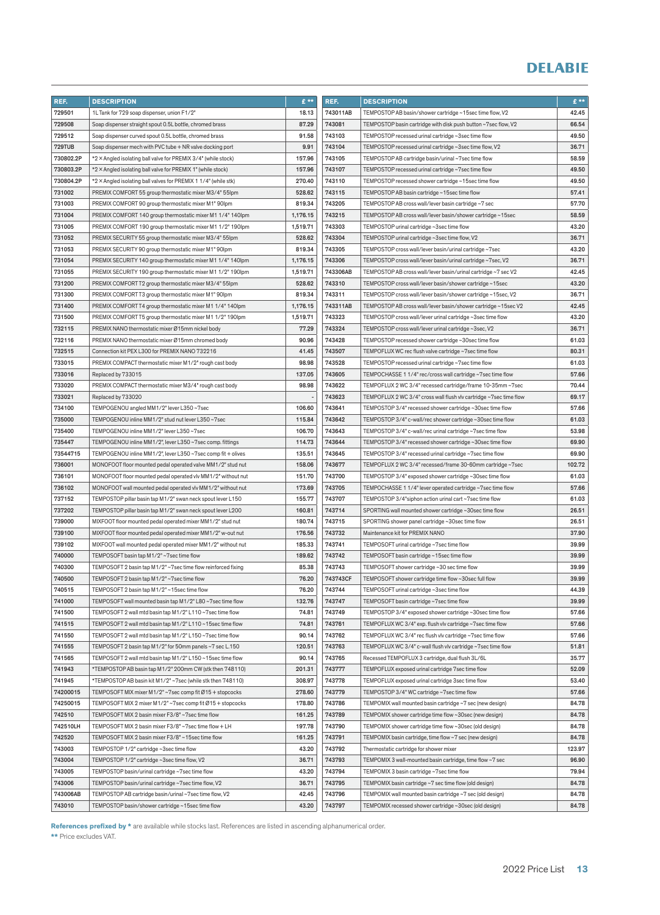# DELABIE

| REF. | DESCRIPTION | £ ** |
|---|---|---|
| 729501 | 1L Tank for 729 soap dispenser, union F1/2" | 18.13 |
| 729508 | Soap dispenser straight spout 0.5L bottle, chromed brass | 87.29 |
| 729512 | Soap dispenser curved spout 0.5L bottle, chromed brass | 91.58 |
| 729TUB | Soap dispenser mech with PVC tube + NR valve docking port | 9.91 |
| 730802.2P | *2 × Angled isolating ball valve for PREMIX 3/4" (while stock) | 157.96 |
| 730803.2P | *2 × Angled isolating ball valve for PREMIX 1" (while stock) | 157.96 |
| 730804.2P | *2 × Angled isolating ball valves for PREMIX 1 1/4" (while stk) | 270.40 |
| 731002 | PREMIX COMFORT 55 group thermostatic mixer M3/4" 55lpm | 528.62 |
| 731003 | PREMIX COMFORT 90 group thermostatic mixer M1" 90lpm | 819.34 |
| 731004 | PREMIX COMFORT 140 group thermostatic mixer M1 1/4" 140lpm | 1,176.15 |
| 731005 | PREMIX COMFORT 190 group thermostatic mixer M1 1/2" 190lpm | 1,519.71 |
| 731052 | PREMIX SECURITY 55 group thermostatic mixer M3/4" 55lpm | 528.62 |
| 731053 | PREMIX SECURITY 90 group thermostatic mixer M1" 90lpm | 819.34 |
| 731054 | PREMIX SECURITY 140 group thermostatic mixer M1 1/4" 140lpm | 1,176.15 |
| 731055 | PREMIX SECURITY 190 group thermostatic mixer M1 1/2" 190lpm | 1,519.71 |
| 731200 | PREMIX COMFORT T2 group thermostatic mixer M3/4" 55lpm | 528.62 |
| 731300 | PREMIX COMFORT T3 group thermostatic mixer M1" 90lpm | 819.34 |
| 731400 | PREMIX COMFORT T4 group thermostatic mixer M1 1/4" 140lpm | 1,176.15 |
| 731500 | PREMIX COMFORT T5 group thermostatic mixer M1 1/2" 190lpm | 1,519.71 |
| 732115 | PREMIX NANO thermostatic mixer Ø15mm nickel body | 77.29 |
| 732116 | PREMIX NANO thermostatic mixer Ø15mm chromed body | 90.96 |
| 732515 | Connection kit PEX L300 for PREMIX NANO 732216 | 41.45 |
| 733015 | PREMIX COMPACT thermostatic mixer M1/2" rough cast body | 98.98 |
| 733016 | Replaced by 733015 | 137.05 |
| 733020 | PREMIX COMPACT thermostatic mixer M3/4" rough cast body | 98.98 |
| 733021 | Replaced by 733020 | - |
| 734100 | TEMPOGENOU angled MM1/2" lever L350 ~7sec | 106.60 |
| 735000 | TEMPOGENOU inline MM1/2" stud nut lever L350 ~7sec | 115.84 |
| 735400 | TEMPOGENOU inline MM1/2" lever L350 ~7sec | 106.70 |
| 735447 | TEMPOGENOU inline MM1/2", lever L350 ~7sec comp. fittings | 114.73 |
| 73544715 | TEMPOGENOU inline MM1/2", lever L350 ~7sec comp fit + olives | 135.51 |
| 736001 | MONOFOOT floor mounted pedal operated valve MM1/2" stud nut | 158.06 |
| 736101 | MONOFOOT floor mounted pedal operated vlv MM1/2" without nut | 151.70 |
| 736102 | MONOFOOT wall mounted pedal operated vlv MM1/2" without nut | 173.69 |
| 737152 | TEMPOSTOP pillar basin tap M1/2" swan neck spout lever L150 | 155.77 |
| 737202 | TEMPOSTOP pillar basin tap M1/2" swan neck spout lever L200 | 160.81 |
| 739000 | MIXFOOT floor mounted pedal operated mixer MM1/2" stud nut | 180.74 |
| 739100 | MIXFOOT floor mounted pedal operated mixer MM1/2" w-out nut | 176.56 |
| 739102 | MIXFOOT wall mounted pedal operated mixer MM1/2" without nut | 185.33 |
| 740000 | TEMPOSOFT basin tap M1/2" ~7sec time flow | 189.62 |
| 740300 | TEMPOSOFT 2 basin tap M1/2" ~7sec time flow reinforced fixing | 85.38 |
| 740500 | TEMPOSOFT 2 basin tap M1/2" ~7sec time flow | 76.20 |
| 740515 | TEMPOSOFT 2 basin tap M1/2" ~15sec time flow | 76.20 |
| 741000 | TEMPOSOFT wall mounted basin tap M1/2" L80 ~7sec time flow | 132.76 |
| 741500 | TEMPOSOFT 2 wall mtd basin tap M1/2" L110 ~7sec time flow | 74.81 |
| 741515 | TEMPOSOFT 2 wall mtd basin tap M1/2" L110 ~15sec time flow | 74.81 |
| 741550 | TEMPOSOFT 2 wall mtd basin tap M1/2" L150 ~7sec time flow | 90.14 |
| 741555 | TEMPOSOFT 2 basin tap M1/2" for 50mm panels ~7 sec L.150 | 120.51 |
| 741565 | TEMPOSOFT 2 wall mtd basin tap M1/2" L150 ~15sec time flow | 90.14 |
| 741943 | *TEMPOSTOP AB basin tap M1/2" 200mm CW (stk then 748110) | 201.31 |
| 741945 | *TEMPOSTOP AB basin kit M1/2" ~7sec (while stk then 748110) | 308.97 |
| 74200015 | TEMPOSOFT MIX mixer M1/2" ~7sec comp fit Ø15 + stopcocks | 278.60 |
| 74250015 | TEMPOSOFT MIX 2 mixer M1/2" ~7sec comp fit Ø15 + stopcocks | 178.80 |
| 742510 | TEMPOSOFT MIX 2 basin mixer F3/8" ~7sec time flow | 161.25 |
| 742510LH | TEMPOSOFT MIX 2 basin mixer F3/8" ~7sec time flow + LH | 197.78 |
| 742520 | TEMPOSOFT MIX 2 basin mixer F3/8" ~15sec time flow | 161.25 |
| 743003 | TEMPOSTOP 1/2" cartridge ~3sec time flow | 43.20 |
| 743004 | TEMPOSTOP 1/2" cartridge ~3sec time flow, V2 | 36.71 |
| 743005 | TEMPOSTOP basin/urinal cartridge ~7sec time flow | 43.20 |
| 743006 | TEMPOSTOP basin/urinal cartridge ~7sec time flow, V2 | 36.71 |
| 743006AB | TEMPOSTOP AB cartridge basin/urinal ~7sec time flow, V2 | 42.45 |
| 743010 | TEMPOSTOP basin/shower cartridge ~15sec time flow | 43.20 |
| 743011AB | TEMPOSTOP AB basin/shower cartridge ~15sec time flow, V2 | 42.45 |
| 743081 | TEMPOSTOP basin cartridge with disk push button ~7sec flow, V2 | 66.54 |
| 743103 | TEMPOSTOP recessed urinal cartridge ~3sec time flow | 49.50 |
| 743104 | TEMPOSTOP recessed urinal cartridge ~3sec time flow, V2 | 36.71 |
| 743105 | TEMPOSTOP AB cartridge basin/urinal ~7sec time flow | 58.59 |
| 743107 | TEMPOSTOP recessed urinal cartridge ~7sec time flow | 49.50 |
| 743110 | TEMPOSTOP recessed shower cartridge ~15sec time flow | 49.50 |
| 743115 | TEMPOSTOP AB basin cartridge ~15sec time flow | 57.41 |
| 743205 | TEMPOSTOP AB cross wall/lever basin cartridge ~7 sec | 57.70 |
| 743215 | TEMPOSTOP AB cross wall/lever basin/shower cartridge ~15sec | 58.59 |
| 743303 | TEMPOSTOP urinal cartridge ~3sec time flow | 43.20 |
| 743304 | TEMPOSTOP urinal cartridge ~3sec time flow, V2 | 36.71 |
| 743305 | TEMPOSTOP cross wall/lever basin/urinal cartridge ~7sec | 43.20 |
| 743306 | TEMPOSTOP cross wall/lever basin/urinal cartridge ~7sec, V2 | 36.71 |
| 743306AB | TEMPOSTOP AB cross wall/lever basin/urinal cartridge ~7 sec V2 | 42.45 |
| 743310 | TEMPOSTOP cross wall/lever basin/shower cartridge ~15sec | 43.20 |
| 743311 | TEMPOSTOP cross wall/lever basin/shower cartridge ~15sec, V2 | 36.71 |
| 743311AB | TEMPOSTOP AB cross wall/lever basin/shower cartridge ~15sec V2 | 42.45 |
| 743323 | TEMPOSTOP cross wall/lever urinal cartridge ~3sec time flow | 43.20 |
| 743324 | TEMPOSTOP cross wall/lever urinal cartridge ~3sec, V2 | 36.71 |
| 743428 | TEMPOSTOP recessed shower cartridge ~30sec time flow | 61.03 |
| 743507 | TEMPOFLUX WC rec flush valve cartridge ~7sec time flow | 80.31 |
| 743528 | TEMPOSTOP recessed urinal cartridge ~7sec time flow | 61.03 |
| 743605 | TEMPOCHASSE 1 1/4" rec/cross wall cartridge ~7sec time flow | 57.66 |
| 743622 | TEMPOFLUX 2 WC 3/4" recessed cartridge/frame 10-35mm ~7sec | 70.44 |
| 743623 | TEMPOFLUX 2 WC 3/4" cross wall flush vlv cartridge ~7sec time flow | 69.17 |
| 743641 | TEMPOSTOP 3/4" recessed shower cartridge ~30sec time flow | 57.66 |
| 743642 | TEMPOSTOP 3/4" c-wall/rec shower cartridge ~30sec time flow | 61.03 |
| 743643 | TEMPOSTOP 3/4" c-wall/rec urinal cartridge ~7sec time flow | 53.98 |
| 743644 | TEMPOSTOP 3/4" recessed shower cartridge ~30sec time flow | 69.90 |
| 743645 | TEMPOSTOP 3/4" recessed urinal cartridge ~7sec time flow | 69.90 |
| 743677 | TEMPOFLUX 2 WC 3/4" recessed/frame 30-60mm cartridge ~7sec | 102.72 |
| 743700 | TEMPOSTOP 3/4" exposed shower cartridge ~30sec time flow | 61.03 |
| 743705 | TEMPOCHASSE 1 1/4" lever operated cartridge ~7sec time flow | 57.66 |
| 743707 | TEMPOSTOP 3/4"siphon action urinal cart ~7sec time flow | 61.03 |
| 743714 | SPORTING wall mounted shower cartridge ~30sec time flow | 26.51 |
| 743715 | SPORTING shower panel cartridge ~30sec time flow | 26.51 |
| 743732 | Maintenance kit for PREMIX NANO | 37.90 |
| 743741 | TEMPOSOFT urinal cartridge ~7sec time flow | 39.99 |
| 743742 | TEMPOSOFT basin cartridge ~15sec time flow | 39.99 |
| 743743 | TEMPOSOFT shower cartridge ~30 sec time flow | 39.99 |
| 743743CF | TEMPOSOFT shower cartridge time flow ~30sec full flow | 39.99 |
| 743744 | TEMPOSOFT urinal cartridge ~3sec time flow | 44.39 |
| 743747 | TEMPOSOFT basin cartridge ~7sec time flow | 39.99 |
| 743749 | TEMPOSTOP 3/4" exposed shower cartridge ~30sec time flow | 57.66 |
| 743761 | TEMPOFLUX WC 3/4" exp. flush vlv cartridge ~7sec time flow | 57.66 |
| 743762 | TEMPOFLUX WC 3/4" rec flush vlv cartridge ~7sec time flow | 57.66 |
| 743763 | TEMPOFLUX WC 3/4" c-wall flush vlv cartridge ~7sec time flow | 51.81 |
| 743765 | Recessed TEMPOFLUX 3 cartridge, dual flush 3L/6L | 35.77 |
| 743777 | TEMPOFLUX exposed urinal cartridge 7sec time flow | 52.09 |
| 743778 | TEMPOFLUX exposed urinal cartridge 3sec time flow | 53.40 |
| 743779 | TEMPOSTOP 3/4" WC cartridge ~7sec time flow | 57.66 |
| 743786 | TEMPOMIX wall mounted basin cartridge ~7 sec (new design) | 84.78 |
| 743789 | TEMPOMIX shower cartridge time flow ~30sec (new design) | 84.78 |
| 743790 | TEMPOMIX shower cartridge time flow ~30sec (old design) | 84.78 |
| 743791 | TEMPOMIX basin cartridge, time flow ~7 sec (new design) | 84.78 |
| 743792 | Thermostatic cartridge for shower mixer | 123.97 |
| 743793 | TEMPOMIX 3 wall-mounted basin cartridge, time flow ~7 sec | 96.90 |
| 743794 | TEMPOMIX 3 basin cartridge ~7sec time flow | 79.94 |
| 743795 | TEMPOMIX basin cartridge ~7 sec time flow (old design) | 84.78 |
| 743796 | TEMPOMIX wall mounted basin cartridge ~7 sec (old design) | 84.78 |
| 743797 | TEMPOMIX recessed shower cartridge ~30sec (old design) | 84.78 |

**References prefixed by *** are available while stocks last. References are listed in ascending alphanumerical order.

****** Price excludes VAT.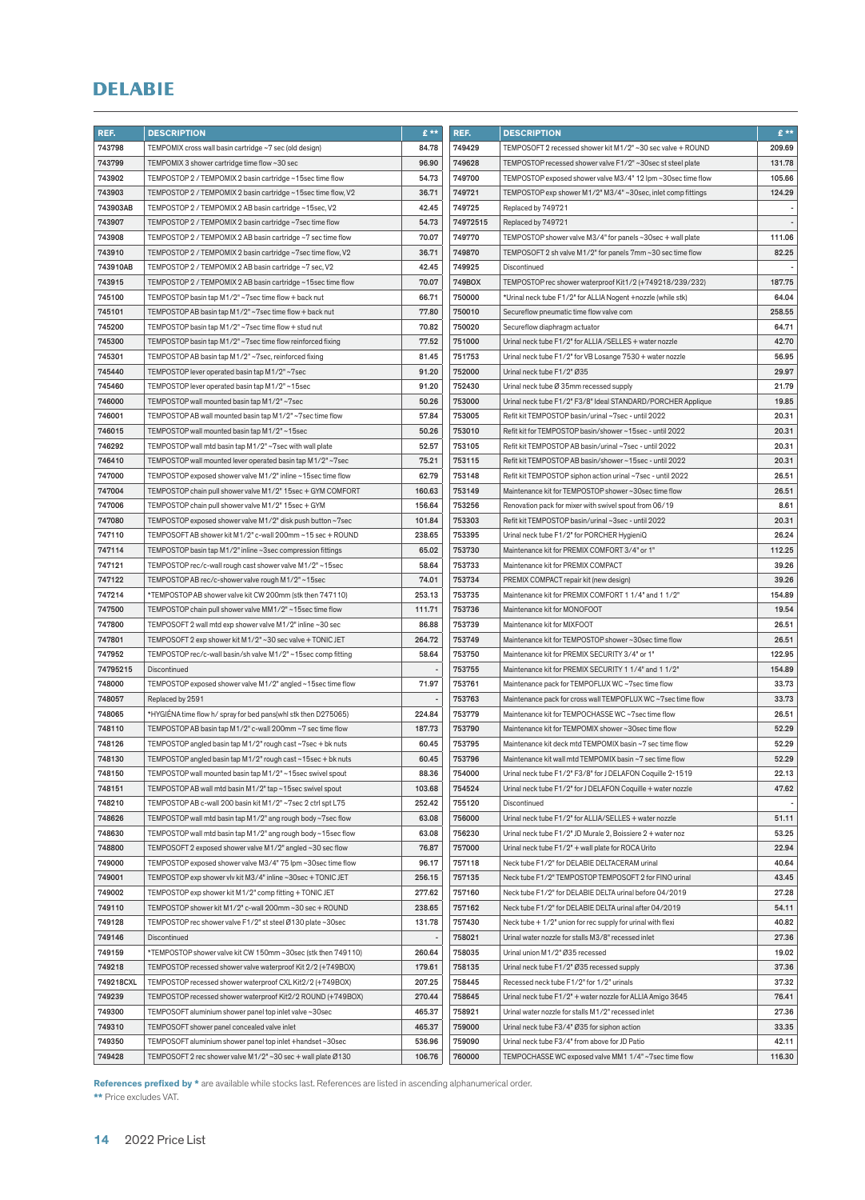# DELABIE

| REF. | DESCRIPTION | £ ** |
|---|---|---|
| 743798 | TEMPOMIX cross wall basin cartridge ~7 sec (old design) | 84.78 |
| 743799 | TEMPOMIX 3 shower cartridge time flow ~30 sec | 96.90 |
| 743902 | TEMPOSTOP 2 / TEMPOMIX 2 basin cartridge ~15sec time flow | 54.73 |
| 743903 | TEMPOSTOP 2 / TEMPOMIX 2 basin cartridge ~15sec time flow, V2 | 36.71 |
| 743903AB | TEMPOSTOP 2 / TEMPOMIX 2 AB basin cartridge ~15sec, V2 | 42.45 |
| 743907 | TEMPOSTOP 2 / TEMPOMIX 2 basin cartridge ~7sec time flow | 54.73 |
| 743908 | TEMPOSTOP 2 / TEMPOMIX 2 AB basin cartridge ~7 sec time flow | 70.07 |
| 743910 | TEMPOSTOP 2 / TEMPOMIX 2 basin cartridge ~7sec time flow, V2 | 36.71 |
| 743910AB | TEMPOSTOP 2 / TEMPOMIX 2 AB basin cartridge ~7 sec, V2 | 42.45 |
| 743915 | TEMPOSTOP 2 / TEMPOMIX 2 AB basin cartridge ~15sec time flow | 70.07 |
| 745100 | TEMPOSTOP basin tap M1/2" ~7sec time flow + back nut | 66.71 |
| 745101 | TEMPOSTOP AB basin tap M1/2" ~7sec time flow + back nut | 77.80 |
| 745200 | TEMPOSTOP basin tap M1/2" ~7sec time flow + stud nut | 70.82 |
| 745300 | TEMPOSTOP basin tap M1/2" ~7sec time flow reinforced fixing | 77.52 |
| 745301 | TEMPOSTOP AB basin tap M1/2" ~7sec, reinforced fixing | 81.45 |
| 745440 | TEMPOSTOP lever operated basin tap M1/2" ~7sec | 91.20 |
| 745460 | TEMPOSTOP lever operated basin tap M1/2" ~15sec | 91.20 |
| 746000 | TEMPOSTOP wall mounted basin tap M1/2" ~7sec | 50.26 |
| 746001 | TEMPOSTOP AB wall mounted basin tap M1/2" ~7sec time flow | 57.84 |
| 746015 | TEMPOSTOP wall mounted basin tap M1/2" ~15sec | 50.26 |
| 746292 | TEMPOSTOP wall mtd basin tap M1/2" ~7sec with wall plate | 52.57 |
| 746410 | TEMPOSTOP wall mounted lever operated basin tap M1/2" ~7sec | 75.21 |
| 747000 | TEMPOSTOP exposed shower valve M1/2" inline ~15sec time flow | 62.79 |
| 747004 | TEMPOSTOP chain pull shower valve M1/2" 15sec + GYM COMFORT | 160.63 |
| 747006 | TEMPOSTOP chain pull shower valve M1/2" 15sec + GYM | 156.64 |
| 747080 | TEMPOSTOP exposed shower valve M1/2" disk push button ~7sec | 101.84 |
| 747110 | TEMPOSOFT AB shower kit M1/2" c-wall 200mm ~15 sec + ROUND | 238.65 |
| 747114 | TEMPOSTOP basin tap M1/2" inline ~3sec compression fittings | 65.02 |
| 747121 | TEMPOSTOP rec/c-wall rough cast shower valve M1/2" ~15sec | 58.64 |
| 747122 | TEMPOSTOP AB rec/c-shower valve rough M1/2" ~15sec | 74.01 |
| 747214 | *TEMPOSTOP AB shower valve kit CW 200mm (stk then 747110) | 253.13 |
| 747500 | TEMPOSTOP chain pull shower valve MM1/2" ~15sec time flow | 111.71 |
| 747800 | TEMPOSOFT 2 wall mtd exp shower valve M1/2" inline ~30 sec | 86.88 |
| 747801 | TEMPOSOFT 2 exp shower kit M1/2" ~30 sec valve + TONIC JET | 264.72 |
| 747952 | TEMPOSTOP rec/c-wall basin/sh valve M1/2" ~15sec comp fitting | 58.64 |
| 74795215 | Discontinued | - |
| 748000 | TEMPOSTOP exposed shower valve M1/2" angled ~15sec time flow | 71.97 |
| 748057 | Replaced by 2591 | - |
| 748065 | *HYGIÉNA time flow h/ spray for bed pans(whl stk then D275065) | 224.84 |
| 748110 | TEMPOSTOP AB basin tap M1/2" c-wall 200mm ~7 sec time flow | 187.73 |
| 748126 | TEMPOSTOP angled basin tap M1/2" rough cast ~7sec + bk nuts | 60.45 |
| 748130 | TEMPOSTOP angled basin tap M1/2" rough cast ~15sec + bk nuts | 60.45 |
| 748150 | TEMPOSTOP wall mounted basin tap M1/2" ~15sec swivel spout | 88.36 |
| 748151 | TEMPOSTOP AB wall mtd basin M1/2" tap ~15sec swivel spout | 103.68 |
| 748210 | TEMPOSTOP AB c-wall 200 basin kit M1/2" ~7sec 2 ctrl spt L75 | 252.42 |
| 748626 | TEMPOSTOP wall mtd basin tap M1/2" ang rough body ~7sec flow | 63.08 |
| 748630 | TEMPOSTOP wall mtd basin tap M1/2" ang rough body ~15sec flow | 63.08 |
| 748800 | TEMPOSOFT 2 exposed shower valve M1/2" angled ~30 sec flow | 76.87 |
| 749000 | TEMPOSTOP exposed shower valve M3/4" 75 lpm ~30sec time flow | 96.17 |
| 749001 | TEMPOSTOP exp shower vlv kit M3/4" inline ~30sec + TONIC JET | 256.15 |
| 749002 | TEMPOSTOP exp shower kit M1/2" comp fitting + TONIC JET | 277.62 |
| 749110 | TEMPOSTOP shower kit M1/2" c-wall 200mm ~30 sec + ROUND | 238.65 |
| 749128 | TEMPOSTOP rec shower valve F1/2" st steel Ø130 plate ~30sec | 131.78 |
| 749146 | Discontinued | - |
| 749159 | *TEMPOSTOP shower valve kit CW 150mm ~30sec (stk then 749110) | 260.64 |
| 749218 | TEMPOSTOP recessed shower valve waterproof Kit 2/2 (+749BOX) | 179.61 |
| 749218CXL | TEMPOSTOP recessed shower waterproof CXL Kit2/2 (+749BOX) | 207.25 |
| 749239 | TEMPOSTOP recessed shower waterproof Kit2/2 ROUND (+749BOX) | 270.44 |
| 749300 | TEMPOSOFT aluminium shower panel top inlet valve ~30sec | 465.37 |
| 749310 | TEMPOSOFT shower panel concealed valve inlet | 465.37 |
| 749350 | TEMPOSOFT aluminium shower panel top inlet +handset ~30sec | 536.96 |
| 749428 | TEMPOSOFT 2 rec shower valve M1/2" ~30 sec + wall plate Ø130 | 106.76 |
| 749429 | TEMPOSOFT 2 recessed shower kit M1/2" ~30 sec valve + ROUND | 209.69 |
| 749628 | TEMPOSTOP recessed shower valve F1/2" ~30sec st steel plate | 131.78 |
| 749700 | TEMPOSTOP exposed shower valve M3/4" 12 lpm ~30sec time flow | 105.66 |
| 749721 | TEMPOSTOP exp shower M1/2" M3/4" ~30sec, inlet comp fittings | 124.29 |
| 749725 | Replaced by 749721 | - |
| 74972515 | Replaced by 749721 | - |
| 749770 | TEMPOSTOP shower valve M3/4" for panels ~30sec + wall plate | 111.06 |
| 749870 | TEMPOSOFT 2 sh valve M1/2" for panels 7mm ~30 sec time flow | 82.25 |
| 749925 | Discontinued | - |
| 749BOX | TEMPOSTOP rec shower waterproof Kit1/2 (+749218/239/232) | 187.75 |
| 750000 | *Urinal neck tube F1/2" for ALLIA Nogent +nozzle (while stk) | 64.04 |
| 750010 | Secureflow pneumatic time flow valve com | 258.55 |
| 750020 | Secureflow diaphragm actuator | 64.71 |
| 751000 | Urinal neck tube F1/2" for ALLIA /SELLES + water nozzle | 42.70 |
| 751753 | Urinal neck tube F1/2" for VB Losange 7530 + water nozzle | 56.95 |
| 752000 | Urinal neck tube F1/2" Ø35 | 29.97 |
| 752430 | Urinal neck tube Ø 35mm recessed supply | 21.79 |
| 753000 | Urinal neck tube F1/2" F3/8" Ideal STANDARD/PORCHER Applique | 19.85 |
| 753005 | Refit kit TEMPOSTOP basin/urinal ~7sec - until 2022 | 20.31 |
| 753010 | Refit kit for TEMPOSTOP basin/shower ~15sec - until 2022 | 20.31 |
| 753105 | Refit kit TEMPOSTOP AB basin/urinal ~7sec - until 2022 | 20.31 |
| 753115 | Refit kit TEMPOSTOP AB basin/shower ~15sec - until 2022 | 20.31 |
| 753148 | Refit kit TEMPOSTOP siphon action urinal ~7sec - until 2022 | 26.51 |
| 753149 | Maintenance kit for TEMPOSTOP shower ~30sec time flow | 26.51 |
| 753256 | Renovation pack for mixer with swivel spout from 06/19 | 8.61 |
| 753303 | Refit kit TEMPOSTOP basin/urinal ~3sec - until 2022 | 20.31 |
| 753395 | Urinal neck tube F1/2" for PORCHER HygieniQ | 26.24 |
| 753730 | Maintenance kit for PREMIX COMFORT 3/4" or 1" | 112.25 |
| 753733 | Maintenance kit for PREMIX COMPACT | 39.26 |
| 753734 | PREMIX COMPACT repair kit (new design) | 39.26 |
| 753735 | Maintenance kit for PREMIX COMFORT 1 1/4" and 1 1/2" | 154.89 |
| 753736 | Maintenance kit for MONOFOOT | 19.54 |
| 753739 | Maintenance kit for MIXFOOT | 26.51 |
| 753749 | Maintenance kit for TEMPOSTOP shower ~30sec time flow | 26.51 |
| 753750 | Maintenance kit for PREMIX SECURITY 3/4" or 1" | 122.95 |
| 753755 | Maintenance kit for PREMIX SECURITY 1 1/4" and 1 1/2" | 154.89 |
| 753761 | Maintenance pack for TEMPOFLUX WC ~7sec time flow | 33.73 |
| 753763 | Maintenance pack for cross wall TEMPOFLUX WC ~7sec time flow | 33.73 |
| 753779 | Maintenance kit for TEMPOCHASSE WC ~7sec time flow | 26.51 |
| 753790 | Maintenance kit for TEMPOMIX shower ~30sec time flow | 52.29 |
| 753795 | Maintenance kit deck mtd TEMPOMIX basin ~7 sec time flow | 52.29 |
| 753796 | Maintenance kit wall mtd TEMPOMIX basin ~7 sec time flow | 52.29 |
| 754000 | Urinal neck tube F1/2" F3/8" for J DELAFON Coquille 2-1519 | 22.13 |
| 754524 | Urinal neck tube F1/2" for J DELAFON Coquille + water nozzle | 47.62 |
| 755120 | Discontinued | - |
| 756000 | Urinal neck tube F1/2" for ALLIA/SELLES + water nozzle | 51.11 |
| 756230 | Urinal neck tube F1/2" JD Murale 2, Boissiere 2 + water noz | 53.25 |
| 757000 | Urinal neck tube F1/2" + wall plate for ROCA Urito | 22.94 |
| 757118 | Neck tube F1/2" for DELABIE DELTACERAM urinal | 40.64 |
| 757135 | Neck tube F1/2" TEMPOSTOP TEMPOSOFT 2 for FINO urinal | 43.45 |
| 757160 | Neck tube F1/2" for DELABIE DELTA urinal before 04/2019 | 27.28 |
| 757162 | Neck tube F1/2" for DELABIE DELTA urinal after 04/2019 | 54.11 |
| 757430 | Neck tube + 1/2" union for rec supply for urinal with flexi | 40.82 |
| 758021 | Urinal water nozzle for stalls M3/8" recessed inlet | 27.36 |
| 758035 | Urinal union M1/2" Ø35 recessed | 19.02 |
| 758135 | Urinal neck tube F1/2" Ø35 recessed supply | 37.36 |
| 758445 | Recessed neck tube F1/2" for 1/2" urinals | 37.32 |
| 758645 | Urinal neck tube F1/2" + water nozzle for ALLIA Amigo 3645 | 76.41 |
| 758921 | Urinal water nozzle for stalls M1/2" recessed inlet | 27.36 |
| 759000 | Urinal neck tube F3/4" Ø35 for siphon action | 33.35 |
| 759090 | Urinal neck tube F3/4" from above for JD Patio | 42.11 |
| 760000 | TEMPOCHASSE WC exposed valve MM1 1/4" ~7sec time flow | 116.30 |

**References prefixed by *** are available while stocks last. References are listed in ascending alphanumerical order.

** Price excludes VAT.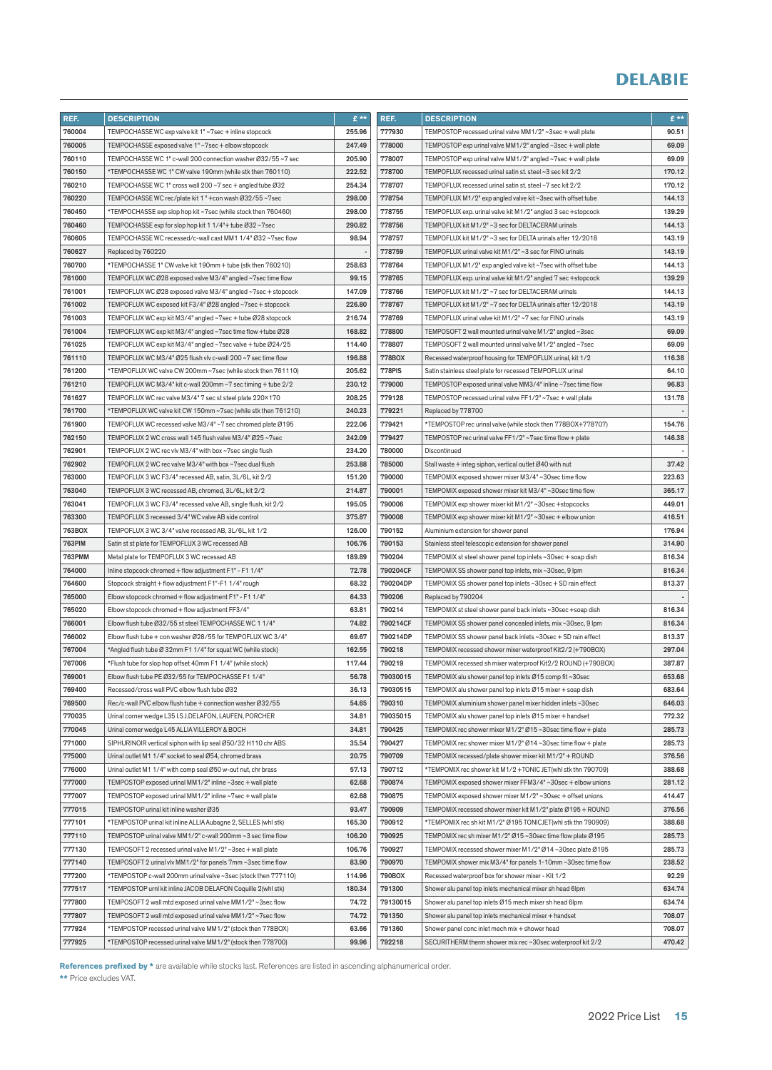# DELABIE

| REF. | DESCRIPTION | £ ** |
|---|---|---|
| 760004 | TEMPOCHASSE WC exp valve kit 1" ~7sec + inline stopcock | 255.96 |
| 760005 | TEMPOCHASSE exposed valve 1" ~7sec + elbow stopcock | 247.49 |
| 760110 | TEMPOCHASSE WC 1" c-wall 200 connection washer Ø32/55 ~7 sec | 205.90 |
| 760150 | *TEMPOCHASSE WC 1" CW valve 190mm (while stk then 760110) | 222.52 |
| 760210 | TEMPOCHASSE WC 1" cross wall 200 ~7 sec + angled tube Ø32 | 254.34 |
| 760220 | TEMPOCHASSE WC rec/plate kit 1 " +con wash Ø32/55 ~7sec | 298.00 |
| 760450 | *TEMPOCHASSE exp slop hop kit ~7sec (while stock then 760460) | 298.00 |
| 760460 | TEMPOCHASSE exp for slop hop kit 1 1/4"+ tube Ø32 ~7sec | 290.82 |
| 760605 | TEMPOCHASSE WC recessed/c-wall cast MM 1 1/4" Ø32 ~7sec flow | 98.94 |
| 760627 | Replaced by 760220 | - |
| 760700 | *TEMPOCHASSE 1" CW valve kit 190mm + tube (stk then 760210) | 258.63 |
| 761000 | TEMPOFLUX WC Ø28 exposed valve M3/4" angled ~7sec time flow | 99.15 |
| 761001 | TEMPOFLUX WC Ø28 exposed valve M3/4" angled ~7sec + stopcock | 147.09 |
| 761002 | TEMPOFLUX WC exposed kit F3/4" Ø28 angled ~7sec + stopcock | 226.80 |
| 761003 | TEMPOFLUX WC exp kit M3/4" angled ~7sec + tube Ø28 stopcock | 216.74 |
| 761004 | TEMPOFLUX WC exp kit M3/4" angled ~7sec time flow +tube Ø28 | 168.82 |
| 761025 | TEMPOFLUX WC exp kit M3/4" angled ~7sec valve + tube Ø24/25 | 114.40 |
| 761110 | TEMPOFLUX WC M3/4" Ø25 flush vlv c-wall 200 ~7 sec time flow | 196.88 |
| 761200 | *TEMPOFLUX WC valve CW 200mm ~7sec (while stock then 761110) | 205.62 |
| 761210 | TEMPOFLUX WC M3/4" kit c-wall 200mm ~7 sec timing + tube 2/2 | 230.12 |
| 761627 | TEMPOFLUX WC rec valve M3/4" 7 sec st steel plate 220×170 | 208.25 |
| 761700 | *TEMPOFLUX WC valve kit CW 150mm ~7sec (while stk then 761210) | 240.23 |
| 761900 | TEMPOFLUX WC recessed valve M3/4" ~7 sec chromed plate Ø195 | 222.06 |
| 762150 | TEMPOFLUX 2 WC cross wall 145 flush valve M3/4" Ø25 ~7sec | 242.09 |
| 762901 | TEMPOFLUX 2 WC rec vlv M3/4" with box ~7sec single flush | 234.20 |
| 762902 | TEMPOFLUX 2 WC rec valve M3/4" with box ~7sec dual flush | 253.88 |
| 763000 | TEMPOFLUX 3 WC F3/4" recessed AB, satin, 3L/6L, kit 2/2 | 151.20 |
| 763040 | TEMPOFLUX 3 WC recessed AB, chromed, 3L/6L, kit 2/2 | 214.87 |
| 763041 | TEMPOFLUX 3 WC F3/4" recessed valve AB, single flush, kit 2/2 | 195.05 |
| 763300 | TEMPOFLUX 3 recessed 3/4" WC valve AB side control | 375.87 |
| 763BOX | TEMPOFLUX 3 WC 3/4" valve recessed AB, 3L/6L, kit 1/2 | 126.00 |
| 763PIM | Satin st st plate for TEMPOFLUX 3 WC recessed AB | 106.76 |
| 763PMM | Metal plate for TEMPOFLUX 3 WC recessed AB | 189.89 |
| 764000 | Inline stopcock chromed + flow adjustment F1" - F1 1/4" | 72.78 |
| 764600 | Stopcock straight + flow adjustment F1"-F1 1/4" rough | 68.32 |
| 765000 | Elbow stopcock chromed + flow adjustment F1" - F1 1/4" | 64.33 |
| 765020 | Elbow stopcock chromed + flow adjustment FF3/4" | 63.81 |
| 766001 | Elbow flush tube Ø32/55 st steel TEMPOCHASSE WC 1 1/4" | 74.82 |
| 766002 | Elbow flush tube + con washer Ø28/55 for TEMPOFLUX WC 3/4" | 69.67 |
| 767004 | *Angled flush tube Ø 32mm F1 1/4" for squat WC (while stock) | 162.55 |
| 767006 | *Flush tube for slop hop offset 40mm F1 1/4" (while stock) | 117.44 |
| 769001 | Elbow flush tube PE Ø32/55 for TEMPOCHASSE F1 1/4" | 56.78 |
| 769400 | Recessed/cross wall PVC elbow flush tube Ø32 | 36.13 |
| 769500 | Rec/c-wall PVC elbow flush tube + connection washer Ø32/55 | 54.65 |
| 770035 | Urinal corner wedge L35 I.S J.DELAFON, LAUFEN, PORCHER | 34.81 |
| 770045 | Urinal corner wedge L45 ALLIA VILLEROY & BOCH | 34.81 |
| 771000 | SIPHURINOIR vertical siphon with lip seal Ø50/32 H110 chr ABS | 35.54 |
| 775000 | Urinal outlet M1 1/4" socket to seal Ø54, chromed brass | 20.75 |
| 776000 | Urinal outlet M1 1/4" with comp seal Ø50 w-out nut, chr brass | 57.13 |
| 777000 | TEMPOSTOP exposed urinal MM1/2" inline ~3sec + wall plate | 62.68 |
| 777007 | TEMPOSTOP exposed urinal MM1/2" inline ~7sec + wall plate | 62.68 |
| 777015 | TEMPOSTOP urinal kit inline washer Ø35 | 93.47 |
| 777101 | *TEMPOSTOP urinal kit inline ALLIA Aubagne 2, SELLES (whl stk) | 165.30 |
| 777110 | TEMPOSTOP urinal valve MM1/2" c-wall 200mm ~3 sec time flow | 106.20 |
| 777130 | TEMPOSOFT 2 recessed urinal valve M1/2" ~3sec + wall plate | 106.76 |
| 777140 | TEMPOSOFT 2 urinal vlv MM1/2" for panels 7mm ~3sec time flow | 83.90 |
| 777200 | *TEMPOSTOP c-wall 200mm urinal valve ~3sec (stock then 777110) | 114.96 |
| 777517 | *TEMPOSTOP urnl kit inline JACOB DELAFON Coquille 2(whl stk) | 180.34 |
| 777800 | TEMPOSOFT 2 wall mtd exposed urinal valve MM1/2" ~3sec flow | 74.72 |
| 777807 | TEMPOSOFT 2 wall mtd exposed urinal valve MM1/2" ~7sec flow | 74.72 |
| 777924 | *TEMPOSTOP recessed urinal valve MM1/2" (stock then 778BOX) | 63.66 |
| 777925 | *TEMPOSTOP recessed urinal valve MM1/2" (stock then 778700) | 99.96 |
| 777930 | TEMPOSTOP recessed urinal valve MM1/2" ~3sec + wall plate | 90.51 |
| 778000 | TEMPOSTOP exp urinal valve MM1/2" angled ~3sec + wall plate | 69.09 |
| 778007 | TEMPOSTOP exp urinal valve MM1/2" angled ~7sec + wall plate | 69.09 |
| 778700 | TEMPOFLUX recessed urinal satin st. steel ~3 sec kit 2/2 | 170.12 |
| 778707 | TEMPOFLUX recessed urinal satin st. steel ~7 sec kit 2/2 | 170.12 |
| 778754 | TEMPOFLUX M1/2" exp angled valve kit ~3sec with offset tube | 144.13 |
| 778755 | TEMPOFLUX exp. urinal valve kit M1/2" angled 3 sec +stopcock | 139.29 |
| 778756 | TEMPOFLUX kit M1/2" ~3 sec for DELTACERAM urinals | 144.13 |
| 778757 | TEMPOFLUX kit M1/2" ~3 sec for DELTA urinals after 12/2018 | 143.19 |
| 778759 | TEMPOFLUX urinal valve kit M1/2" ~3 sec for FINO urinals | 143.19 |
| 778764 | TEMPOFLUX M1/2" exp angled valve kit ~7sec with offset tube | 144.13 |
| 778765 | TEMPOFLUX exp. urinal valve kit M1/2" angled 7 sec +stopcock | 139.29 |
| 778766 | TEMPOFLUX kit M1/2" ~7 sec for DELTACERAM urinals | 144.13 |
| 778767 | TEMPOFLUX kit M1/2" ~7 sec for DELTA urinals after 12/2018 | 143.19 |
| 778769 | TEMPOFLUX urinal valve kit M1/2" ~7 sec for FINO urinals | 143.19 |
| 778800 | TEMPOSOFT 2 wall mounted urinal valve M1/2" angled ~3sec | 69.09 |
| 778807 | TEMPOSOFT 2 wall mounted urinal valve M1/2" angled ~7sec | 69.09 |
| 778BOX | Recessed waterproof housing for TEMPOFLUX urinal, kit 1/2 | 116.38 |
| 778PIS | Satin stainless steel plate for recessed TEMPOFLUX urinal | 64.10 |
| 779000 | TEMPOSTOP exposed urinal valve MM3/4" inline ~7sec time flow | 96.83 |
| 779128 | TEMPOSTOP recessed urinal valve FF1/2" ~7sec + wall plate | 131.78 |
| 779221 | Replaced by 778700 | - |
| 779421 | *TEMPOSTOP rec urinal valve (while stock then 778BOX+778707) | 154.76 |
| 779427 | TEMPOSTOP rec urinal valve FF1/2" ~7sec time flow + plate | 146.38 |
| 780000 | Discontinued | - |
| 785000 | Stall waste + integ siphon, vertical outlet Ø40 with nut | 37.42 |
| 790000 | TEMPOMIX exposed shower mixer M3/4" ~30sec time flow | 223.63 |
| 790001 | TEMPOMIX exposed shower mixer kit M3/4" ~30sec time flow | 365.17 |
| 790006 | TEMPOMIX exp shower mixer kit M1/2" ~30sec +stopcocks | 449.01 |
| 790008 | TEMPOMIX exp shower mixer kit M1/2" ~30sec + elbow union | 416.51 |
| 790152 | Aluminium extension for shower panel | 176.94 |
| 790153 | Stainless steel telescopic extension for shower panel | 314.90 |
| 790204 | TEMPOMIX st steel shower panel top inlets ~30sec + soap dish | 816.34 |
| 790204CF | TEMPOMIX SS shower panel top inlets, mix ~30sec, 9 lpm | 816.34 |
| 790204DP | TEMPOMIX SS shower panel top inlets ~30sec + SD rain effect | 813.37 |
| 790206 | Replaced by 790204 | - |
| 790214 | TEMPOMIX st steel shower panel back inlets ~30sec +soap dish | 816.34 |
| 790214CF | TEMPOMIX SS shower panel concealed inlets, mix ~30sec, 9 lpm | 816.34 |
| 790214DP | TEMPOMIX SS shower panel back inlets ~30sec + SD rain effect | 813.37 |
| 790218 | TEMPOMIX recessed shower mixer waterproof Kit2/2 (+790BOX) | 297.04 |
| 790219 | TEMPOMIX recessed sh mixer waterproof Kit2/2 ROUND (+790BOX) | 387.87 |
| 79030015 | TEMPOMIX alu shower panel top inlets Ø15 comp fit ~30sec | 653.68 |
| 79030515 | TEMPOMIX alu shower panel top inlets Ø15 mixer + soap dish | 683.64 |
| 790310 | TEMPOMIX aluminium shower panel mixer hidden inlets ~30sec | 646.03 |
| 79035015 | TEMPOMIX alu shower panel top inlets Ø15 mixer + handset | 772.32 |
| 790425 | TEMPOMIX rec shower mixer M1/2" Ø15 ~30sec time flow + plate | 285.73 |
| 790427 | TEMPOMIX rec shower mixer M1/2" Ø14 ~30sec time flow + plate | 285.73 |
| 790709 | TEMPOMIX recessed/plate shower mixer kit M1/2" + ROUND | 376.56 |
| 790712 | *TEMPOMIX rec shower kit M1/2 +TONIC JET(whl stk thn 790709) | 388.68 |
| 790874 | TEMPOMIX exposed shower mixer FFM3/4" ~30sec + elbow unions | 281.12 |
| 790875 | TEMPOMIX exposed shower mixer M1/2" ~30sec + offset unions | 414.47 |
| 790909 | TEMPOMIX recessed shower mixer kit M1/2" plate Ø195 + ROUND | 376.56 |
| 790912 | *TEMPOMIX rec sh kit M1/2" Ø195 TONICJET(whl stk thn 790909) | 388.68 |
| 790925 | TEMPOMIX rec sh mixer M1/2" Ø15 ~30sec time flow plate Ø195 | 285.73 |
| 790927 | TEMPOMIX recessed shower mixer M1/2" Ø14 ~30sec plate Ø195 | 285.73 |
| 790970 | TEMPOMIX shower mix M3/4" for panels 1-10mm ~30sec time flow | 238.52 |
| 790BOX | Recessed waterproof box for shower mixer - Kit 1/2 | 92.29 |
| 791300 | Shower alu panel top inlets mechanical mixer sh head 6lpm | 634.74 |
| 79130015 | Shower alu panel top inlets Ø15 mech mixer sh head 6lpm | 634.74 |
| 791350 | Shower alu panel top inlets mechanical mixer + handset | 708.07 |
| 791360 | Shower panel conc inlet mech mix + shower head | 708.07 |
| 792218 | SECURITHERM therm shower mix rec ~30sec waterproof kit 2/2 | 470.42 |

**References prefixed by *** are available while stocks last. References are listed in ascending alphanumerical order.

** Price excludes VAT.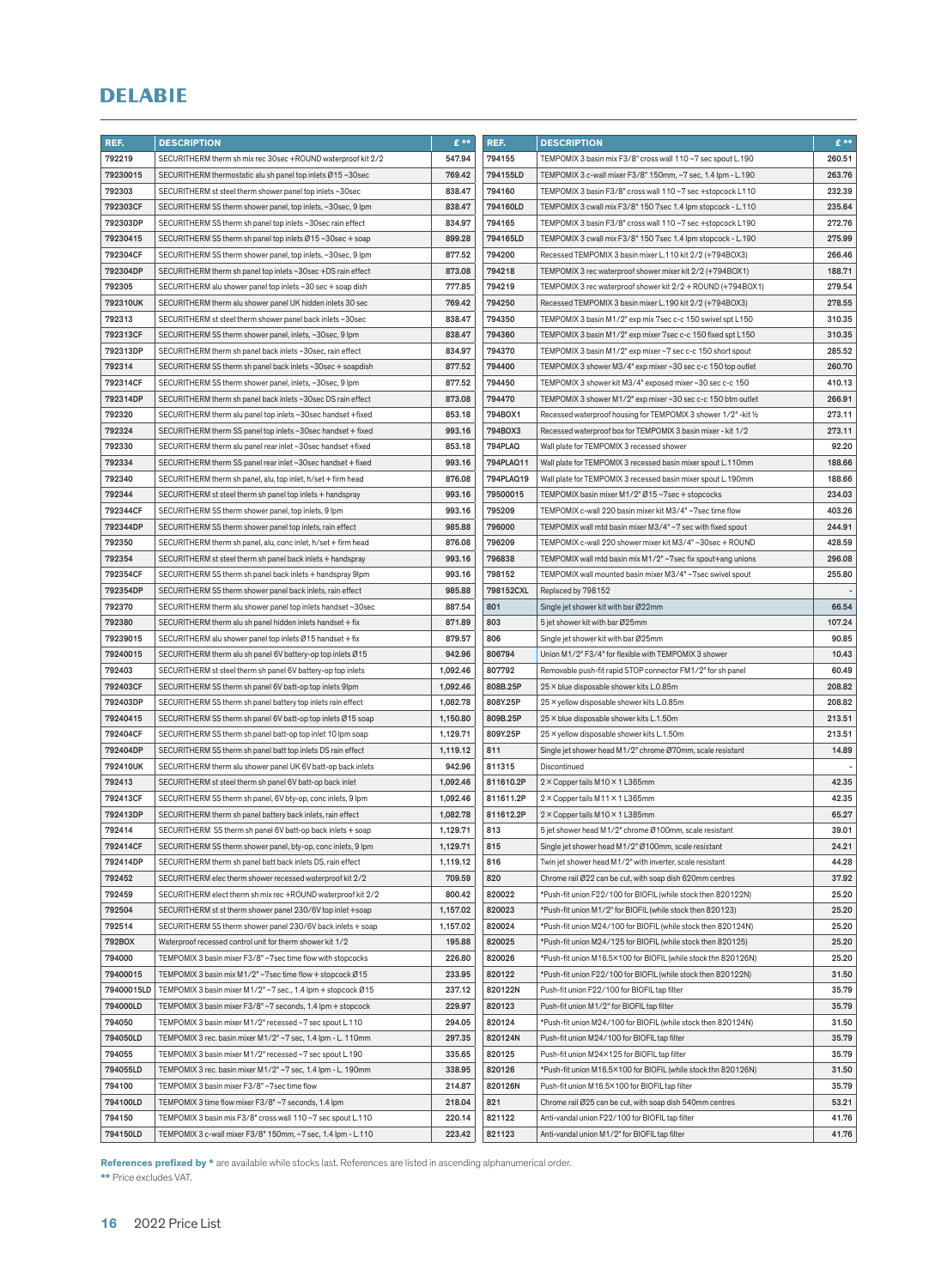# DELABIE

| REF. | DESCRIPTION | £ ** |
|---|---|---|
| 792219 | SECURITHERM therm sh mix rec 30sec +ROUND waterproof kit 2/2 | 547.94 |
| 79230015 | SECURITHERM thermostatic alu sh panel top inlets Ø15 ~30sec | 769.42 |
| 792303 | SECURITHERM st steel therm shower panel top inlets ~30sec | 838.47 |
| 792303CF | SECURITHERM SS therm shower panel, top inlets, ~30sec, 9 lpm | 838.47 |
| 792303DP | SECURITHERM SS therm sh panel top inlets ~30sec rain effect | 834.97 |
| 79230415 | SECURITHERM SS therm sh panel top inlets Ø15 ~30sec + soap | 899.28 |
| 792304CF | SECURITHERM SS therm shower panel, top inlets, ~30sec, 9 lpm | 877.52 |
| 792304DP | SECURITHERM therm sh panel top inlets ~30sec +DS rain effect | 873.08 |
| 792305 | SECURITHERM alu shower panel top inlets ~30 sec + soap dish | 777.85 |
| 792310UK | SECURITHERM therm alu shower panel UK hidden inlets 30 sec | 769.42 |
| 792313 | SECURITHERM st steel therm shower panel back inlets ~30sec | 838.47 |
| 792313CF | SECURITHERM SS therm shower panel, inlets, ~30sec, 9 lpm | 838.47 |
| 792313DP | SECURITHERM therm sh panel back inlets ~30sec, rain effect | 834.97 |
| 792314 | SECURITHERM SS therm sh panel back inlets ~30sec + soapdish | 877.52 |
| 792314CF | SECURITHERM SS therm shower panel, inlets, ~30sec, 9 lpm | 877.52 |
| 792314DP | SECURITHERM therm sh panel back inlets ~30sec DS rain effect | 873.08 |
| 792320 | SECURITHERM therm alu panel top inlets ~30sec handset +fixed | 853.18 |
| 792324 | SECURITHERM therm SS panel top inlets ~30sec handset + fixed | 993.16 |
| 792330 | SECURITHERM therm alu panel rear inlet ~30sec handset +fixed | 853.18 |
| 792334 | SECURITHERM therm SS panel rear inlet ~30sec handset + fixed | 993.16 |
| 792340 | SECURITHERM therm sh panel, alu, top inlet, h/set + firm head | 876.08 |
| 792344 | SECURITHERM st steel therm sh panel top inlets + handspray | 993.16 |
| 792344CF | SECURITHERM SS therm shower panel, top inlets, 9 lpm | 993.16 |
| 792344DP | SECURITHERM SS therm shower panel top inlets, rain effect | 985.88 |
| 792350 | SECURITHERM therm sh panel, alu, conc inlet, h/set + firm head | 876.08 |
| 792354 | SECURITHERM st steel therm sh panel back inlets + handspray | 993.16 |
| 792354CF | SECURITHERM SS therm sh panel back inlets + handspray 9lpm | 993.16 |
| 792354DP | SECURITHERM SS therm shower panel back inlets, rain effect | 985.88 |
| 792370 | SECURITHERM therm alu shower panel top inlets handset ~30sec | 887.54 |
| 792380 | SECURITHERM therm alu sh panel hidden inlets handset + fix | 871.89 |
| 79239015 | SECURITHERM alu shower panel top inlets Ø15 handset + fix | 879.57 |
| 79240015 | SECURITHERM therm alu sh panel 6V battery-op top inlets Ø15 | 942.96 |
| 792403 | SECURITHERM st steel therm sh panel 6V battery-op top inlets | 1,092.46 |
| 792403CF | SECURITHERM SS therm sh panel 6V batt-op top inlets 9lpm | 1,092.46 |
| 792403DP | SECURITHERM SS therm sh panel battery top inlets rain effect | 1,082.78 |
| 79240415 | SECURITHERM SS therm sh panel 6V batt-op top inlets Ø15 soap | 1,150.80 |
| 792404CF | SECURITHERM SS therm sh panel batt-op top inlet 10 lpm soap | 1,129.71 |
| 792404DP | SECURITHERM SS therm sh panel batt top inlets DS rain effect | 1,119.12 |
| 792410UK | SECURITHERM therm alu shower panel UK 6V batt-op back inlets | 942.96 |
| 792413 | SECURITHERM st steel therm sh panel 6V batt-op back inlet | 1,092.46 |
| 792413CF | SECURITHERM SS therm sh panel, 6V bty-op, conc inlets, 9 lpm | 1,092.46 |
| 792413DP | SECURITHERM therm sh panel battery back inlets, rain effect | 1,082.78 |
| 792414 | SECURITHERM SS therm sh panel 6V batt-op back inlets + soap | 1,129.71 |
| 792414CF | SECURITHERM SS therm shower panel, bty-op, conc inlets, 9 lpm | 1,129.71 |
| 792414DP | SECURITHERM SS therm sh panel batt back inlets DS, rain effect | 1,119.12 |
| 792452 | SECURITHERM elec therm shower recessed waterproof kit 2/2 | 709.59 |
| 792459 | SECURITHERM elect therm sh mix rec +ROUND waterproof kit 2/2 | 800.42 |
| 792504 | SECURITHERM st st therm shower panel 230/6V top inlet +soap | 1,157.02 |
| 792514 | SECURITHERM SS therm shower panel 230/6V back inlets + soap | 1,157.02 |
| 792BOX | Waterproof recessed control unit for therm shower kit 1/2 | 195.88 |
| 794000 | TEMPOMIX 3 basin mixer F3/8" ~7sec time flow with stopcocks | 226.80 |
| 79400015 | TEMPOMIX 3 basin mix M1/2" ~7sec time flow + stopcock Ø15 | 233.95 |
| 79400015LD | TEMPOMIX 3 basin mixer M1/2" ~7 sec., 1.4 lpm + stopcock Ø15 | 237.12 |
| 794000LD | TEMPOMIX 3 basin mixer F3/8" ~7 seconds, 1.4 lpm + stopcock | 229.97 |
| 794050 | TEMPOMIX 3 basin mixer M1/2" recessed ~7 sec spout L.110 | 294.05 |
| 794050LD | TEMPOMIX 3 rec. basin mixer M1/2" ~7 sec, 1.4 lpm - L. 110mm | 297.35 |
| 794055 | TEMPOMIX 3 basin mixer M1/2" recessed ~7 sec spout L.190 | 335.65 |
| 794055LD | TEMPOMIX 3 rec. basin mixer M1/2" ~7 sec, 1.4 lpm - L. 190mm | 338.95 |
| 794100 | TEMPOMIX 3 basin mixer F3/8" ~7sec time flow | 214.87 |
| 794100LD | TEMPOMIX 3 time flow mixer F3/8" ~7 seconds, 1.4 lpm | 218.04 |
| 794150 | TEMPOMIX 3 basin mix F3/8" cross wall 110 ~7 sec spout L.110 | 220.14 |
| 794150LD | TEMPOMIX 3 c-wall mixer F3/8" 150mm, ~7 sec, 1.4 lpm - L.110 | 223.42 |
| 794155 | TEMPOMIX 3 basin mix F3/8" cross wall 110 ~7 sec spout L.190 | 260.51 |
| 794155LD | TEMPOMIX 3 c-wall mixer F3/8" 150mm, ~7 sec, 1.4 lpm - L.190 | 263.76 |
| 794160 | TEMPOMIX 3 basin F3/8" cross wall 110 ~7 sec +stopcock L110 | 232.39 |
| 794160LD | TEMPOMIX 3 cwall mix F3/8" 150 7sec 1.4 lpm stopcock - L.110 | 235.64 |
| 794165 | TEMPOMIX 3 basin F3/8" cross wall 110 ~7 sec +stopcock L190 | 272.76 |
| 794165LD | TEMPOMIX 3 cwall mix F3/8" 150 7sec 1.4 lpm stopcock - L.190 | 275.99 |
| 794200 | Recessed TEMPOMIX 3 basin mixer L.110 kit 2/2 (+794BOX3) | 266.46 |
| 794218 | TEMPOMIX 3 rec waterproof shower mixer kit 2/2 (+794BOX1) | 188.71 |
| 794219 | TEMPOMIX 3 rec waterproof shower kit 2/2 + ROUND (+794BOX1) | 279.54 |
| 794250 | Recessed TEMPOMIX 3 basin mixer L.190 kit 2/2 (+794BOX3) | 278.55 |
| 794350 | TEMPOMIX 3 basin M1/2" exp mix 7sec c-c 150 swivel spt L150 | 310.35 |
| 794360 | TEMPOMIX 3 basin M1/2" exp mixer 7sec c-c 150 fixed spt L150 | 310.35 |
| 794370 | TEMPOMIX 3 basin M1/2" exp mixer ~7 sec c-c 150 short spout | 285.52 |
| 794400 | TEMPOMIX 3 shower M3/4" exp mixer ~30 sec c-c 150 top outlet | 260.70 |
| 794450 | TEMPOMIX 3 shower kit M3/4" exposed mixer ~30 sec c-c 150 | 410.13 |
| 794470 | TEMPOMIX 3 shower M1/2" exp mixer ~30 sec c-c 150 btm outlet | 266.91 |
| 794BOX1 | Recessed waterproof housing for TEMPOMIX 3 shower 1/2" -kit ½ | 273.11 |
| 794BOX3 | Recessed waterproof box for TEMPOMIX 3 basin mixer - kit 1/2 | 273.11 |
| 794PLAQ | Wall plate for TEMPOMIX 3 recessed shower | 92.20 |
| 794PLAQ11 | Wall plate for TEMPOMIX 3 recessed basin mixer spout L.110mm | 188.66 |
| 794PLAQ19 | Wall plate for TEMPOMIX 3 recessed basin mixer spout L.190mm | 188.66 |
| 79500015 | TEMPOMIX basin mixer M1/2" Ø15 ~7sec + stopcocks | 234.03 |
| 795209 | TEMPOMIX c-wall 220 basin mixer kit M3/4" ~7sec time flow | 403.26 |
| 796000 | TEMPOMIX wall mtd basin mixer M3/4" ~7 sec with fixed spout | 244.91 |
| 796209 | TEMPOMIX c-wall 220 shower mixer kit M3/4" ~30sec + ROUND | 428.59 |
| 796838 | TEMPOMIX wall mtd basin mix M1/2" ~7sec fix spout+ang unions | 296.08 |
| 798152 | TEMPOMIX wall mounted basin mixer M3/4" ~7sec swivel spout | 255.80 |
| 798152CXL | Replaced by 798152 | - |
| 801 | Single jet shower kit with bar Ø22mm | 66.54 |
| 803 | 5 jet shower kit with bar Ø25mm | 107.24 |
| 806 | Single jet shower kit with bar Ø25mm | 90.85 |
| 806794 | Union M1/2" F3/4" for flexible with TEMPOMIX 3 shower | 10.43 |
| 807792 | Removable push-fit rapid STOP connector FM1/2" for sh panel | 60.49 |
| 808B.25P | 25 × blue disposable shower kits L.0.85m | 208.82 |
| 808Y.25P | 25 × yellow disposable shower kits L.0.85m | 208.82 |
| 809B.25P | 25 × blue disposable shower kits L.1.50m | 213.51 |
| 809Y.25P | 25 × yellow disposable shower kits L.1.50m | 213.51 |
| 811 | Single jet shower head M1/2" chrome Ø70mm, scale resistant | 14.89 |
| 811315 | Discontinued | - |
| 811610.2P | 2 × Copper tails M10 × 1 L365mm | 42.35 |
| 811611.2P | 2 × Copper tails M11 × 1 L365mm | 42.35 |
| 811612.2P | 2 × Copper tails M10 × 1 L385mm | 65.27 |
| 813 | 5 jet shower head M1/2" chrome Ø100mm, scale resistant | 39.01 |
| 815 | Single jet shower head M1/2" Ø100mm, scale resistant | 24.21 |
| 816 | Twin jet shower head M1/2" with inverter, scale resistant | 44.28 |
| 820 | Chrome rail Ø22 can be cut, with soap dish 620mm centres | 37.92 |
| 820022 | *Push-fit union F22/100 for BIOFIL (while stock then 820122N) | 25.20 |
| 820023 | *Push-fit union M1/2" for BIOFIL (while stock then 820123) | 25.20 |
| 820024 | *Push-fit union M24/100 for BIOFIL (while stock then 820124N) | 25.20 |
| 820025 | *Push-fit union M24/125 for BIOFIL (while stock then 820125) | 25.20 |
| 820026 | *Push-fit union M16.5×100 for BIOFIL (while stock thn 820126N) | 25.20 |
| 820122 | *Push-fit union F22/100 for BIOFIL (while stock then 820122N) | 31.50 |
| 820122N | Push-fit union F22/100 for BIOFIL tap filter | 35.79 |
| 820123 | Push-fit union M1/2" for BIOFIL tap filter | 35.79 |
| 820124 | *Push-fit union M24/100 for BIOFIL (while stock then 820124N) | 31.50 |
| 820124N | Push-fit union M24/100 for BIOFIL tap filter | 35.79 |
| 820125 | Push-fit union M24×125 for BIOFIL tap filter | 35.79 |
| 820126 | *Push-fit union M16.5×100 for BIOFIL (while stock thn 820126N) | 31.50 |
| 820126N | Push-fit union M16.5×100 for BIOFIL tap filter | 35.79 |
| 821 | Chrome rail Ø25 can be cut, with soap dish 540mm centres | 53.21 |
| 821122 | Anti-vandal union F22/100 for BIOFIL tap filter | 41.76 |
| 821123 | Anti-vandal union M1/2" for BIOFIL tap filter | 41.76 |

**References prefixed by *** are available while stocks last. References are listed in ascending alphanumerical order.

** Price excludes VAT.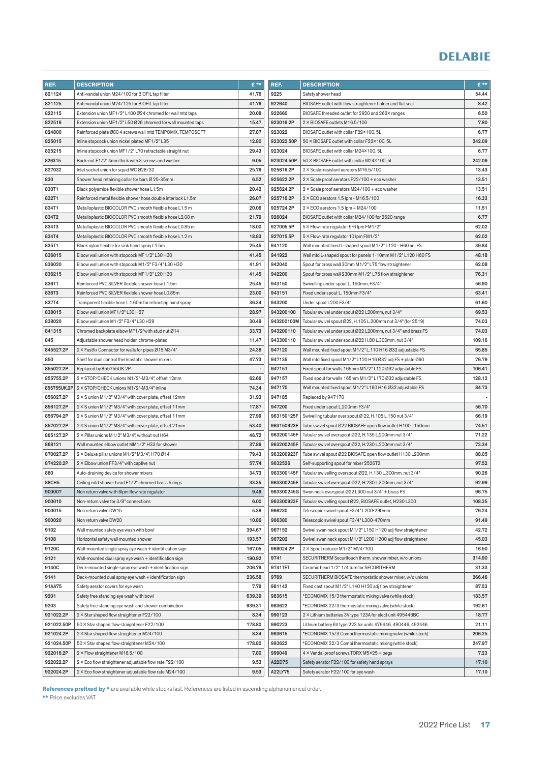# DELABIE

| REF. | DESCRIPTION | £ ** |
|---|---|---|
| 821124 | Anti-vandal union M24/100 for BIOFIL tap filter | 41.76 |
| 821125 | Anti-vandal union M24/125 for BIOFIL tap filter | 41.76 |
| 822115 | Extension union MF1/2" L100 Ø24 chromed for wall mtd taps | 20.08 |
| 822516 | Extension union MF1/2" L50 Ø26 chromed for wall mounted taps | 15.47 |
| 824800 | Reinforced plate Ø80 4 screws wall mtd TEMPOMIX, TEMPOSOFT | 27.87 |
| 825015 | Inline stopcock union nickel plated MF1/2" L35 | 12.80 |
| 825215 | Inline stopcock union MF1/2" L70 retractable straight nut | 29.43 |
| 826315 | Back-nut F1/2" 4mm thick with 3 screws and washer | 9.05 |
| 827032 | Inlet socket union for squat WC Ø28/32 | 25.76 |
| 830 | Shower head retaining collar for bars Ø 25-35mm | 6.52 |
| 830T1 | Black polyamide flexible shower hose L1.5m | 20.42 |
| 832T1 | Reinforced metal flexible shower hose double interlock L1.5m | 26.07 |
| 834T1 | Metalloplastic BIOCOLOR PVC smooth flexible hose L1.5 m | 20.06 |
| 834T2 | Metalloplastic BIOCOLOR PVC smooth flexible hose L2.00 m | 21.79 |
| 834T3 | Metalloplastic BIOCOLOR PVC smooth flexible hose L0.85 m | 18.00 |
| 834T4 | Metalloplastic BIOCOLOR PVC smooth flexible hose L1.2 m | 18.83 |
| 835T1 | Black nylon flexible for sink hand spray L1.5m | 25.45 |
| 836015 | Elbow wall union with stopcock MF1/2" L30 H30 | 41.45 |
| 836020 | Elbow wall union with stopcock M1/2" F3/4" L30 H30 | 41.91 |
| 836215 | Elbow wall union with stopcock MF1/2" L20 H30 | 41.45 |
| 836T1 | Reinforced PVC SILVER flexible shower hose L1.5m | 25.45 |
| 836T3 | Reinforced PVC SILVER flexible shower hose L0.85m | 23.00 |
| 837T4 | Transparent flexible hose L 1.60m for retracting hand spray | 36.34 |
| 838015 | Elbow wall union MF1/2" L30 H27 | 28.97 |
| 838020 | Elbow wall union M1/2" F3/4" L30 H29 | 30.49 |
| 841315 | Chromed backplate elbow MF1/2"with stud nut Ø14 | 33.73 |
| 845 | Adjustable shower head holder, chrome-plated | 11.47 |
| 845527.2P | 2 × Fastfix Connector for walls for pipes Ø15 M3/4" | 24.38 |
| 850 | Shelf for dual control thermostatic shower mixers | 47.73 |
| 855027.2P | Replaced by 855755UK.2P | - |
| 855755.2P | 2 × STOP/CHECK unions M1/2"-M3/4", offset 12mm | 62.66 |
| 855755UK.2P | 2 × STOP/CHECK unions M1/2"-M3/4" inline | 74.34 |
| 856027.2P | 2 × S union M1/2" M3/4" with cover plate, offset 12mm | 31.93 |
| 856127.2P | 2 × S union M1/2" M3/4" with cover plate, offset 11mm | 17.87 |
| 856794.2P | 2 × S union M1/2" M3/4" with cover plate, offset 11mm | 27.99 |
| 857027.2P | 2 × S union M1/2" M3/4" with cover plate, offset 21mm | 53.40 |
| 865127.2P | 2 × Pillar unions M1/2" M3/4", without nut H64 | 46.72 |
| 868121 | Wall mounted elbow outlet MM1/2" H33 for shower | 37.86 |
| 870027.2P | 2 × Deluxe pillar unions M1/2" M3/4", H70 Ø14 | 79.43 |
| 874220.2P | 2 × Elbow union FF3/4" with captive nut | 57.74 |
| 880 | Auto-draining device for shower mixers | 34.73 |
| 88CH5 | Ceiling mtd shower head F1/2" chromed brass 5 rings | 33.35 |
| 900007 | Non return valve with 6lpm flow rate regulator | 9.49 |
| 900010 | Non-return valve for 3/8" connections | 6.00 |
| 900015 | Non return valve DW15 | 5.38 |
| 900020 | Non return valve DW20 | 10.86 |
| 9102 | Wall mounted safety eye wash with bowl | 394.67 |
| 9108 | Horizontal safety wall mounted shower | 193.57 |
| 9120C | Wall-mounted single spray eye wash + identification sign | 167.05 |
| 9121 | Wall-mounted dual spray eye wash + identification sign | 190.92 |
| 9140C | Deck-mounted single spray eye wash + identification sign | 206.79 |
| 9141 | Deck-mounted dual spray eye wash + identification sign | 236.58 |
| 91AA75 | Safety aerator covers for eye wash | 7.79 |
| 9201 | Safety free standing eye wash with bowl | 639.39 |
| 9203 | Safety free standing eye wash and shower combination | 939.31 |
| 921022.2P | 2 × Star shaped flow straightener F22/100 | 8.34 |
| 921022.50P | 50 × Star shaped flow straightener F22/100 | 178.80 |
| 921024.2P | 2 × Star shaped flow straightener M24/100 | 8.34 |
| 921024.50P | 50 × Star shaped flow straightener M24/100 | 178.80 |
| 922016.2P | 2 × Flow straightener M16.5/100 | 7.80 |
| 922022.2P | 2 × Eco flow straightener adjustable flow rate F22/100 | 9.53 |
| 922024.2P | 2 × Eco flow straightener adjustable flow rate M24/100 | 9.53 |
| 9225 | Safety shower head | 54.44 |
| 922640 | BIOSAFE outlet with flow straightener holder and flat seal | 8.42 |
| 922660 | BIOSAFE threaded outlet for 2920 and 266× ranges | 6.50 |
| 923016.2P | 2 × BIOSAFE outlets M16.5/100 | 7.80 |
| 923022 | BIOSAFE outlet with collar F22×100, 5L | 6.77 |
| 923022.50P | 50 × BIOSAFE outlet with collar F22×100, 5L | 242.09 |
| 923024 | BIOSAFE outlet with collar M24×100, 5L | 6.77 |
| 923024.50P | 50 × BIOSAFE outlet with collar M24×100, 5L | 242.09 |
| 925616.2P | 2 × Scale-resistant aerators M16.5/100 | 13.43 |
| 925622.2P | 2 × Scale proof aerators F22/100 + eco washer | 13.51 |
| 925624.2P | 2 × Scale proof aerators M24/100 + eco washer | 13.51 |
| 925716.2P | 2 × ECO aerators 1.5 lpm - M16.5/100 | 16.33 |
| 925724.2P | 2 × ECO aerators 1.5 lpm – M24/100 | 11.51 |
| 926024 | BIOSAFE outlet with collar M24/100 for 2620 range | 6.77 |
| 927005.5P | 5 × Flow-rate regulator 5-6 lpm FM1/2" | 62.02 |
| 927015.5P | 5 × Flow-rate regulator 10 lpm FM1/2" | 62.02 |
| 941120 | Wall mounted fixed L-shaped spout M1/2" L120 - H60 adj FS | 39.84 |
| 941922 | Wall mtd L-shaped spout for panels 1-10mm M1/2" L120 H60 FS | 48.18 |
| 942040 | Spout for cross wall 30mm M1/2" L75 flow straightener | 62.08 |
| 942200 | Spout for cross wall 230mm M1/2" L75 flow straightener | 76.31 |
| 943150 | Swivelling under spout L. 150mm, F3/4" | 56.90 |
| 943151 | Fixed under spout L. 150mm F3/4" | 63.41 |
| 943200 | Under spout L200 F3/4" | 61.60 |
| 943200100 | Tubular swivel under spout Ø22 L200mm, nut 3/4" | 69.53 |
| 943200100M | Tubular swivel spout Ø22, H.105 L.200mm nut 3/4" (for 2519) | 74.03 |
| 943200110 | Tubular swivel under spout Ø22 L200mm, nut 3/4" and brass FS | 74.03 |
| 943300110 | Tubular swivel under spout Ø22 H.80 L.300mm, nut 3/4" | 109.16 |
| 947120 | Wall mounted fixed spout M1/2" L.110 H16 Ø32 adjustable FS | 65.85 |
| 947135 | Wall mtd fixed spout M1/2" L120 H16 Ø32 adj FS + plate Ø60 | 76.79 |
| 947151 | Fixed spout for walls 165mm M1/2" L120 Ø32 adjustable FS | 106.41 |
| 947157 | Fixed spout for walls 165mm M1/2" L170 Ø32 adjustable FS | 128.12 |
| 947170 | Wall mounted fixed spout M1/2" L160 H16 Ø32 adjustable FS | 84.73 |
| 947185 | Replaced by 947170 | - |
| 947200 | Fixed under spout L.200mm F3/4" | 56.70 |
| 963150125F | Swivelling tubular over spout Ø 22, H.105 L.150 nut 3/4" | 66.19 |
| 963150923F | Tube swivel spout Ø22 BIOSAFE open flow outlet H100 L150mm | 74.51 |
| 963200145F | Tubular swivel overspout Ø22, H.135 L.200mm nut 3/4" | 71.22 |
| 963200245F | Tubular swivel overspout Ø22, H.230 L.200mm nut 3/4" | 73.34 |
| 963200923F | Tube swivel spout Ø22 BIOSAFE open flow outlet H130 L200mm | 88.05 |
| 9632526 | Self-supporting spout for mixer 2526T2 | 97.52 |
| 963300145F | Tubular swivelling overspout Ø22, H.130 L.300mm, nut 3/4" | 90.26 |
| 963300245F | Tubular swivel overspout Ø22, H.230 L.300mm, nut 3/4" | 92.99 |
| 963300245G | Swan neck overspout Ø22 L300 nut 3/4" + brass FS | 96.75 |
| 963300923F | Tubular swivelling spout Ø22, BIOSAFE outlet, H230 L300 | 108.35 |
| 966230 | Telescopic swivel spout F3/4" L200-290mm | 76.24 |
| 966380 | Telescopic swivel spout F3/4" L300-470mm | 91.49 |
| 967152 | Swivel swan neck spout M1/2" L150 H120 adj flow straightener | 42.72 |
| 967202 | Swivel swan neck spout M1/2" L200 H200 adj flow straightener | 45.03 |
| 969024.2P | 2 × Spout reducer M1/2", M24/100 | 16.50 |
| 9741 | SECURITHERM Securitouch therm. shower mixer, w/o unions | 314.90 |
| 9741TET | Ceramic head 1/2" 1/4 turn for SECURITHERM | 31.33 |
| 9769 | SECURITHERM BIOSAFE thermostatic shower mixer, w/o unions | 266.46 |
| 981142 | Fixed cast spout M1/2" L140 H120 adj flow straightener | 87.53 |
| 983615 | *ECONOMIX 15/3 thermostatic mixing valve (while stock) | 183.57 |
| 983622 | *ECONOMIX 22/3 thermostatic mixing valve (while stock) | 192.61 |
| 990123 | 2 × Lithium batteries 3V type 123A for elect unit 495446BC | 18.77 |
| 990223 | Lithium battery 6V type 223 for units 479446, 490446, 492446 | 21.11 |
| 993615 | *ECONOMIX 15/3 Combi thermostatic mixing valve (while stock) | 206.25 |
| 993622 | *ECONOMIX 22/3 Combi thermostatic mixing (while stock) | 247.97 |
| 999049 | 4 × Vandal proof screws TORX M5×25 + pegs | 7.23 |
| A22D75 | Safety aerator F22/100 for safety hand sprays | 17.10 |
| A22LY75 | Safety aerator F22/100 for eye wash | 17.10 |

**References prefixed by *** are available while stocks last. References are listed in ascending alphanumerical order.
**\*\*** Price excludes VAT.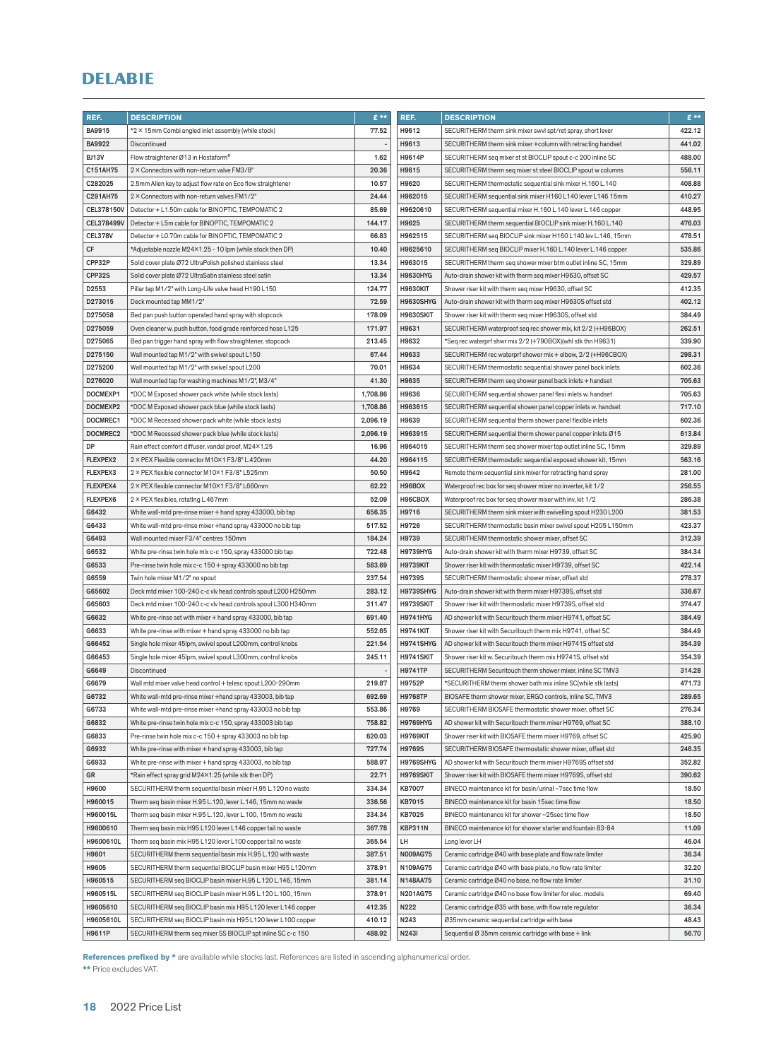# DELABIE

| REF. | DESCRIPTION | £ ** |
|---|---|---|
| BA9915 | *2 × 15mm Combi angled inlet assembly (while stock) | 77.52 |
| BA9922 | Discontinued | - |
| BJ13V | Flow straightener Ø13 in Hostaform® | 1.62 |
| C151AH75 | 2 × Connectors with non-return valve FM3/8" | 20.36 |
| C282025 | 2.5mm Allen key to adjust flow rate on Eco flow straightener | 10.57 |
| C291AH75 | 2 × Connectors with non-return valves FM1/2" | 24.44 |
| CEL378150V | Detector + L1.50m cable for BINOPTIC, TEMPOMATIC 2 | 85.69 |
| CEL378499V | Detector + L5m cable for BINOPTIC, TEMPOMATIC 2 | 144.17 |
| CEL378V | Detector + L0.70m cable for BINOPTIC, TEMPOMATIC 2 | 66.83 |
| CF | *Adjustable nozzle M24×1.25 - 10 lpm (while stock then DP) | 10.40 |
| CPP32P | Solid cover plate Ø72 UltraPolish polished stainless steel | 13.34 |
| CPP32S | Solid cover plate Ø72 UltraSatin stainless steel satin | 13.34 |
| D2553 | Pillar tap M1/2" with Long-Life valve head H190 L150 | 124.77 |
| D273015 | Deck mounted tap MM1/2" | 72.59 |
| D275058 | Bed pan push button operated hand spray with stopcock | 178.09 |
| D275059 | Oven cleaner w. push button, food grade reinforced hose L125 | 171.97 |
| D275065 | Bed pan trigger hand spray with flow straightener, stopcock | 213.45 |
| D275150 | Wall mounted tap M1/2" with swivel spout L150 | 67.44 |
| D275200 | Wall mounted tap M1/2" with swivel spout L200 | 70.01 |
| D276020 | Wall mounted tap for washing machines M1/2", M3/4" | 41.30 |
| DOCMEXP1 | *DOC M Exposed shower pack white (while stock lasts) | 1,708.86 |
| DOCMEXP2 | *DOC M Exposed shower pack blue (while stock lasts) | 1,708.86 |
| DOCMREC1 | *DOC M Recessed shower pack white (while stock lasts) | 2,096.19 |
| DOCMREC2 | *DOC M Recessed shower pack blue (while stock lasts) | 2,096.19 |
| DP | Rain effect comfort diffuser, vandal proof, M24×1.25 | 16.96 |
| FLEXPEX2 | 2 × PEX Flexible connector M10×1 F3/8" L420mm | 44.20 |
| FLEXPEX3 | 2 × PEX flexible connector M10×1 F3/8" L525mm | 50.50 |
| FLEXPEX4 | 2 × PEX flexible connector M10×1 F3/8" L660mm | 62.22 |
| FLEXPEX6 | 2 × PEX flexibles, rotating L.467mm | 52.09 |
| G6432 | White wall-mtd pre-rinse mixer + hand spray 433000, bib tap | 656.35 |
| G6433 | White wall-mtd pre-rinse mixer +hand spray 433000 no bib tap | 517.52 |
| G6493 | Wall mounted mixer F3/4" centres 150mm | 184.24 |
| G6532 | White pre-rinse twin hole mix c-c 150, spray 433000 bib tap | 722.48 |
| G6533 | Pre-rinse twin hole mix c-c 150 + spray 433000 no bib tap | 583.69 |
| G6559 | Twin hole mixer M1/2" no spout | 237.54 |
| G65602 | Deck mtd mixer 100-240 c-c vlv head controls spout L200 H250mm | 283.12 |
| G65603 | Deck mtd mixer 100-240 c-c vlv head controls spout L300 H340mm | 311.47 |
| G6632 | White pre-rinse set with mixer + hand spray 433000, bib tap | 691.40 |
| G6633 | White pre-rinse with mixer + hand spray 433000 no bib tap | 552.65 |
| G66452 | Single hole mixer 45lpm, swivel spout L200mm, control knobs | 221.54 |
| G66453 | Single hole mixer 45lpm, swivel spout L300mm, control knobs | 245.11 |
| G6649 | Discontinued | - |
| G6679 | Wall mtd mixer valve head control + telesc spout L200-290mm | 219.87 |
| G6732 | White wall-mtd pre-rinse mixer +hand spray 433003, bib tap | 692.69 |
| G6733 | White wall-mtd pre-rinse mixer +hand spray 433003 no bib tap | 553.86 |
| G6832 | White pre-rinse twin hole mix c-c 150, spray 433003 bib tap | 758.82 |
| G6833 | Pre-rinse twin hole mix c-c 150 + spray 433003 no bib tap | 620.03 |
| G6932 | White pre-rinse with mixer + hand spray 433003, bib tap | 727.74 |
| G6933 | White pre-rinse with mixer + hand spray 433003, no bib tap | 588.97 |
| GR | *Rain effect spray grid M24×1.25 (while stock then DP) | 22.71 |
| H9600 | SECURITHERM therm sequential basin mixer H.95 L.120 no waste | 334.34 |
| H960015 | Therm seq basin mixer H.95 L.120, lever L.146, 15mm no waste | 336.56 |
| H960015L | Therm seq basin mixer H.95 L.120, lever L.100, 15mm no waste | 334.34 |
| H9600610 | Therm seq basin mix H95 L120 lever L146 copper tail no waste | 367.78 |
| H9600610L | Therm seq basin mix H95 L120 lever L100 copper tail no waste | 365.54 |
| H9601 | SECURITHERM thermostatic sequential basin mix H.95 L.120 with waste | 387.51 |
| H9605 | SECURITHERM therm sequential BIOCLIP basin mixer H95 L120mm | 378.91 |
| H960515 | SECURITHERM seq BIOCLIP basin mixer H.95 L.120 L.146, 15mm | 381.14 |
| H960515L | SECURITHERM seq BIOCLIP basin mixer H.95 L.120 L.100, 15mm | 378.91 |
| H9605610 | SECURITHERM seq BIOCLIP basin mix H95 L120 lever L146 copper | 412.35 |
| H9605610L | SECURITHERM seq BIOCLIP basin mix H95 L120 lever L100 copper | 410.12 |
| H9611P | SECURITHERM therm seq mixer SS BIOCLIP spt inline SC c-c 150 | 488.92 |
| H9612 | SECURITHERM therm sink mixer swvl spt/ret spray, short lever | 422.12 |
| H9613 | SECURITHERM therm sink mixer +column with retracting handset | 441.02 |
| H9614P | SECURITHERM seq mixer st st BIOCLIP spout c-c 200 inline SC | 488.00 |
| H9615 | SECURITHERM therm seq mixer st steel BIOCLIP spout w columns | 556.11 |
| H9620 | SECURITHERM thermostatic sequential sink mixer H.160 L.140 | 408.88 |
| H962015 | SECURITHERM sequential sink mixer H160 L140 lever L146 15mm | 410.27 |
| H9620610 | SECURITHERM sequential mixer H.160 L.140 lever L.146 copper | 448.95 |
| H9625 | SECURITHERM therm sequential BIOCLIP sink mixer H.160 L.140 | 476.03 |
| H962515 | SECURITHERM seq BIOCLIP sink mixer H160 L140 lev L.146, 15mm | 478.51 |
| H9625610 | SECURITHERM seq BIOCLIP mixer H.160 L.140 lever L.146 copper | 535.86 |
| H963015 | SECURITHERM therm seq shower mixer btm outlet inline SC, 15mm | 329.89 |
| H9630HYG | Auto-drain shower kit with therm seq mixer H9630, offset SC | 429.57 |
| H9630KIT | Shower riser kit with therm seq mixer H9630, offset SC | 412.35 |
| H9630SHYG | Auto-drain shower kit with therm seq mixer H9630S offset std | 402.12 |
| H9630SKIT | Shower riser kit with therm seq mixer H9630S, offset std | 384.49 |
| H9631 | SECURITHERM waterproof seq rec shower mix, kit 2/2 (+H96BOX) | 262.51 |
| H9632 | *Seq rec waterprf shwr mix 2/2 (+790BOX)(whl stk thn H9631) | 339.90 |
| H9633 | SECURITHERM rec waterprf shower mix + elbow, 2/2 (+H96CBOX) | 298.31 |
| H9634 | SECURITHERM thermostatic sequential shower panel back inlets | 602.36 |
| H9635 | SECURITHERM therm seq shower panel back inlets + handset | 705.63 |
| H9636 | SECURITHERM sequential shower panel flexi inlets w. handset | 705.63 |
| H963615 | SECURITHERM sequential shower panel copper inlets w. handset | 717.10 |
| H9639 | SECURITHERM sequential therm shower panel flexible inlets | 602.36 |
| H963915 | SECURITHERM sequential therm shower panel copper inlets Ø15 | 613.84 |
| H964015 | SECURITHERM therm seq shower mixer top outlet inline SC, 15mm | 329.89 |
| H964115 | SECURITHERM thermostatic sequential exposed shower kit, 15mm | 563.16 |
| H9642 | Remote therm sequential sink mixer for retracting hand spray | 281.00 |
| H96BOX | Waterproof rec box for seq shower mixer no inverter, kit 1/2 | 256.55 |
| H96CBOX | Waterproof rec box for seq shower mixer with inv, kit 1/2 | 286.38 |
| H9716 | SECURITHERM therm sink mixer with swivelling spout H230 L200 | 381.53 |
| H9726 | SECURITHERM thermostatic basin mixer swivel spout H205 L150mm | 423.37 |
| H9739 | SECURITHERM thermostatic shower mixer, offset SC | 312.39 |
| H9739HYG | Auto-drain shower kit with therm mixer H9739, offset SC | 384.34 |
| H9739KIT | Shower riser kit with thermostatic mixer H9739, offset SC | 422.14 |
| H9739S | SECURITHERM thermostatic shower mixer, offset std | 278.37 |
| H9739SHYG | Auto-drain shower kit with therm mixer H9739S, offset std | 336.67 |
| H9739SKIT | Shower riser kit with thermostatic mixer H9739S, offset std | 374.47 |
| H9741HYG | AD shower kit with Securitouch therm mixer H9741, offset SC | 384.49 |
| H9741KIT | Shower riser kit with Securitouch therm mix H9741, offset SC | 384.49 |
| H9741SHYG | AD shower kit with Securitouch therm mixer H9741S offset std | 354.39 |
| H9741SKIT | Shower riser kit w. Securitouch therm mix H9741S, offset std | 354.39 |
| H9741TP | SECURITHERM Securitouch therm shower mixer, inline SC TMV3 | 314.28 |
| H9752P | *SECURITHERM therm shower bath mix inline SC(while stk lasts) | 471.73 |
| H9768TP | BIOSAFE therm shower mixer, ERGO controls, inline SC, TMV3 | 289.65 |
| H9769 | SECURITHERM BIOSAFE thermostatic shower mixer, offset SC | 276.34 |
| H9769HYG | AD shower kit with Securitouch therm mixer H9769, offset SC | 388.10 |
| H9769KIT | Shower riser kit with BIOSAFE therm mixer H9769, offset SC | 425.90 |
| H9769S | SECURITHERM BIOSAFE thermostatic shower mixer, offset std | 246.35 |
| H9769SHYG | AD shower kit with Securitouch therm mixer H9769S offset std | 352.82 |
| H9769SKIT | Shower riser kit with BIOSAFE therm mixer H9769S, offset std | 390.62 |
| KB7007 | BINECO maintenance kit for basin/urinal ~7sec time flow | 18.50 |
| KB7015 | BINECO maintenance kit for basin 15sec time flow | 18.50 |
| KB7025 | BINECO maintenance kit for shower ~25sec time flow | 18.50 |
| KBP311N | BINECO maintenance kit for shower starter and fountain 83-84 | 11.09 |
| LH | Long lever LH | 46.04 |
| N009AG75 | Ceramic cartridge Ø40 with base plate and flow rate limiter | 36.34 |
| N109AG75 | Ceramic cartridge Ø40 with base plate, no flow rate limiter | 32.20 |
| N148AA75 | Ceramic cartridge Ø40 no base, no flow rate limiter | 31.10 |
| N201AG75 | Ceramic cartridge Ø40 no base flow limiter for elec. models | 69.40 |
| N222 | Ceramic cartridge Ø35 with base, with flow rate regulator | 36.34 |
| N243 | Ø35mm ceramic sequential cartridge with base | 48.43 |
| N243I | Sequential Ø 35mm ceramic cartridge with base + link | 56.70 |

**References prefixed by *** are available while stocks last. References are listed in ascending alphanumerical order.

** Price excludes VAT.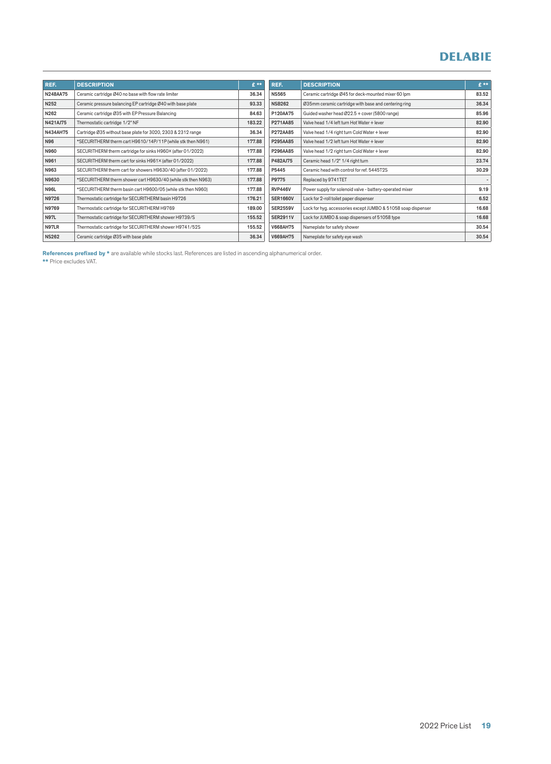# DELABIE

| REF. | DESCRIPTION | £ ** |
|---|---|---|
| N248AA75 | Ceramic cartridge Ø40 no base with flow rate limiter | 36.34 |
| N252 | Ceramic pressure balancing EP cartridge Ø40 with base plate | 93.33 |
| N262 | Ceramic cartridge Ø35 with EP Pressure Balancing | 84.63 |
| N421AJ75 | Thermostatic cartridge 1/2" NF | 183.22 |
| N434AH75 | Cartridge Ø35 without base plate for 3020, 2303 & 2312 range | 36.34 |
| N96 | *SECURITHERM therm cart H9610/14P/11P (while stk then N961) | 177.88 |
| N960 | SECURITHERM therm cartridge for sinks H960× (after 01/2022) | 177.88 |
| N961 | SECURITHERM therm cart for sinks H961× (after 01/2022) | 177.88 |
| N963 | SECURITHERM therm cart for showers H9630/40 (after 01/2022) | 177.88 |
| N9630 | *SECURITHERM therm shower cart H9630/40 (while stk then N963) | 177.88 |
| N96L | *SECURITHERM therm basin cart H9600/05 (while stk then N960) | 177.88 |
| N9726 | Thermostatic cartridge for SECURITHERM basin H9726 | 176.21 |
| N9769 | Thermostatic cartridge for SECURITHERM H9769 | 189.00 |
| N97L | Thermostatic cartridge for SECURITHERM shower H9739/S | 155.52 |
| N97LR | Thermostatic cartridge for SECURITHERM shower H9741/52S | 155.52 |
| NS262 | Ceramic cartridge Ø35 with base plate | 36.34 |
| NS565 | Ceramic cartridge Ø45 for deck-mounted mixer 60 lpm | 83.52 |
| NSB262 | Ø35mm ceramic cartridge with base and centering ring | 36.34 |
| P120AA75 | Guided washer head Ø22.5 + cover (5800 range) | 85.96 |
| P271AA85 | Valve head 1/4 left turn Hot Water + lever | 82.90 |
| P272AA85 | Valve head 1/4 right turn Cold Water + lever | 82.90 |
| P295AA85 | Valve head 1/2 left turn Hot Water + lever | 82.90 |
| P296AA85 | Valve head 1/2 right turn Cold Water + lever | 82.90 |
| P482AJ75 | Ceramic head 1/2" 1/4 right turn | 23.74 |
| P5445 | Ceramic head with control for ref. 5445T2S | 30.29 |
| P9775 | Replaced by 9741TET | - |
| RVP446V | Power supply for solenoid valve - battery-operated mixer | 9.19 |
| SER1660V | Lock for 2-roll toilet paper dispenser | 6.52 |
| SER2559V | Lock for hyg. accessories except JUMBO & 51058 soap dispenser | 16.68 |
| SER2911V | Lock for JUMBO & soap dispensers of 51058 type | 16.68 |
| V668AH75 | Nameplate for safety shower | 30.54 |
| V669AH75 | Nameplate for safety eye wash | 30.54 |

**References prefixed by *** are available while stocks last. References are listed in ascending alphanumerical order.

** Price excludes VAT.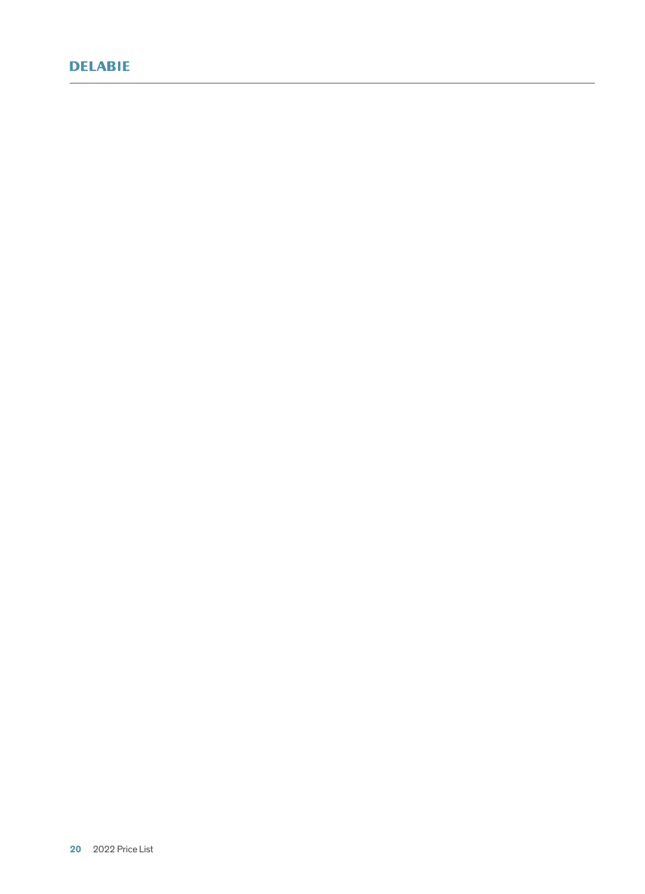# DELABIE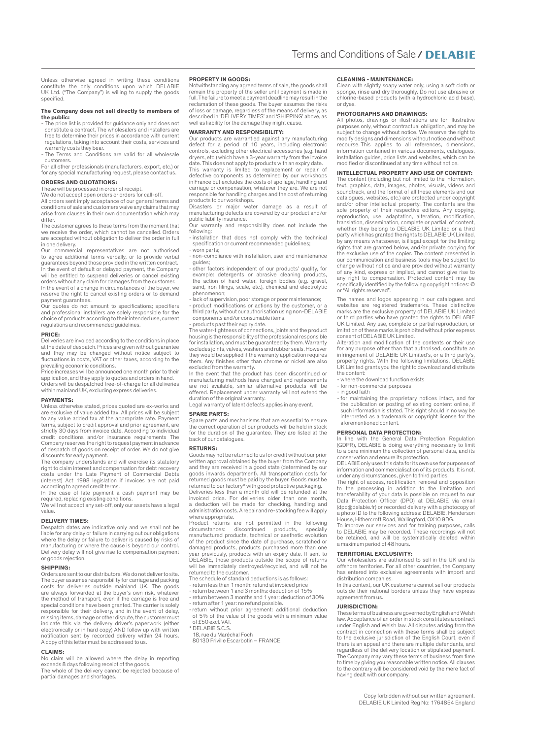# Terms and Conditions of Sale / DELABIE

Unless otherwise agreed in writing these conditions constitute the only conditions upon which DELABIE UK Ltd. ("The Company") is willing to supply the goods specified.

**The Company does not sell directly to members of the public:**

- The price list is provided for guidance only and does not constitute a contract. The wholesalers and installers are free to determine their prices in accordance with current regulations, taking into account their costs, services and warranty costs they bear.
- The Terms and Conditions are valid for all wholesale customers.

For all other professionals (manufacturers, export, etc.) or for any special manufacturing request, please contact us.

## ORDERS AND QUOTATIONS:

These will be processed in order of receipt.

We do not accept open orders or orders for call-off.

All orders sent imply acceptance of our general terms and conditions of sale and customers waive any claims that may arise from clauses in their own documentation which may differ.

The customer agrees to these terms from the moment that we receive the order, which cannot be cancelled. Orders are accepted without obligation to deliver the order in full in one delivery.

Our commercial representatives are not authorised to agree additional terms verbally, or to provide verbal guarantees beyond those provided in the written contract.

In the event of default or delayed payment, the Company will be entitled to suspend deliveries or cancel existing orders without any claim for damages from the customer.

In the event of a change in circumstances of the buyer, we reserve the right to cancel existing orders or to demand payment guarantees.

Our quotes do not amount to specifications; specifiers and professional installers are solely responsible for the choice of products according to their intended use, current regulations and recommended guidelines.

## PRICE:

Deliveries are invoiced according to the conditions in place at the date of despatch. Prices are given without guarantee and they may be changed without notice subject to fluctuations in costs, VAT or other taxes, according to the prevailing economic conditions.

Price increases will be announced one month prior to their application, and they apply to quotes and orders in hand.

Orders will be despatched free-of-charge for all deliveries within mainland UK, excluding express deliveries.

## PAYMENTS:

Unless otherwise stated, prices quoted are ex-works and are exclusive of value added tax. All prices will be subject to any value added tax at the appropriate rate. Payment terms, subject to credit approval and prior agreement, are strictly 30 days from invoice date. According to individual credit conditions and/or insurance requirements The Company reserves the right to request payment in advance of despatch of goods on receipt of order. We do not give discounts for early payment.

The company understands and will exercise its statutory right to claim interest and compensation for debt recovery costs under the Late Payment of Commercial Debts (interest) Act 1998 legislation if invoices are not paid according to agreed credit terms.

In the case of late payment a cash payment may be required, replacing existing conditions.

We will not accept any set-off, only our assets have a legal value.

## DELIVERY TIMES:

Despatch dates are indicative only and we shall not be liable for any delay or failure in carrying out our obligations where the delay or failure to deliver is caused by risks of manufacturing or where the cause is beyond our control. Delivery delay will not give rise to compensation payment or goods rejection.

## SHIPPING:

Orders are sent to our distributors. We do not deliver to site. The buyer assumes responsibility for carriage and packing costs for deliveries outside mainland UK. The goods are always forwarded at the buyer's own risk, whatever the method of transport, even if the carriage is free and special conditions have been granted. The carrier is solely responsible for their delivery, and in the event of delay, missing items, damage or other dispute, the customer must indicate this via the delivery driver's paperwork (either electronically or in hard copy) AND follow up with written notification sent by recorded delivery within 24 hours. A copy of this letter must be addressed to us.

## CLAIMS:

No claim will be allowed where the delay in reporting exceeds 8 days following receipt of the goods.

The whole of the delivery cannot be rejected because of partial damages and shortages.

## PROPERTY IN GOODS:

Notwithstanding any agreed terms of sale, the goods shall remain the property of the seller until payment is made in full. The failure to meet a payment deadline may result in the reclamation of these goods. The buyer assumes the risks of loss or damage, regardless of the means of delivery, as described in 'DELIVERY TIMES' and 'SHIPPING' above, as well as liability for the damage they might cause.

## WARRANTY AND RESPONSIBILITY:

Our products are warrantied against any manufacturing defect for a period of 10 years, including electronic controls, excluding other electrical accessories (e.g. hand dryers, etc.) which have a 3-year warranty from the invoice date. This does not apply to products with an expiry date.

This warranty is limited to replacement or repair of defective components as determined by our workshops in France but excludes the costs of spoilage, handling and carriage or compensation, whatever they are. We are not responsible for handling charges and the cost of returning products to our workshops.

Disasters or major water damage as a result of manufacturing defects are covered by our product and/or public liability insurance.

Our warranty and responsibility does not include the following:

- installation that does not comply with the technical specification or current recommended guidelines;
- worn parts;
- non-compliance with installation, user and maintenance guides;
- other factors independent of our products' quality, for example: detergents or abrasive cleaning products, the action of hard water, foreign bodies (e.g. gravel, sand, iron filings, scale, etc.), chemical and electrolytic phenomenon;
- lack of supervision, poor storage or poor maintenance;
- product modifications or actions by the customer, or a third party, without our authorisation using non-DELABIE components and/or consumable items.
- products past their expiry date.

The water-tightness of connections, joints and the product housing is the responsibility of the professional responsible for installation, and must be guaranteed by them. Warranty excludes joints, valves, washers and rubber seals. However they would be supplied if the warranty application requires them. Any finishes other than chrome or nickel are also excluded from the warranty.

In the event that the product has been discontinued or manufacturing methods have changed and replacements are not available, similar alternative products will be offered. Replacement under warranty will not extend the duration of the original warranty.

Legal warranty of latent defects applies in any event.

## SPARE PARTS:

Spare parts and mechanisms that are essential to ensure the correct operation of our products will be held in stock for the duration of the guarantee. They are listed at the back of our catalogues.

## RETURNS:

Goods may not be returned to us for credit without our prior written approval obtained by the buyer from the Company and they are received in a good state (determined by our goods inwards department). All transportation costs for returned goods must be paid by the buyer. Goods must be returned to our factory* with good protective packaging.

Deliveries less than a month old will be refunded at the invoiced price. For deliveries older than one month, a deduction will be made for checking, handling and administration costs. A repair and re-stocking fee will apply where appropriate.

Product returns are not permitted in the following circumstances: discontinued products, specially manufactured products, technical or aesthetic evolution of the product since the date of purchase, scratched or damaged products, products purchased more than one year previously, products with an expiry date. If sent to DELABIE, those products outside the scope of returns will be immediately destroyed/recycled, and will not be returned to the customer.

The schedule of standard deductions is as follows:

- return less than 1 month: refund at invoiced price
- return between 1 and 3 months: deduction of 15%
- return between 3 months and 1 year: deduction of 30%
- return after 1 year: no refund possible.
- return without prior agreement: additional deduction of 5% of the value of the goods with a minimum value of £50 excl. VAT.

\* DELABIE S.C.S.
18, rue du Maréchal Foch
80130 Friville Escarbotin – FRANCE

## CLEANING - MAINTENANCE:

Clean with slightly soapy water only, using a soft cloth or sponge, rinse and dry thoroughly. Do not use abrasive or chlorine-based products (with a hydrochloric acid base), or dyes.

## PHOTOGRAPHS AND DRAWINGS:

All photos, drawings or illustrations are for illustrative purposes only, without contractual obligation, and may be subject to change without notice. We reserve the right to modify designs and dimensions without notice and without recourse. This applies to all references, dimensions, information contained in various documents, catalogues, installation guides, price lists and websites, which can be modified or discontinued at any time without notice.

## INTELLECTUAL PROPERTY AND USE OF CONTENT:

The content (including but not limited to the information, text, graphics, data, images, photos, visuals, videos and soundtrack, and the format of all these elements and our catalogues, websites, etc.) are protected under copyright and/or other intellectual property. The contents are the sole property of their respective editors. Any copying, reproduction, use, adaptation, alteration, modification, translation, dissemination, complete or partial, of content, whether they belong to DELABIE UK Limited or a third party who has granted the rights to DELABIE UK Limited, by any means whatsoever, is illegal except for the limiting rights that are granted below, and/or private copying for the exclusive use of the copier. The content presented in our communication and business tools may be subject to change without notice and are provided without warranty of any kind, express or implied, and cannot give rise to any right to compensation. Protected content may be specifically identified by the following copyright notices: © or "All rights reserved".

The names and logos appearing in our catalogues and websites are registered trademarks. These distinctive marks are the exclusive property of DELABIE UK Limited or third parties who have granted the rights to DELABIE UK Limited. Any use, complete or partial reproduction, or imitation of these marks is prohibited without prior express consent of DELABIE UK Limited.

Alteration and modification of the contents or their use for any purpose other than that authorised, constitute an infringement of DELABIE UK Limited's, or a third party's, property rights. With the following limitations, DELABIE UK Limited grants you the right to download and distribute the content:

- where the download function exists
- for non-commercial purposes
- in good faith
- for maintaining the proprietary notices intact, and for the publication or posting of existing content online, if such information is stated. This right should in no way be interpreted as a trademark or copyright license for the aforementioned content.

## PERSONAL DATA PROTECTION:

In line with the General Data Protection Regulation (GDPR), DELABIE is doing everything necessary to limit to a bare minimum the collection of personal data, and its conservation and ensure its protection.

DELABIE only uses this data for its own use for purposes of information and commercialisation of its products. It is not, under any circumstances, given to third parties.

The right of access, rectification, removal and opposition to the processing in addition to the limitation and transferability of your data is possible on request to our Data Protection Officer (DPO) at DELABIE via email (dpo@delabie.fr) or recorded delivery with a photocopy of a photo ID to the following address: DELABIE, Henderson House, Hithercroft Road, Wallingford, OX10 9DG.

To improve our services and for training purposes, calls to DELABIE may be recorded. These recordings will not be retained, and will be systematically deleted within a maximum period of 48 hours.

## TERRITORIAL EXCLUSIVITY:

Our wholesalers are authorised to sell in the UK and its offshore territories. For all other countries, the Company has entered into exclusive agreements with import and distribution companies.

In this context, our UK customers cannot sell our products outside their national borders unless they have express agreement from us.

## JURISDICTION:

These terms of business are governed by English and Welsh law. Acceptance of an order in stock constitutes a contract under English and Welsh law. All disputes arising from the contract in connection with these terms shall be subject to the exclusive jurisdiction of the English Court, even if there is an appeal and there are multiple defendants, and regardless of the delivery location or stipulated payment. The Company may vary these terms of business from time to time by giving you reasonable written notice. All clauses to the contrary will be considered void by the mere fact of having dealt with our company.

Copy forbidden without our written agreement.
DELABIE UK Limited Reg No: 1764854 England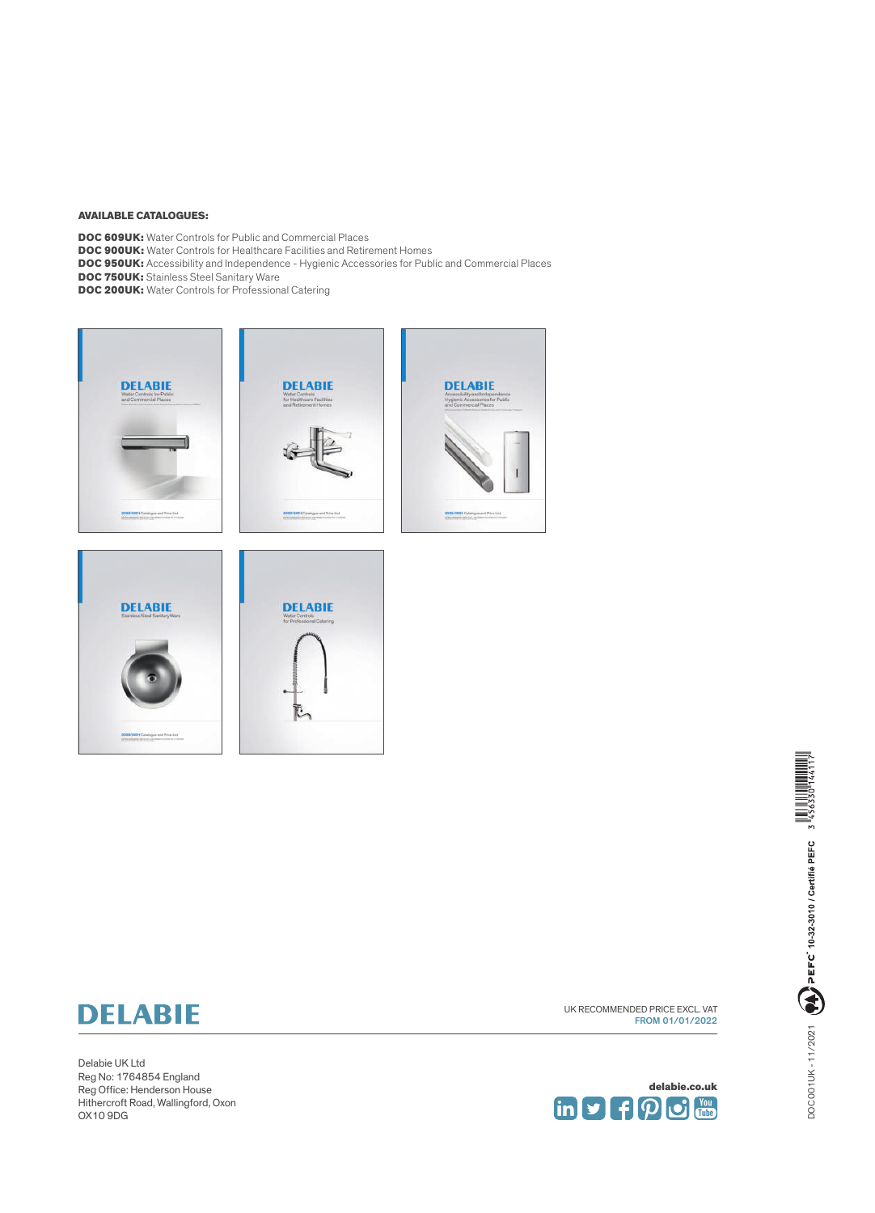**AVAILABLE CATALOGUES:**

**DOC 609UK:** Water Controls for Public and Commercial Places
**DOC 900UK:** Water Controls for Healthcare Facilities and Retirement Homes
**DOC 950UK:** Accessibility and Independence - Hygienic Accessories for Public and Commercial Places
**DOC 750UK:** Stainless Steel Sanitary Ware
**DOC 200UK:** Water Controls for Professional Catering

DELABIE

UK RECOMMENDED PRICE EXCL. VAT
FROM 01/01/2022

Delabie UK Ltd
Reg No: 1764854 England
Reg Office: Henderson House
Hithercroft Road, Wallingford, Oxon
OX10 9DG

delabie.co.uk

DOC001UK - 11/2021

PEFC 10-32-3010 / Certifié PEFC

3 456330 144117